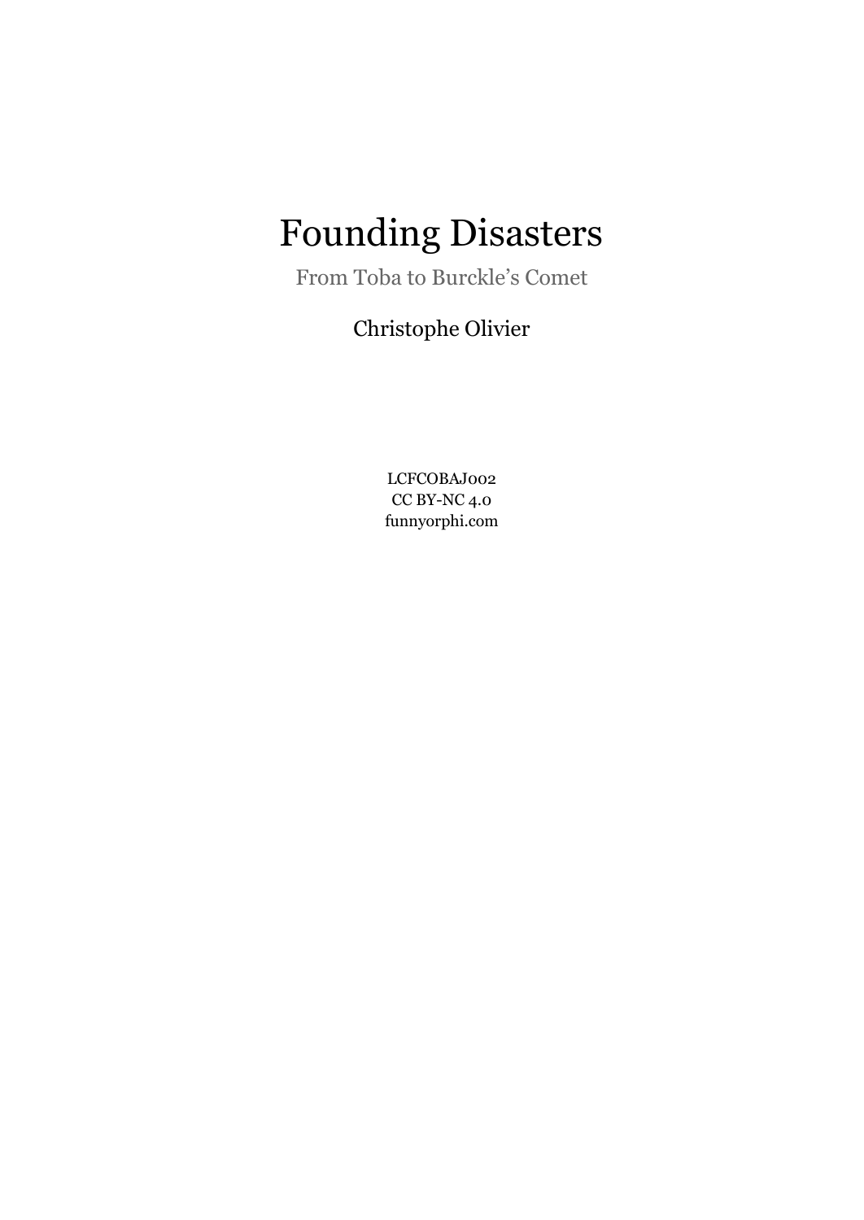# Founding Disasters

From Toba to Burckle's Comet

Christophe Olivier

LCFCOBAJ002
CC BY-NC 4.0
funnyorphi.com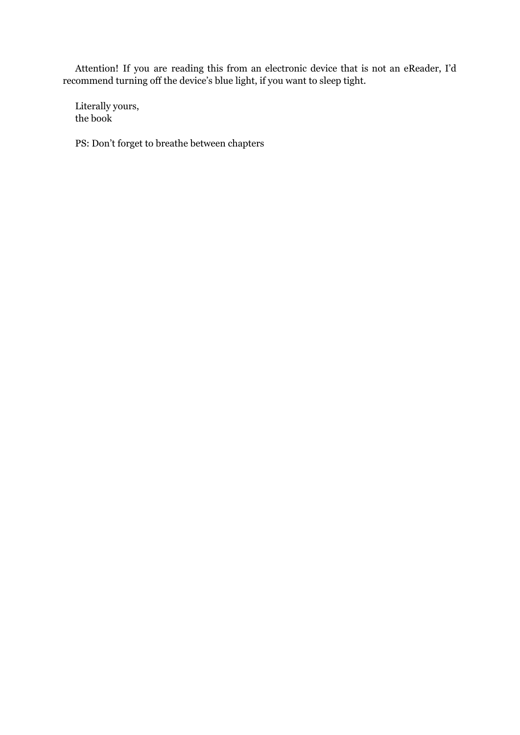Attention! If you are reading this from an electronic device that is not an eReader, I'd recommend turning off the device's blue light, if you want to sleep tight.

Literally yours,  
the book

PS: Don't forget to breathe between chapters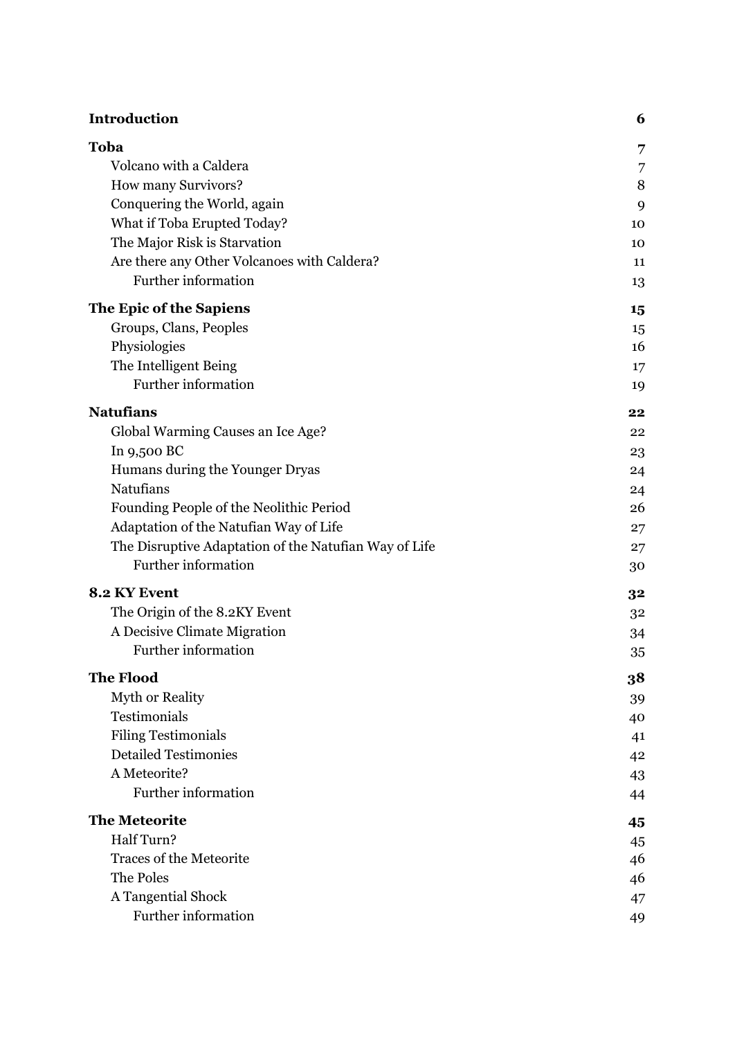| | |
|---|---|
| **Introduction** | **6** |
| **Toba** | **7** |
| Volcano with a Caldera | 7 |
| How many Survivors? | 8 |
| Conquering the World, again | 9 |
| What if Toba Erupted Today? | 10 |
| The Major Risk is Starvation | 10 |
| Are there any Other Volcanoes with Caldera? | 11 |
| Further information | 13 |
| **The Epic of the Sapiens** | **15** |
| Groups, Clans, Peoples | 15 |
| Physiologies | 16 |
| The Intelligent Being | 17 |
| Further information | 19 |
| **Natufians** | **22** |
| Global Warming Causes an Ice Age? | 22 |
| In 9,500 BC | 23 |
| Humans during the Younger Dryas | 24 |
| Natufians | 24 |
| Founding People of the Neolithic Period | 26 |
| Adaptation of the Natufian Way of Life | 27 |
| The Disruptive Adaptation of the Natufian Way of Life | 27 |
| Further information | 30 |
| **8.2 KY Event** | **32** |
| The Origin of the 8.2KY Event | 32 |
| A Decisive Climate Migration | 34 |
| Further information | 35 |
| **The Flood** | **38** |
| Myth or Reality | 39 |
| Testimonials | 40 |
| Filing Testimonials | 41 |
| Detailed Testimonies | 42 |
| A Meteorite? | 43 |
| Further information | 44 |
| **The Meteorite** | **45** |
| Half Turn? | 45 |
| Traces of the Meteorite | 46 |
| The Poles | 46 |
| A Tangential Shock | 47 |
| Further information | 49 |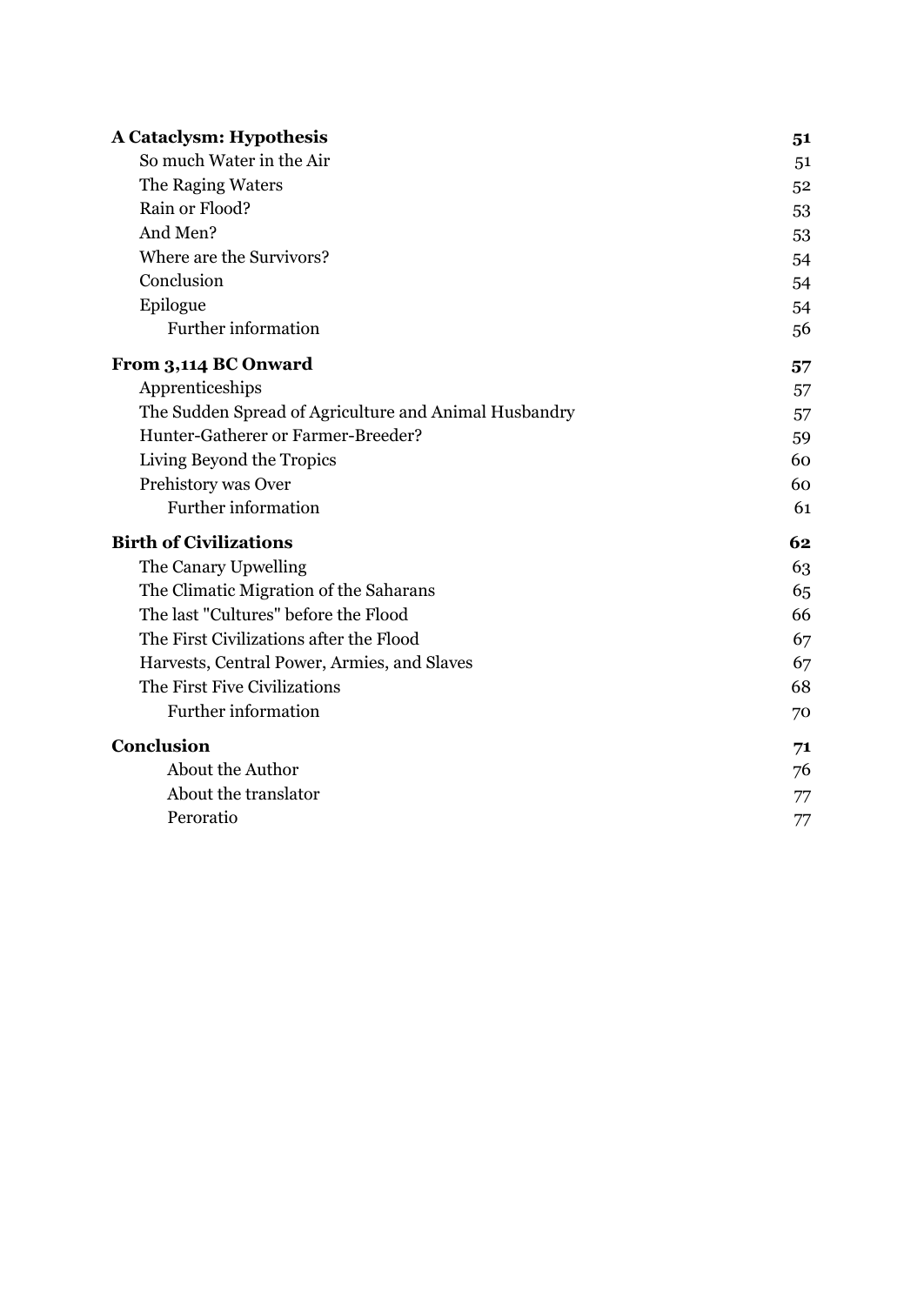| | |
|---|---|
| **A Cataclysm: Hypothesis** | **51** |
| So much Water in the Air | 51 |
| The Raging Waters | 52 |
| Rain or Flood? | 53 |
| And Men? | 53 |
| Where are the Survivors? | 54 |
| Conclusion | 54 |
| Epilogue | 54 |
| Further information | 56 |
| **From 3,114 BC Onward** | **57** |
| Apprenticeships | 57 |
| The Sudden Spread of Agriculture and Animal Husbandry | 57 |
| Hunter-Gatherer or Farmer-Breeder? | 59 |
| Living Beyond the Tropics | 60 |
| Prehistory was Over | 60 |
| Further information | 61 |
| **Birth of Civilizations** | **62** |
| The Canary Upwelling | 63 |
| The Climatic Migration of the Saharans | 65 |
| The last "Cultures" before the Flood | 66 |
| The First Civilizations after the Flood | 67 |
| Harvests, Central Power, Armies, and Slaves | 67 |
| The First Five Civilizations | 68 |
| Further information | 70 |
| **Conclusion** | **71** |
| About the Author | 76 |
| About the translator | 77 |
| Peroratio | 77 |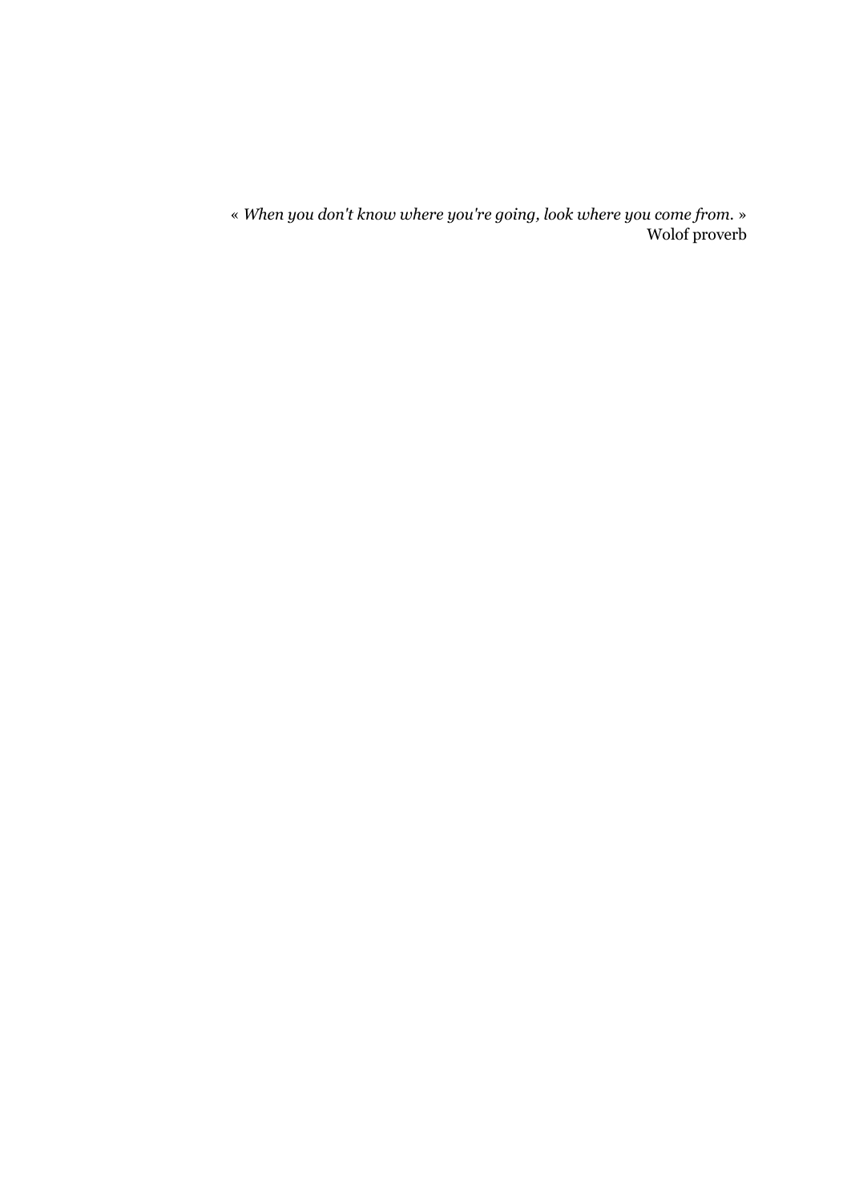« *When you don't know where you're going, look where you come from.* »
Wolof proverb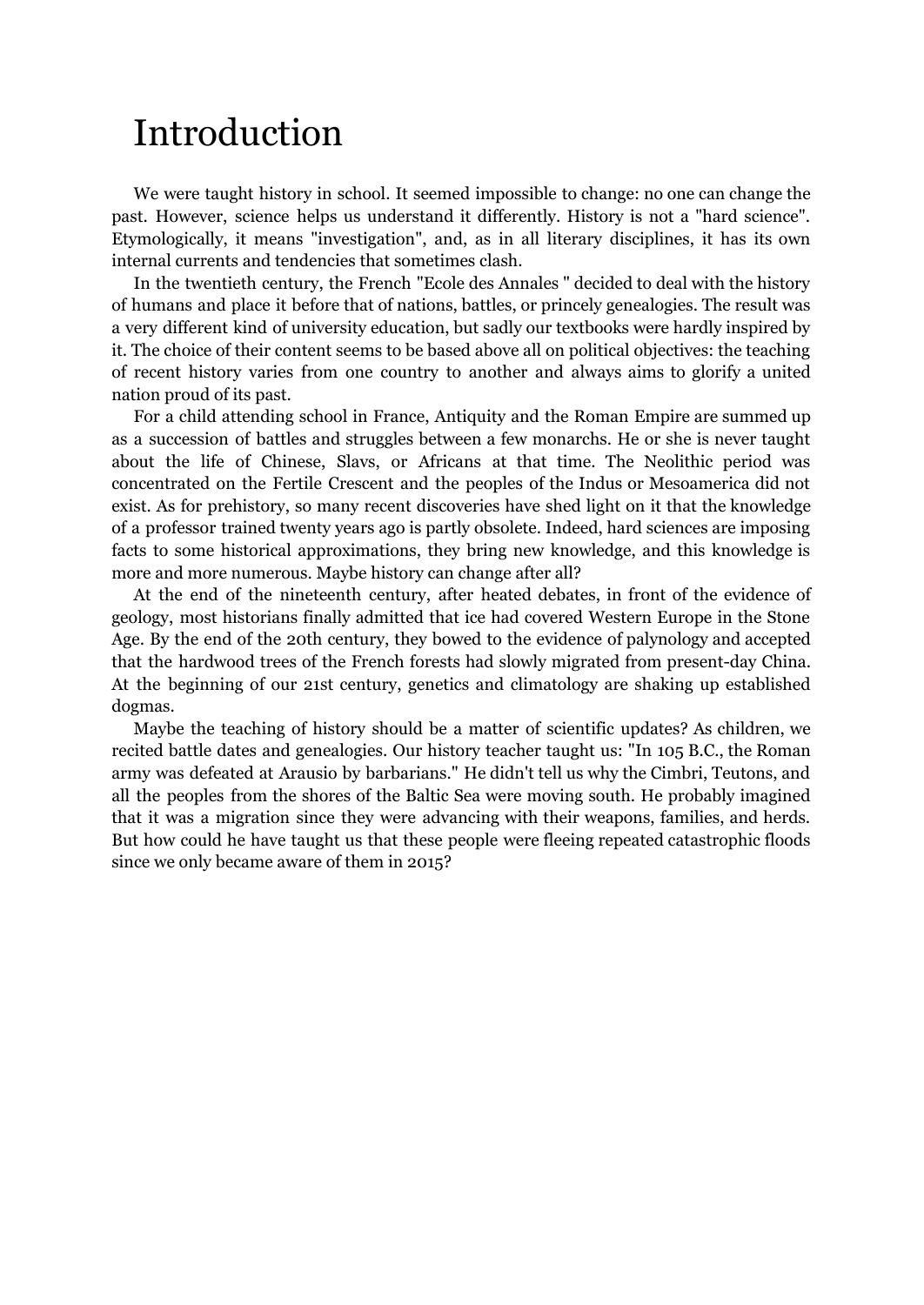# Introduction

We were taught history in school. It seemed impossible to change: no one can change the past. However, science helps us understand it differently. History is not a "hard science". Etymologically, it means "investigation", and, as in all literary disciplines, it has its own internal currents and tendencies that sometimes clash.

In the twentieth century, the French "Ecole des Annales " decided to deal with the history of humans and place it before that of nations, battles, or princely genealogies. The result was a very different kind of university education, but sadly our textbooks were hardly inspired by it. The choice of their content seems to be based above all on political objectives: the teaching of recent history varies from one country to another and always aims to glorify a united nation proud of its past.

For a child attending school in France, Antiquity and the Roman Empire are summed up as a succession of battles and struggles between a few monarchs. He or she is never taught about the life of Chinese, Slavs, or Africans at that time. The Neolithic period was concentrated on the Fertile Crescent and the peoples of the Indus or Mesoamerica did not exist. As for prehistory, so many recent discoveries have shed light on it that the knowledge of a professor trained twenty years ago is partly obsolete. Indeed, hard sciences are imposing facts to some historical approximations, they bring new knowledge, and this knowledge is more and more numerous. Maybe history can change after all?

At the end of the nineteenth century, after heated debates, in front of the evidence of geology, most historians finally admitted that ice had covered Western Europe in the Stone Age. By the end of the 20th century, they bowed to the evidence of palynology and accepted that the hardwood trees of the French forests had slowly migrated from present-day China. At the beginning of our 21st century, genetics and climatology are shaking up established dogmas.

Maybe the teaching of history should be a matter of scientific updates? As children, we recited battle dates and genealogies. Our history teacher taught us: "In 105 B.C., the Roman army was defeated at Arausio by barbarians." He didn't tell us why the Cimbri, Teutons, and all the peoples from the shores of the Baltic Sea were moving south. He probably imagined that it was a migration since they were advancing with their weapons, families, and herds. But how could he have taught us that these people were fleeing repeated catastrophic floods since we only became aware of them in 2015?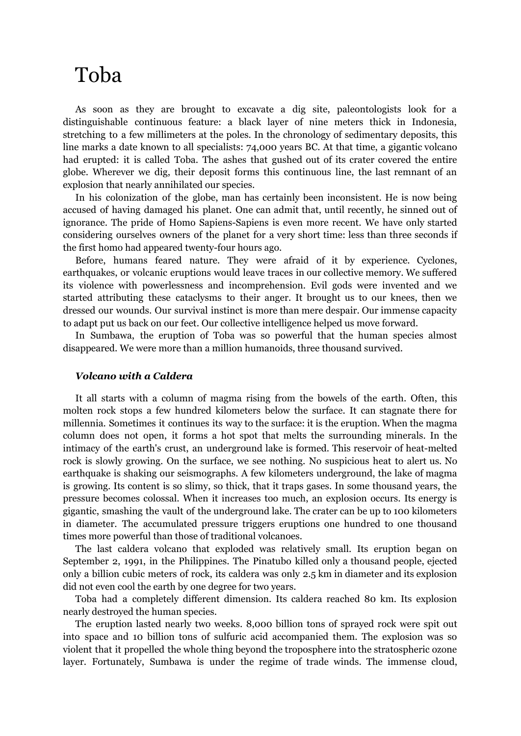# Toba

As soon as they are brought to excavate a dig site, paleontologists look for a distinguishable continuous feature: a black layer of nine meters thick in Indonesia, stretching to a few millimeters at the poles. In the chronology of sedimentary deposits, this line marks a date known to all specialists: 74,000 years BC. At that time, a gigantic volcano had erupted: it is called Toba. The ashes that gushed out of its crater covered the entire globe. Wherever we dig, their deposit forms this continuous line, the last remnant of an explosion that nearly annihilated our species.

In his colonization of the globe, man has certainly been inconsistent. He is now being accused of having damaged his planet. One can admit that, until recently, he sinned out of ignorance. The pride of Homo Sapiens-Sapiens is even more recent. We have only started considering ourselves owners of the planet for a very short time: less than three seconds if the first homo had appeared twenty-four hours ago.

Before, humans feared nature. They were afraid of it by experience. Cyclones, earthquakes, or volcanic eruptions would leave traces in our collective memory. We suffered its violence with powerlessness and incomprehension. Evil gods were invented and we started attributing these cataclysms to their anger. It brought us to our knees, then we dressed our wounds. Our survival instinct is more than mere despair. Our immense capacity to adapt put us back on our feet. Our collective intelligence helped us move forward.

In Sumbawa, the eruption of Toba was so powerful that the human species almost disappeared. We were more than a million humanoids, three thousand survived.

### *Volcano with a Caldera*

It all starts with a column of magma rising from the bowels of the earth. Often, this molten rock stops a few hundred kilometers below the surface. It can stagnate there for millennia. Sometimes it continues its way to the surface: it is the eruption. When the magma column does not open, it forms a hot spot that melts the surrounding minerals. In the intimacy of the earth's crust, an underground lake is formed. This reservoir of heat-melted rock is slowly growing. On the surface, we see nothing. No suspicious heat to alert us. No earthquake is shaking our seismographs. A few kilometers underground, the lake of magma is growing. Its content is so slimy, so thick, that it traps gases. In some thousand years, the pressure becomes colossal. When it increases too much, an explosion occurs. Its energy is gigantic, smashing the vault of the underground lake. The crater can be up to 100 kilometers in diameter. The accumulated pressure triggers eruptions one hundred to one thousand times more powerful than those of traditional volcanoes.

The last caldera volcano that exploded was relatively small. Its eruption began on September 2, 1991, in the Philippines. The Pinatubo killed only a thousand people, ejected only a billion cubic meters of rock, its caldera was only 2.5 km in diameter and its explosion did not even cool the earth by one degree for two years.

Toba had a completely different dimension. Its caldera reached 80 km. Its explosion nearly destroyed the human species.

The eruption lasted nearly two weeks. 8,000 billion tons of sprayed rock were spit out into space and 10 billion tons of sulfuric acid accompanied them. The explosion was so violent that it propelled the whole thing beyond the troposphere into the stratospheric ozone layer. Fortunately, Sumbawa is under the regime of trade winds. The immense cloud,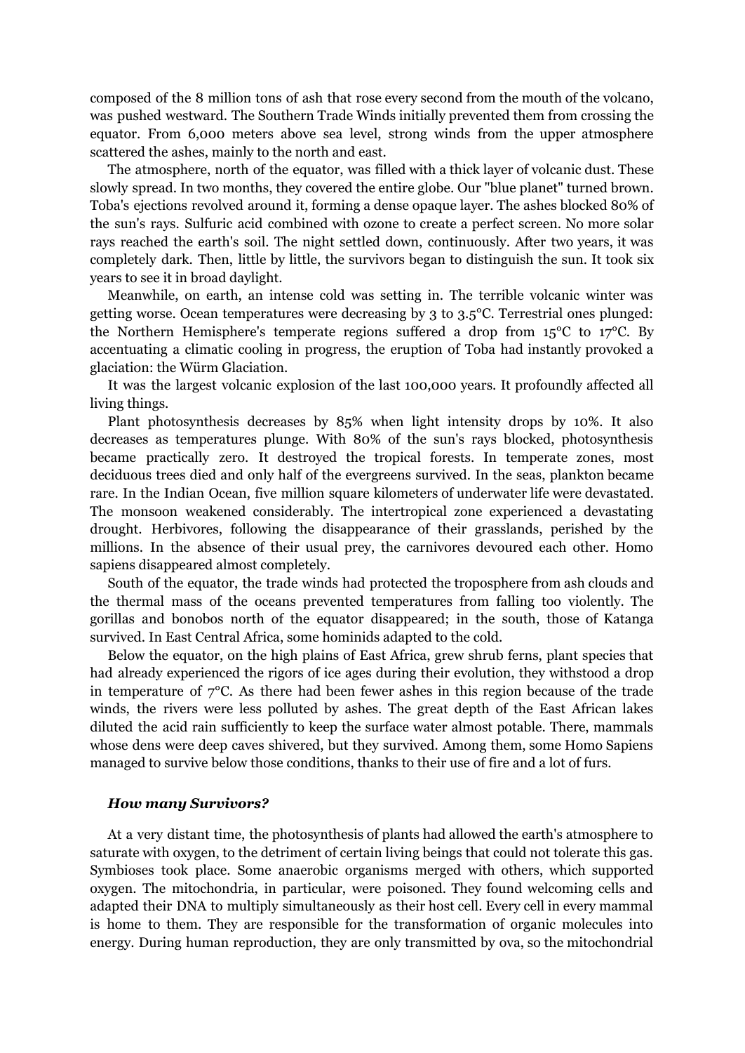composed of the 8 million tons of ash that rose every second from the mouth of the volcano, was pushed westward. The Southern Trade Winds initially prevented them from crossing the equator. From 6,000 meters above sea level, strong winds from the upper atmosphere scattered the ashes, mainly to the north and east.

The atmosphere, north of the equator, was filled with a thick layer of volcanic dust. These slowly spread. In two months, they covered the entire globe. Our "blue planet" turned brown. Toba's ejections revolved around it, forming a dense opaque layer. The ashes blocked 80% of the sun's rays. Sulfuric acid combined with ozone to create a perfect screen. No more solar rays reached the earth's soil. The night settled down, continuously. After two years, it was completely dark. Then, little by little, the survivors began to distinguish the sun. It took six years to see it in broad daylight.

Meanwhile, on earth, an intense cold was setting in. The terrible volcanic winter was getting worse. Ocean temperatures were decreasing by 3 to 3.5°C. Terrestrial ones plunged: the Northern Hemisphere's temperate regions suffered a drop from 15°C to 17°C. By accentuating a climatic cooling in progress, the eruption of Toba had instantly provoked a glaciation: the Würm Glaciation.

It was the largest volcanic explosion of the last 100,000 years. It profoundly affected all living things.

Plant photosynthesis decreases by 85% when light intensity drops by 10%. It also decreases as temperatures plunge. With 80% of the sun's rays blocked, photosynthesis became practically zero. It destroyed the tropical forests. In temperate zones, most deciduous trees died and only half of the evergreens survived. In the seas, plankton became rare. In the Indian Ocean, five million square kilometers of underwater life were devastated. The monsoon weakened considerably. The intertropical zone experienced a devastating drought. Herbivores, following the disappearance of their grasslands, perished by the millions. In the absence of their usual prey, the carnivores devoured each other. Homo sapiens disappeared almost completely.

South of the equator, the trade winds had protected the troposphere from ash clouds and the thermal mass of the oceans prevented temperatures from falling too violently. The gorillas and bonobos north of the equator disappeared; in the south, those of Katanga survived. In East Central Africa, some hominids adapted to the cold.

Below the equator, on the high plains of East Africa, grew shrub ferns, plant species that had already experienced the rigors of ice ages during their evolution, they withstood a drop in temperature of 7°C. As there had been fewer ashes in this region because of the trade winds, the rivers were less polluted by ashes. The great depth of the East African lakes diluted the acid rain sufficiently to keep the surface water almost potable. There, mammals whose dens were deep caves shivered, but they survived. Among them, some Homo Sapiens managed to survive below those conditions, thanks to their use of fire and a lot of furs.

### *How many Survivors?*

At a very distant time, the photosynthesis of plants had allowed the earth's atmosphere to saturate with oxygen, to the detriment of certain living beings that could not tolerate this gas. Symbioses took place. Some anaerobic organisms merged with others, which supported oxygen. The mitochondria, in particular, were poisoned. They found welcoming cells and adapted their DNA to multiply simultaneously as their host cell. Every cell in every mammal is home to them. They are responsible for the transformation of organic molecules into energy. During human reproduction, they are only transmitted by ova, so the mitochondrial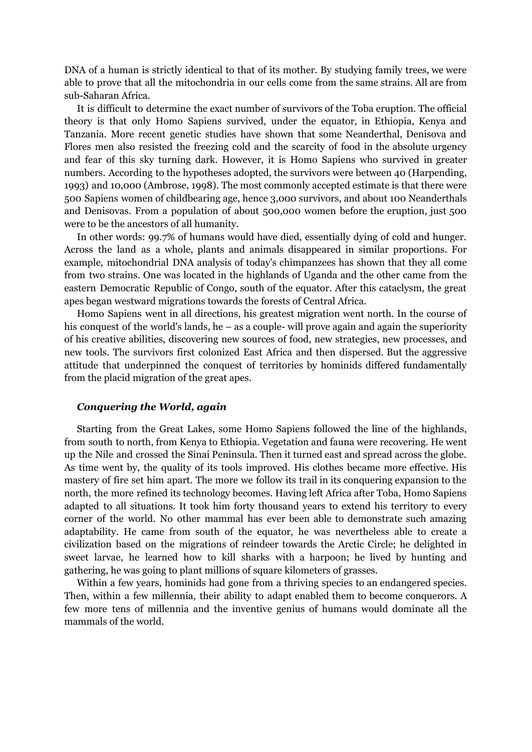DNA of a human is strictly identical to that of its mother. By studying family trees, we were able to prove that all the mitochondria in our cells come from the same strains. All are from sub-Saharan Africa.

It is difficult to determine the exact number of survivors of the Toba eruption. The official theory is that only Homo Sapiens survived, under the equator, in Ethiopia, Kenya and Tanzania. More recent genetic studies have shown that some Neanderthal, Denisova and Flores men also resisted the freezing cold and the scarcity of food in the absolute urgency and fear of this sky turning dark. However, it is Homo Sapiens who survived in greater numbers. According to the hypotheses adopted, the survivors were between 40 (Harpending, 1993) and 10,000 (Ambrose, 1998). The most commonly accepted estimate is that there were 500 Sapiens women of childbearing age, hence 3,000 survivors, and about 100 Neanderthals and Denisovas. From a population of about 500,000 women before the eruption, just 500 were to be the ancestors of all humanity.

In other words: 99.7% of humans would have died, essentially dying of cold and hunger. Across the land as a whole, plants and animals disappeared in similar proportions. For example, mitochondrial DNA analysis of today's chimpanzees has shown that they all come from two strains. One was located in the highlands of Uganda and the other came from the eastern Democratic Republic of Congo, south of the equator. After this cataclysm, the great apes began westward migrations towards the forests of Central Africa.

Homo Sapiens went in all directions, his greatest migration went north. In the course of his conquest of the world's lands, he – as a couple- will prove again and again the superiority of his creative abilities, discovering new sources of food, new strategies, new processes, and new tools. The survivors first colonized East Africa and then dispersed. But the aggressive attitude that underpinned the conquest of territories by hominids differed fundamentally from the placid migration of the great apes.

### *Conquering the World, again*

Starting from the Great Lakes, some Homo Sapiens followed the line of the highlands, from south to north, from Kenya to Ethiopia. Vegetation and fauna were recovering. He went up the Nile and crossed the Sinai Peninsula. Then it turned east and spread across the globe. As time went by, the quality of its tools improved. His clothes became more effective. His mastery of fire set him apart. The more we follow its trail in its conquering expansion to the north, the more refined its technology becomes. Having left Africa after Toba, Homo Sapiens adapted to all situations. It took him forty thousand years to extend his territory to every corner of the world. No other mammal has ever been able to demonstrate such amazing adaptability. He came from south of the equator, he was nevertheless able to create a civilization based on the migrations of reindeer towards the Arctic Circle; he delighted in sweet larvae, he learned how to kill sharks with a harpoon; he lived by hunting and gathering, he was going to plant millions of square kilometers of grasses.

Within a few years, hominids had gone from a thriving species to an endangered species. Then, within a few millennia, their ability to adapt enabled them to become conquerors. A few more tens of millennia and the inventive genius of humans would dominate all the mammals of the world.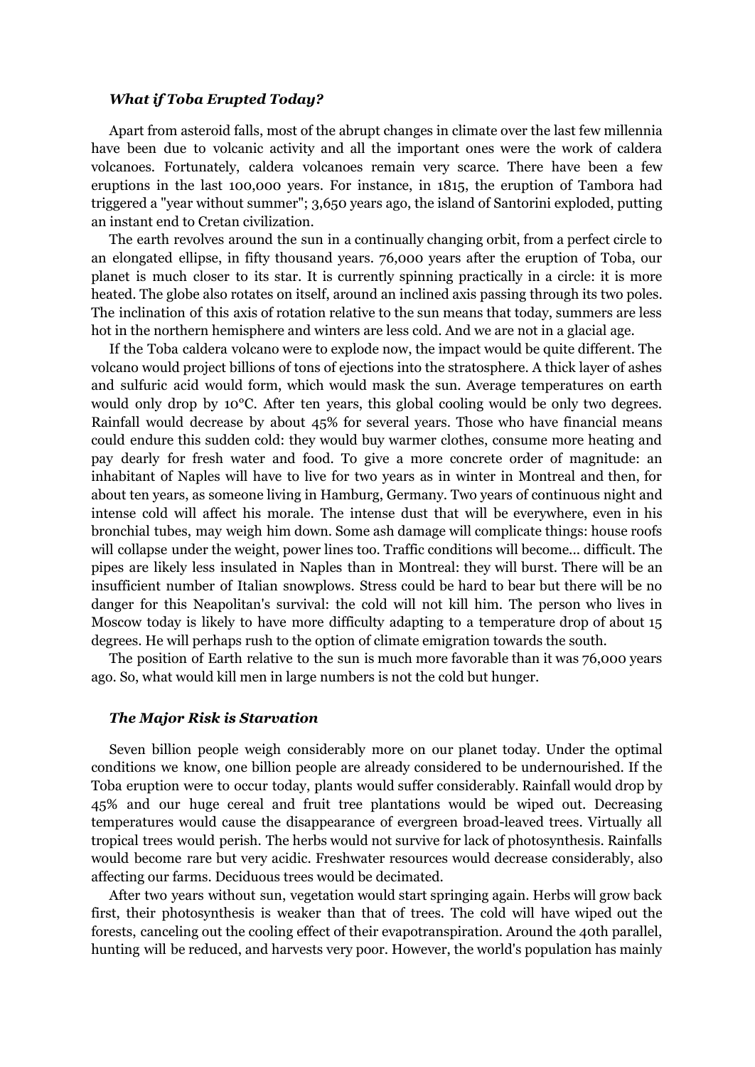### *What if Toba Erupted Today?*

Apart from asteroid falls, most of the abrupt changes in climate over the last few millennia have been due to volcanic activity and all the important ones were the work of caldera volcanoes. Fortunately, caldera volcanoes remain very scarce. There have been a few eruptions in the last 100,000 years. For instance, in 1815, the eruption of Tambora had triggered a "year without summer"; 3,650 years ago, the island of Santorini exploded, putting an instant end to Cretan civilization.

The earth revolves around the sun in a continually changing orbit, from a perfect circle to an elongated ellipse, in fifty thousand years. 76,000 years after the eruption of Toba, our planet is much closer to its star. It is currently spinning practically in a circle: it is more heated. The globe also rotates on itself, around an inclined axis passing through its two poles. The inclination of this axis of rotation relative to the sun means that today, summers are less hot in the northern hemisphere and winters are less cold. And we are not in a glacial age.

If the Toba caldera volcano were to explode now, the impact would be quite different. The volcano would project billions of tons of ejections into the stratosphere. A thick layer of ashes and sulfuric acid would form, which would mask the sun. Average temperatures on earth would only drop by 10°C. After ten years, this global cooling would be only two degrees. Rainfall would decrease by about 45% for several years. Those who have financial means could endure this sudden cold: they would buy warmer clothes, consume more heating and pay dearly for fresh water and food. To give a more concrete order of magnitude: an inhabitant of Naples will have to live for two years as in winter in Montreal and then, for about ten years, as someone living in Hamburg, Germany. Two years of continuous night and intense cold will affect his morale. The intense dust that will be everywhere, even in his bronchial tubes, may weigh him down. Some ash damage will complicate things: house roofs will collapse under the weight, power lines too. Traffic conditions will become... difficult. The pipes are likely less insulated in Naples than in Montreal: they will burst. There will be an insufficient number of Italian snowplows. Stress could be hard to bear but there will be no danger for this Neapolitan's survival: the cold will not kill him. The person who lives in Moscow today is likely to have more difficulty adapting to a temperature drop of about 15 degrees. He will perhaps rush to the option of climate emigration towards the south.

The position of Earth relative to the sun is much more favorable than it was 76,000 years ago. So, what would kill men in large numbers is not the cold but hunger.

### *The Major Risk is Starvation*

Seven billion people weigh considerably more on our planet today. Under the optimal conditions we know, one billion people are already considered to be undernourished. If the Toba eruption were to occur today, plants would suffer considerably. Rainfall would drop by 45% and our huge cereal and fruit tree plantations would be wiped out. Decreasing temperatures would cause the disappearance of evergreen broad-leaved trees. Virtually all tropical trees would perish. The herbs would not survive for lack of photosynthesis. Rainfalls would become rare but very acidic. Freshwater resources would decrease considerably, also affecting our farms. Deciduous trees would be decimated.

After two years without sun, vegetation would start springing again. Herbs will grow back first, their photosynthesis is weaker than that of trees. The cold will have wiped out the forests, canceling out the cooling effect of their evapotranspiration. Around the 40th parallel, hunting will be reduced, and harvests very poor. However, the world's population has mainly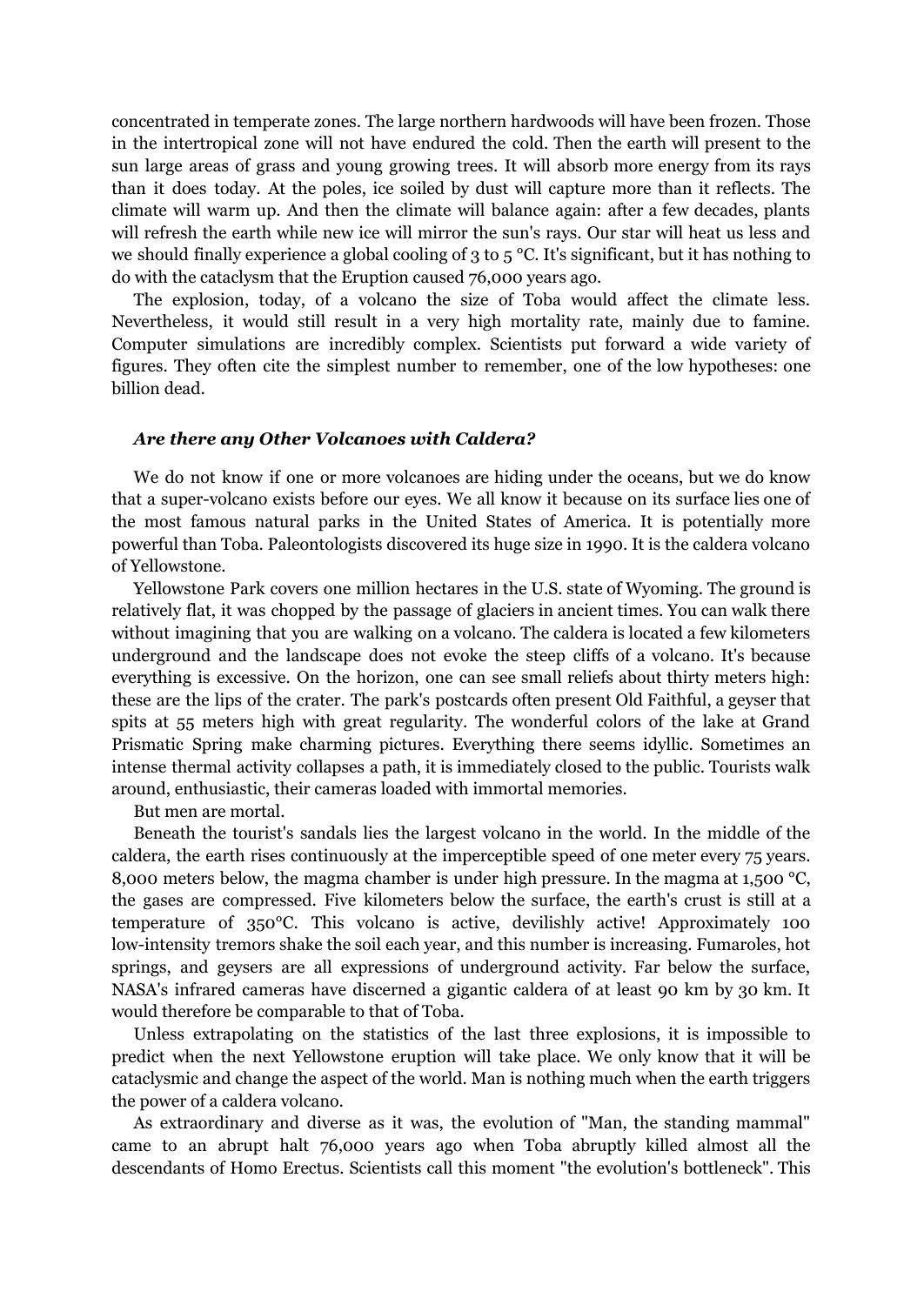concentrated in temperate zones. The large northern hardwoods will have been frozen. Those in the intertropical zone will not have endured the cold. Then the earth will present to the sun large areas of grass and young growing trees. It will absorb more energy from its rays than it does today. At the poles, ice soiled by dust will capture more than it reflects. The climate will warm up. And then the climate will balance again: after a few decades, plants will refresh the earth while new ice will mirror the sun's rays. Our star will heat us less and we should finally experience a global cooling of 3 to 5 °C. It's significant, but it has nothing to do with the cataclysm that the Eruption caused 76,000 years ago.

The explosion, today, of a volcano the size of Toba would affect the climate less. Nevertheless, it would still result in a very high mortality rate, mainly due to famine. Computer simulations are incredibly complex. Scientists put forward a wide variety of figures. They often cite the simplest number to remember, one of the low hypotheses: one billion dead.

### *Are there any Other Volcanoes with Caldera?*

We do not know if one or more volcanoes are hiding under the oceans, but we do know that a super-volcano exists before our eyes. We all know it because on its surface lies one of the most famous natural parks in the United States of America. It is potentially more powerful than Toba. Paleontologists discovered its huge size in 1990. It is the caldera volcano of Yellowstone.

Yellowstone Park covers one million hectares in the U.S. state of Wyoming. The ground is relatively flat, it was chopped by the passage of glaciers in ancient times. You can walk there without imagining that you are walking on a volcano. The caldera is located a few kilometers underground and the landscape does not evoke the steep cliffs of a volcano. It's because everything is excessive. On the horizon, one can see small reliefs about thirty meters high: these are the lips of the crater. The park's postcards often present Old Faithful, a geyser that spits at 55 meters high with great regularity. The wonderful colors of the lake at Grand Prismatic Spring make charming pictures. Everything there seems idyllic. Sometimes an intense thermal activity collapses a path, it is immediately closed to the public. Tourists walk around, enthusiastic, their cameras loaded with immortal memories.

But men are mortal.

Beneath the tourist's sandals lies the largest volcano in the world. In the middle of the caldera, the earth rises continuously at the imperceptible speed of one meter every 75 years. 8,000 meters below, the magma chamber is under high pressure. In the magma at 1,500 °C, the gases are compressed. Five kilometers below the surface, the earth's crust is still at a temperature of 350°C. This volcano is active, devilishly active! Approximately 100 low-intensity tremors shake the soil each year, and this number is increasing. Fumaroles, hot springs, and geysers are all expressions of underground activity. Far below the surface, NASA's infrared cameras have discerned a gigantic caldera of at least 90 km by 30 km. It would therefore be comparable to that of Toba.

Unless extrapolating on the statistics of the last three explosions, it is impossible to predict when the next Yellowstone eruption will take place. We only know that it will be cataclysmic and change the aspect of the world. Man is nothing much when the earth triggers the power of a caldera volcano.

As extraordinary and diverse as it was, the evolution of "Man, the standing mammal" came to an abrupt halt 76,000 years ago when Toba abruptly killed almost all the descendants of Homo Erectus. Scientists call this moment "the evolution's bottleneck". This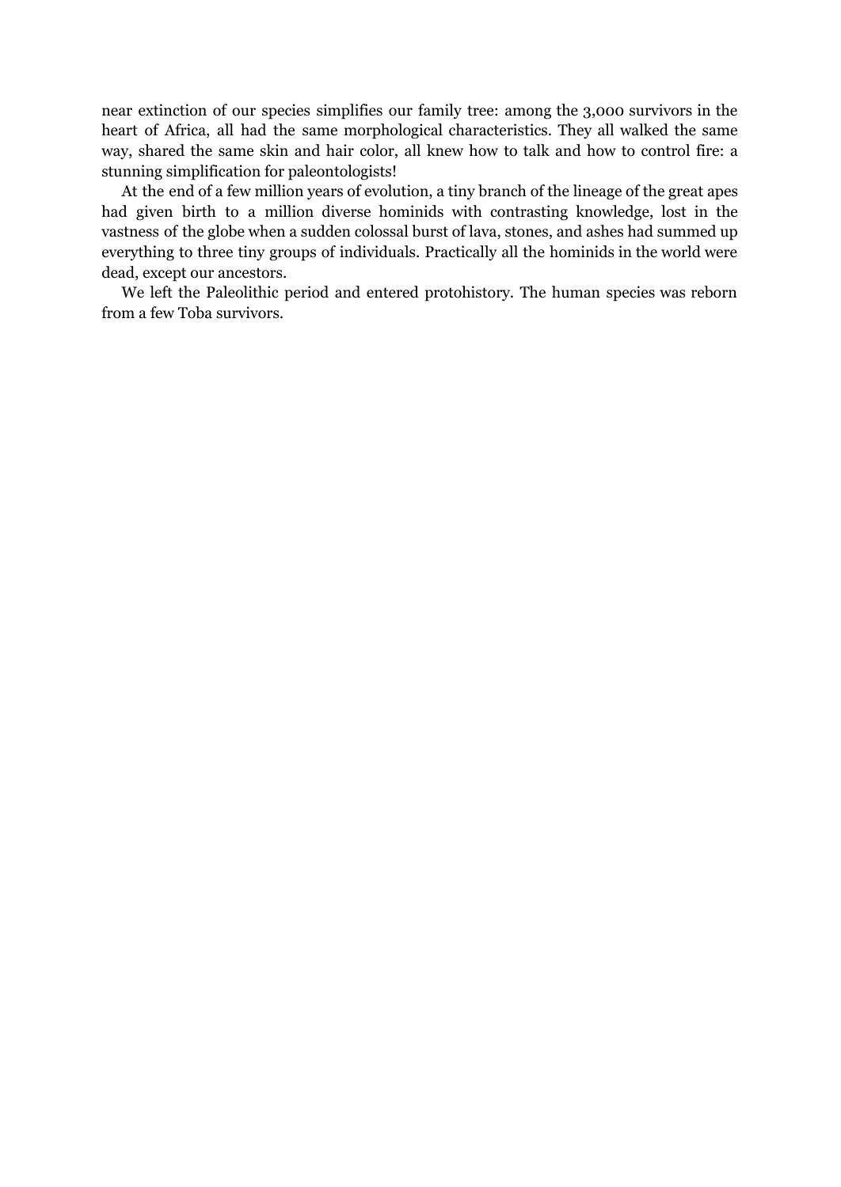near extinction of our species simplifies our family tree: among the 3,000 survivors in the heart of Africa, all had the same morphological characteristics. They all walked the same way, shared the same skin and hair color, all knew how to talk and how to control fire: a stunning simplification for paleontologists!

At the end of a few million years of evolution, a tiny branch of the lineage of the great apes had given birth to a million diverse hominids with contrasting knowledge, lost in the vastness of the globe when a sudden colossal burst of lava, stones, and ashes had summed up everything to three tiny groups of individuals. Practically all the hominids in the world were dead, except our ancestors.

We left the Paleolithic period and entered protohistory. The human species was reborn from a few Toba survivors.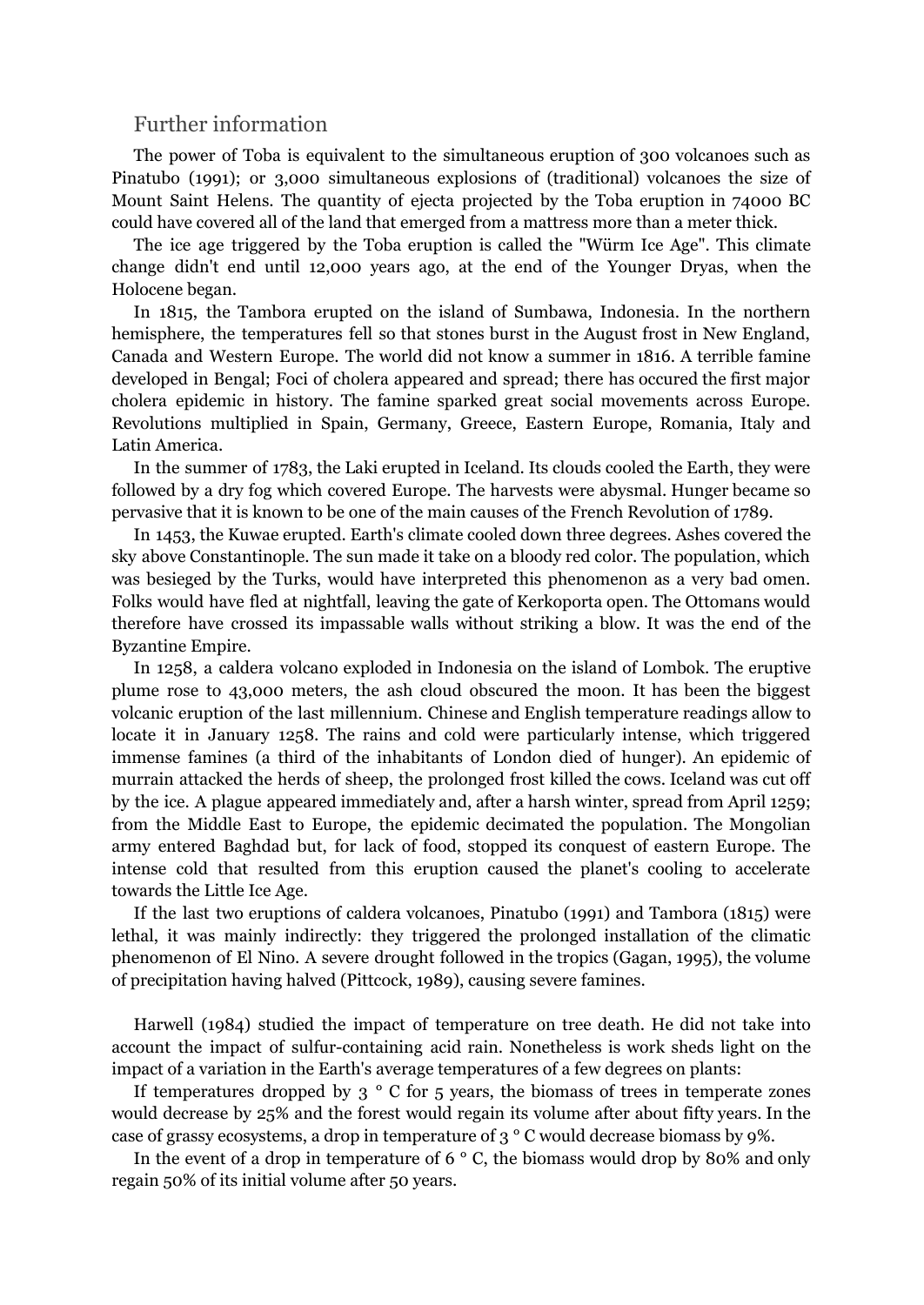## Further information

The power of Toba is equivalent to the simultaneous eruption of 300 volcanoes such as Pinatubo (1991); or 3,000 simultaneous explosions of (traditional) volcanoes the size of Mount Saint Helens. The quantity of ejecta projected by the Toba eruption in 74000 BC could have covered all of the land that emerged from a mattress more than a meter thick.

The ice age triggered by the Toba eruption is called the "Würm Ice Age". This climate change didn't end until 12,000 years ago, at the end of the Younger Dryas, when the Holocene began.

In 1815, the Tambora erupted on the island of Sumbawa, Indonesia. In the northern hemisphere, the temperatures fell so that stones burst in the August frost in New England, Canada and Western Europe. The world did not know a summer in 1816. A terrible famine developed in Bengal; Foci of cholera appeared and spread; there has occured the first major cholera epidemic in history. The famine sparked great social movements across Europe. Revolutions multiplied in Spain, Germany, Greece, Eastern Europe, Romania, Italy and Latin America.

In the summer of 1783, the Laki erupted in Iceland. Its clouds cooled the Earth, they were followed by a dry fog which covered Europe. The harvests were abysmal. Hunger became so pervasive that it is known to be one of the main causes of the French Revolution of 1789.

In 1453, the Kuwae erupted. Earth's climate cooled down three degrees. Ashes covered the sky above Constantinople. The sun made it take on a bloody red color. The population, which was besieged by the Turks, would have interpreted this phenomenon as a very bad omen. Folks would have fled at nightfall, leaving the gate of Kerkoporta open. The Ottomans would therefore have crossed its impassable walls without striking a blow. It was the end of the Byzantine Empire.

In 1258, a caldera volcano exploded in Indonesia on the island of Lombok. The eruptive plume rose to 43,000 meters, the ash cloud obscured the moon. It has been the biggest volcanic eruption of the last millennium. Chinese and English temperature readings allow to locate it in January 1258. The rains and cold were particularly intense, which triggered immense famines (a third of the inhabitants of London died of hunger). An epidemic of murrain attacked the herds of sheep, the prolonged frost killed the cows. Iceland was cut off by the ice. A plague appeared immediately and, after a harsh winter, spread from April 1259; from the Middle East to Europe, the epidemic decimated the population. The Mongolian army entered Baghdad but, for lack of food, stopped its conquest of eastern Europe. The intense cold that resulted from this eruption caused the planet's cooling to accelerate towards the Little Ice Age.

If the last two eruptions of caldera volcanoes, Pinatubo (1991) and Tambora (1815) were lethal, it was mainly indirectly: they triggered the prolonged installation of the climatic phenomenon of El Nino. A severe drought followed in the tropics (Gagan, 1995), the volume of precipitation having halved (Pittcock, 1989), causing severe famines.

Harwell (1984) studied the impact of temperature on tree death. He did not take into account the impact of sulfur-containing acid rain. Nonetheless is work sheds light on the impact of a variation in the Earth's average temperatures of a few degrees on plants:

If temperatures dropped by 3 ° C for 5 years, the biomass of trees in temperate zones would decrease by 25% and the forest would regain its volume after about fifty years. In the case of grassy ecosystems, a drop in temperature of 3 ° C would decrease biomass by 9%.

In the event of a drop in temperature of 6 ° C, the biomass would drop by 80% and only regain 50% of its initial volume after 50 years.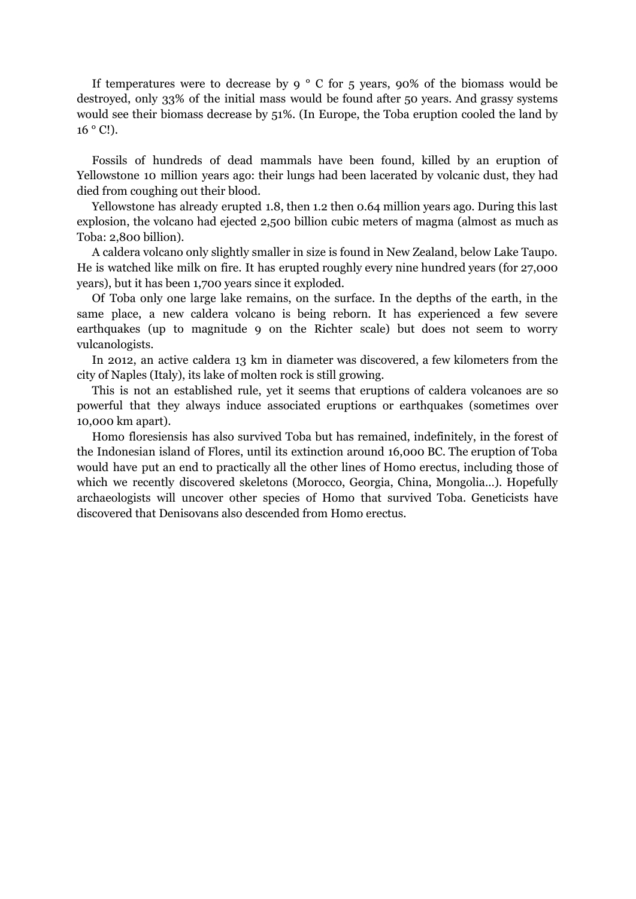If temperatures were to decrease by 9 ° C for 5 years, 90% of the biomass would be destroyed, only 33% of the initial mass would be found after 50 years. And grassy systems would see their biomass decrease by 51%. (In Europe, the Toba eruption cooled the land by 16 ° C!).

Fossils of hundreds of dead mammals have been found, killed by an eruption of Yellowstone 10 million years ago: their lungs had been lacerated by volcanic dust, they had died from coughing out their blood.

Yellowstone has already erupted 1.8, then 1.2 then 0.64 million years ago. During this last explosion, the volcano had ejected 2,500 billion cubic meters of magma (almost as much as Toba: 2,800 billion).

A caldera volcano only slightly smaller in size is found in New Zealand, below Lake Taupo. He is watched like milk on fire. It has erupted roughly every nine hundred years (for 27,000 years), but it has been 1,700 years since it exploded.

Of Toba only one large lake remains, on the surface. In the depths of the earth, in the same place, a new caldera volcano is being reborn. It has experienced a few severe earthquakes (up to magnitude 9 on the Richter scale) but does not seem to worry vulcanologists.

In 2012, an active caldera 13 km in diameter was discovered, a few kilometers from the city of Naples (Italy), its lake of molten rock is still growing.

This is not an established rule, yet it seems that eruptions of caldera volcanoes are so powerful that they always induce associated eruptions or earthquakes (sometimes over 10,000 km apart).

Homo floresiensis has also survived Toba but has remained, indefinitely, in the forest of the Indonesian island of Flores, until its extinction around 16,000 BC. The eruption of Toba would have put an end to practically all the other lines of Homo erectus, including those of which we recently discovered skeletons (Morocco, Georgia, China, Mongolia...). Hopefully archaeologists will uncover other species of Homo that survived Toba. Geneticists have discovered that Denisovans also descended from Homo erectus.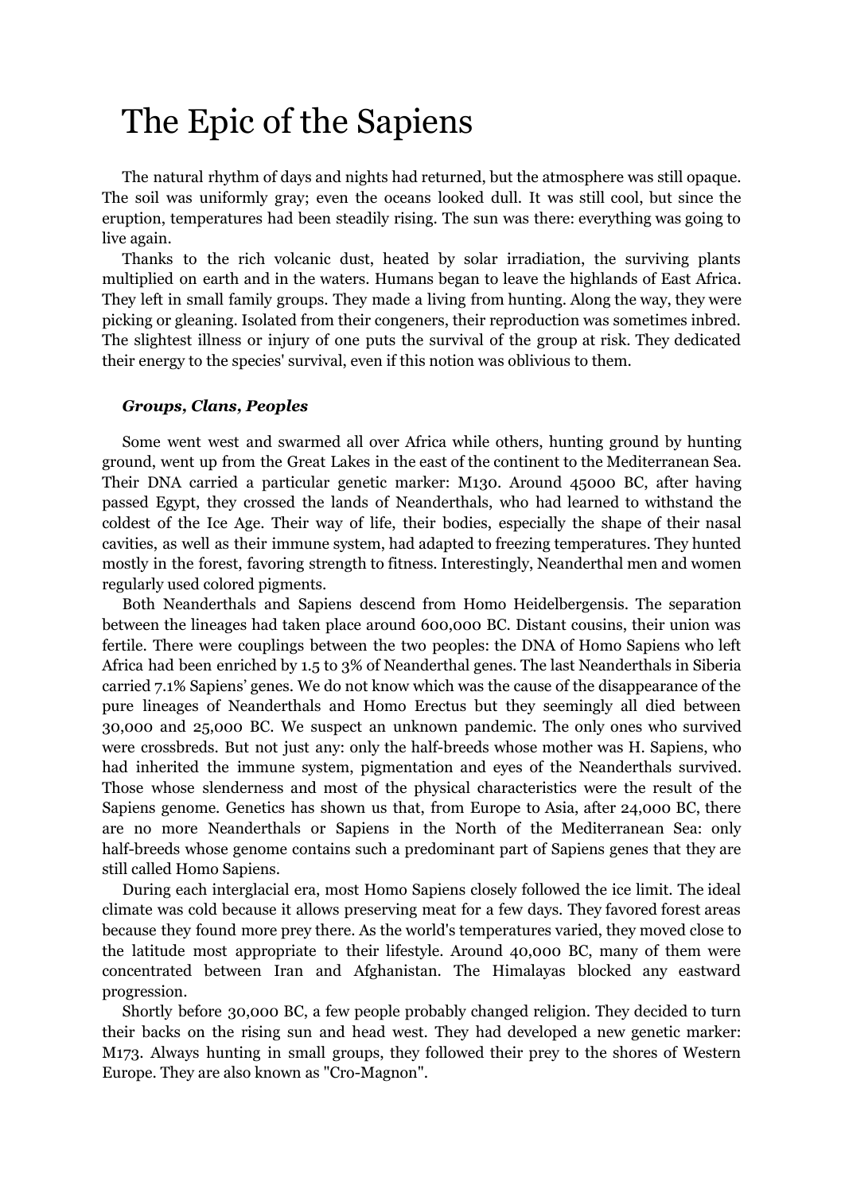# The Epic of the Sapiens

The natural rhythm of days and nights had returned, but the atmosphere was still opaque. The soil was uniformly gray; even the oceans looked dull. It was still cool, but since the eruption, temperatures had been steadily rising. The sun was there: everything was going to live again.

Thanks to the rich volcanic dust, heated by solar irradiation, the surviving plants multiplied on earth and in the waters. Humans began to leave the highlands of East Africa. They left in small family groups. They made a living from hunting. Along the way, they were picking or gleaning. Isolated from their congeners, their reproduction was sometimes inbred. The slightest illness or injury of one puts the survival of the group at risk. They dedicated their energy to the species' survival, even if this notion was oblivious to them.

### *Groups, Clans, Peoples*

Some went west and swarmed all over Africa while others, hunting ground by hunting ground, went up from the Great Lakes in the east of the continent to the Mediterranean Sea. Their DNA carried a particular genetic marker: M130. Around 45000 BC, after having passed Egypt, they crossed the lands of Neanderthals, who had learned to withstand the coldest of the Ice Age. Their way of life, their bodies, especially the shape of their nasal cavities, as well as their immune system, had adapted to freezing temperatures. They hunted mostly in the forest, favoring strength to fitness. Interestingly, Neanderthal men and women regularly used colored pigments.

Both Neanderthals and Sapiens descend from Homo Heidelbergensis. The separation between the lineages had taken place around 600,000 BC. Distant cousins, their union was fertile. There were couplings between the two peoples: the DNA of Homo Sapiens who left Africa had been enriched by 1.5 to 3% of Neanderthal genes. The last Neanderthals in Siberia carried 7.1% Sapiens' genes. We do not know which was the cause of the disappearance of the pure lineages of Neanderthals and Homo Erectus but they seemingly all died between 30,000 and 25,000 BC. We suspect an unknown pandemic. The only ones who survived were crossbreds. But not just any: only the half-breeds whose mother was H. Sapiens, who had inherited the immune system, pigmentation and eyes of the Neanderthals survived. Those whose slenderness and most of the physical characteristics were the result of the Sapiens genome. Genetics has shown us that, from Europe to Asia, after 24,000 BC, there are no more Neanderthals or Sapiens in the North of the Mediterranean Sea: only half-breeds whose genome contains such a predominant part of Sapiens genes that they are still called Homo Sapiens.

During each interglacial era, most Homo Sapiens closely followed the ice limit. The ideal climate was cold because it allows preserving meat for a few days. They favored forest areas because they found more prey there. As the world's temperatures varied, they moved close to the latitude most appropriate to their lifestyle. Around 40,000 BC, many of them were concentrated between Iran and Afghanistan. The Himalayas blocked any eastward progression.

Shortly before 30,000 BC, a few people probably changed religion. They decided to turn their backs on the rising sun and head west. They had developed a new genetic marker: M173. Always hunting in small groups, they followed their prey to the shores of Western Europe. They are also known as "Cro-Magnon".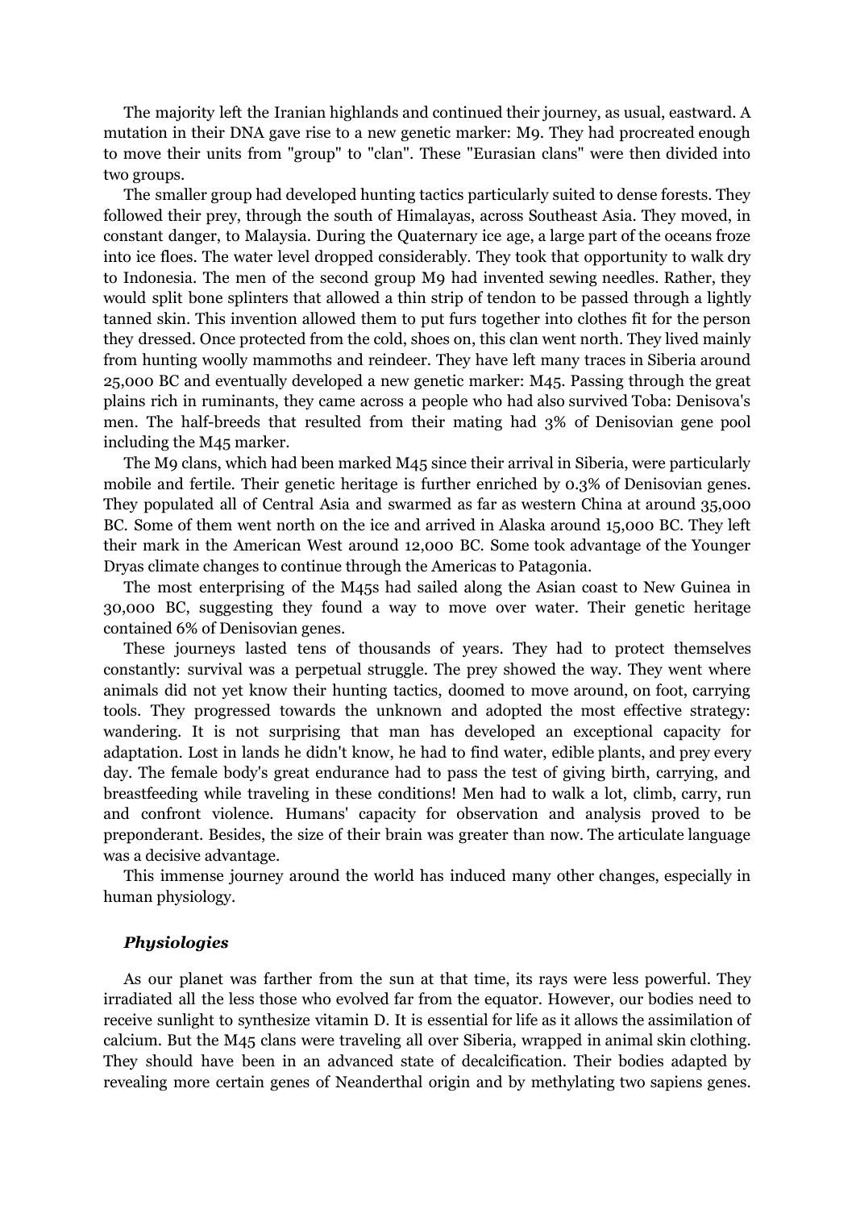The majority left the Iranian highlands and continued their journey, as usual, eastward. A mutation in their DNA gave rise to a new genetic marker: M9. They had procreated enough to move their units from "group" to "clan". These "Eurasian clans" were then divided into two groups.

The smaller group had developed hunting tactics particularly suited to dense forests. They followed their prey, through the south of Himalayas, across Southeast Asia. They moved, in constant danger, to Malaysia. During the Quaternary ice age, a large part of the oceans froze into ice floes. The water level dropped considerably. They took that opportunity to walk dry to Indonesia. The men of the second group M9 had invented sewing needles. Rather, they would split bone splinters that allowed a thin strip of tendon to be passed through a lightly tanned skin. This invention allowed them to put furs together into clothes fit for the person they dressed. Once protected from the cold, shoes on, this clan went north. They lived mainly from hunting woolly mammoths and reindeer. They have left many traces in Siberia around 25,000 BC and eventually developed a new genetic marker: M45. Passing through the great plains rich in ruminants, they came across a people who had also survived Toba: Denisova's men. The half-breeds that resulted from their mating had 3% of Denisovian gene pool including the M45 marker.

The M9 clans, which had been marked M45 since their arrival in Siberia, were particularly mobile and fertile. Their genetic heritage is further enriched by 0.3% of Denisovian genes. They populated all of Central Asia and swarmed as far as western China at around 35,000 BC. Some of them went north on the ice and arrived in Alaska around 15,000 BC. They left their mark in the American West around 12,000 BC. Some took advantage of the Younger Dryas climate changes to continue through the Americas to Patagonia.

The most enterprising of the M45s had sailed along the Asian coast to New Guinea in 30,000 BC, suggesting they found a way to move over water. Their genetic heritage contained 6% of Denisovian genes.

These journeys lasted tens of thousands of years. They had to protect themselves constantly: survival was a perpetual struggle. The prey showed the way. They went where animals did not yet know their hunting tactics, doomed to move around, on foot, carrying tools. They progressed towards the unknown and adopted the most effective strategy: wandering. It is not surprising that man has developed an exceptional capacity for adaptation. Lost in lands he didn't know, he had to find water, edible plants, and prey every day. The female body's great endurance had to pass the test of giving birth, carrying, and breastfeeding while traveling in these conditions! Men had to walk a lot, climb, carry, run and confront violence. Humans' capacity for observation and analysis proved to be preponderant. Besides, the size of their brain was greater than now. The articulate language was a decisive advantage.

This immense journey around the world has induced many other changes, especially in human physiology.

### *Physiologies*

As our planet was farther from the sun at that time, its rays were less powerful. They irradiated all the less those who evolved far from the equator. However, our bodies need to receive sunlight to synthesize vitamin D. It is essential for life as it allows the assimilation of calcium. But the M45 clans were traveling all over Siberia, wrapped in animal skin clothing. They should have been in an advanced state of decalcification. Their bodies adapted by revealing more certain genes of Neanderthal origin and by methylating two sapiens genes.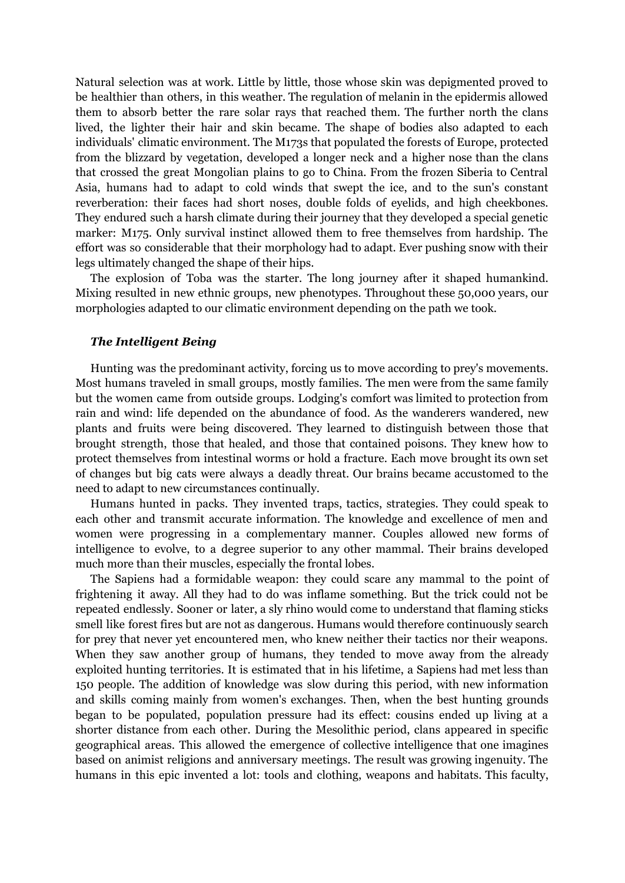Natural selection was at work. Little by little, those whose skin was depigmented proved to be healthier than others, in this weather. The regulation of melanin in the epidermis allowed them to absorb better the rare solar rays that reached them. The further north the clans lived, the lighter their hair and skin became. The shape of bodies also adapted to each individuals' climatic environment. The M173s that populated the forests of Europe, protected from the blizzard by vegetation, developed a longer neck and a higher nose than the clans that crossed the great Mongolian plains to go to China. From the frozen Siberia to Central Asia, humans had to adapt to cold winds that swept the ice, and to the sun's constant reverberation: their faces had short noses, double folds of eyelids, and high cheekbones. They endured such a harsh climate during their journey that they developed a special genetic marker: M175. Only survival instinct allowed them to free themselves from hardship. The effort was so considerable that their morphology had to adapt. Ever pushing snow with their legs ultimately changed the shape of their hips.

The explosion of Toba was the starter. The long journey after it shaped humankind. Mixing resulted in new ethnic groups, new phenotypes. Throughout these 50,000 years, our morphologies adapted to our climatic environment depending on the path we took.

### *The Intelligent Being*

Hunting was the predominant activity, forcing us to move according to prey's movements. Most humans traveled in small groups, mostly families. The men were from the same family but the women came from outside groups. Lodging's comfort was limited to protection from rain and wind: life depended on the abundance of food. As the wanderers wandered, new plants and fruits were being discovered. They learned to distinguish between those that brought strength, those that healed, and those that contained poisons. They knew how to protect themselves from intestinal worms or hold a fracture. Each move brought its own set of changes but big cats were always a deadly threat. Our brains became accustomed to the need to adapt to new circumstances continually.

Humans hunted in packs. They invented traps, tactics, strategies. They could speak to each other and transmit accurate information. The knowledge and excellence of men and women were progressing in a complementary manner. Couples allowed new forms of intelligence to evolve, to a degree superior to any other mammal. Their brains developed much more than their muscles, especially the frontal lobes.

The Sapiens had a formidable weapon: they could scare any mammal to the point of frightening it away. All they had to do was inflame something. But the trick could not be repeated endlessly. Sooner or later, a sly rhino would come to understand that flaming sticks smell like forest fires but are not as dangerous. Humans would therefore continuously search for prey that never yet encountered men, who knew neither their tactics nor their weapons. When they saw another group of humans, they tended to move away from the already exploited hunting territories. It is estimated that in his lifetime, a Sapiens had met less than 150 people. The addition of knowledge was slow during this period, with new information and skills coming mainly from women's exchanges. Then, when the best hunting grounds began to be populated, population pressure had its effect: cousins ended up living at a shorter distance from each other. During the Mesolithic period, clans appeared in specific geographical areas. This allowed the emergence of collective intelligence that one imagines based on animist religions and anniversary meetings. The result was growing ingenuity. The humans in this epic invented a lot: tools and clothing, weapons and habitats. This faculty,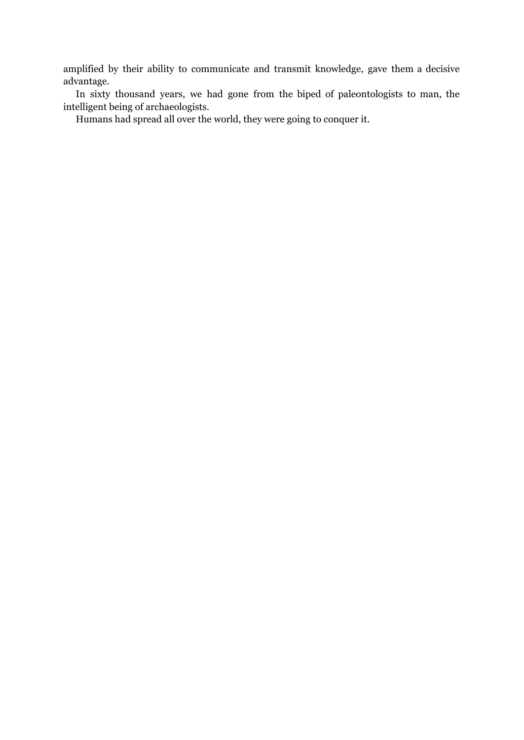amplified by their ability to communicate and transmit knowledge, gave them a decisive advantage.

In sixty thousand years, we had gone from the biped of paleontologists to man, the intelligent being of archaeologists.

Humans had spread all over the world, they were going to conquer it.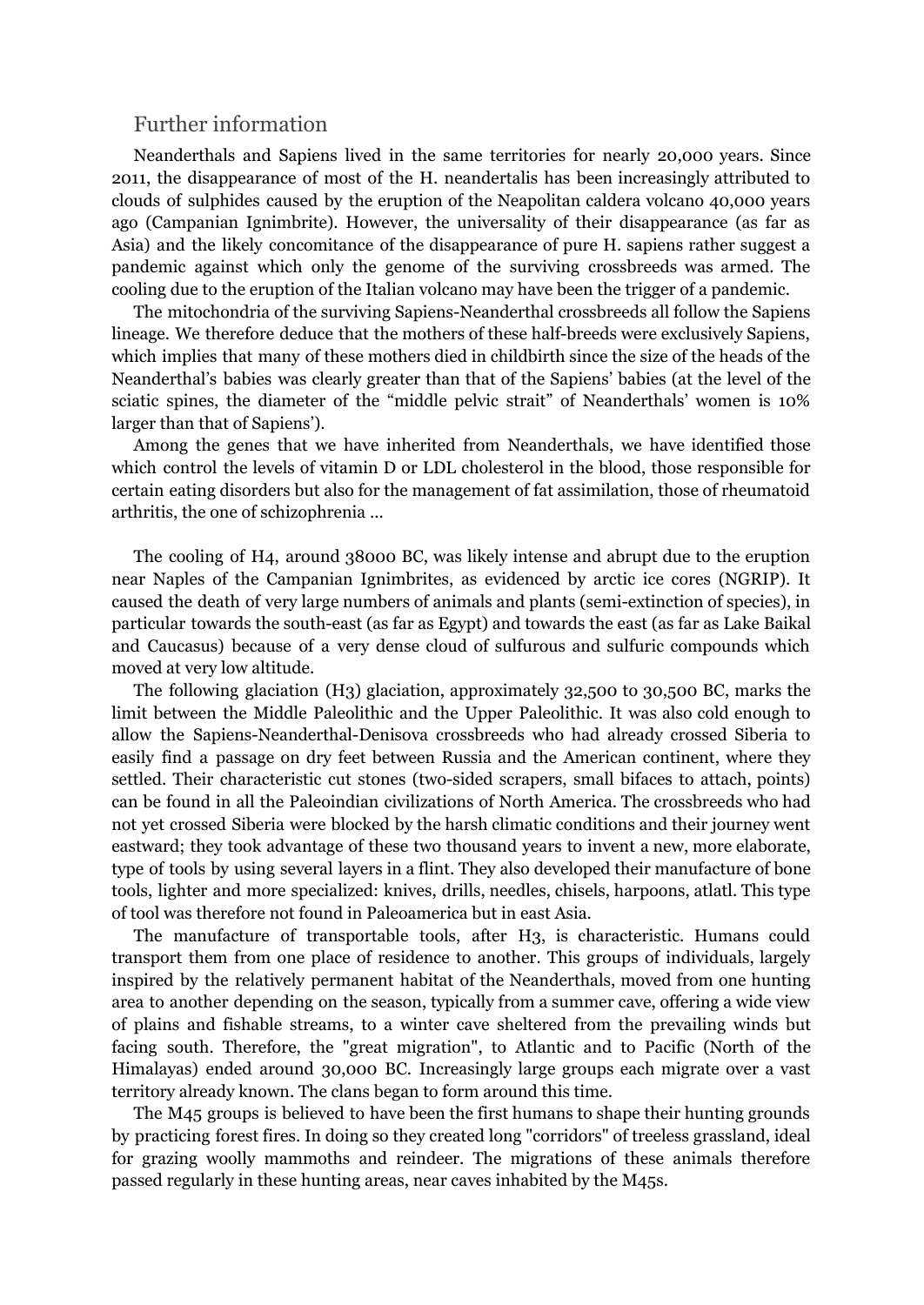## Further information

Neanderthals and Sapiens lived in the same territories for nearly 20,000 years. Since 2011, the disappearance of most of the H. neandertalis has been increasingly attributed to clouds of sulphides caused by the eruption of the Neapolitan caldera volcano 40,000 years ago (Campanian Ignimbrite). However, the universality of their disappearance (as far as Asia) and the likely concomitance of the disappearance of pure H. sapiens rather suggest a pandemic against which only the genome of the surviving crossbreeds was armed. The cooling due to the eruption of the Italian volcano may have been the trigger of a pandemic.

The mitochondria of the surviving Sapiens-Neanderthal crossbreeds all follow the Sapiens lineage. We therefore deduce that the mothers of these half-breeds were exclusively Sapiens, which implies that many of these mothers died in childbirth since the size of the heads of the Neanderthal's babies was clearly greater than that of the Sapiens' babies (at the level of the sciatic spines, the diameter of the "middle pelvic strait" of Neanderthals' women is 10% larger than that of Sapiens').

Among the genes that we have inherited from Neanderthals, we have identified those which control the levels of vitamin D or LDL cholesterol in the blood, those responsible for certain eating disorders but also for the management of fat assimilation, those of rheumatoid arthritis, the one of schizophrenia ...

The cooling of H4, around 38000 BC, was likely intense and abrupt due to the eruption near Naples of the Campanian Ignimbrites, as evidenced by arctic ice cores (NGRIP). It caused the death of very large numbers of animals and plants (semi-extinction of species), in particular towards the south-east (as far as Egypt) and towards the east (as far as Lake Baikal and Caucasus) because of a very dense cloud of sulfurous and sulfuric compounds which moved at very low altitude.

The following glaciation (H3) glaciation, approximately 32,500 to 30,500 BC, marks the limit between the Middle Paleolithic and the Upper Paleolithic. It was also cold enough to allow the Sapiens-Neanderthal-Denisova crossbreeds who had already crossed Siberia to easily find a passage on dry feet between Russia and the American continent, where they settled. Their characteristic cut stones (two-sided scrapers, small bifaces to attach, points) can be found in all the Paleoindian civilizations of North America. The crossbreeds who had not yet crossed Siberia were blocked by the harsh climatic conditions and their journey went eastward; they took advantage of these two thousand years to invent a new, more elaborate, type of tools by using several layers in a flint. They also developed their manufacture of bone tools, lighter and more specialized: knives, drills, needles, chisels, harpoons, atlatl. This type of tool was therefore not found in Paleoamerica but in east Asia.

The manufacture of transportable tools, after H3, is characteristic. Humans could transport them from one place of residence to another. This groups of individuals, largely inspired by the relatively permanent habitat of the Neanderthals, moved from one hunting area to another depending on the season, typically from a summer cave, offering a wide view of plains and fishable streams, to a winter cave sheltered from the prevailing winds but facing south. Therefore, the "great migration", to Atlantic and to Pacific (North of the Himalayas) ended around 30,000 BC. Increasingly large groups each migrate over a vast territory already known. The clans began to form around this time.

The M45 groups is believed to have been the first humans to shape their hunting grounds by practicing forest fires. In doing so they created long "corridors" of treeless grassland, ideal for grazing woolly mammoths and reindeer. The migrations of these animals therefore passed regularly in these hunting areas, near caves inhabited by the M45s.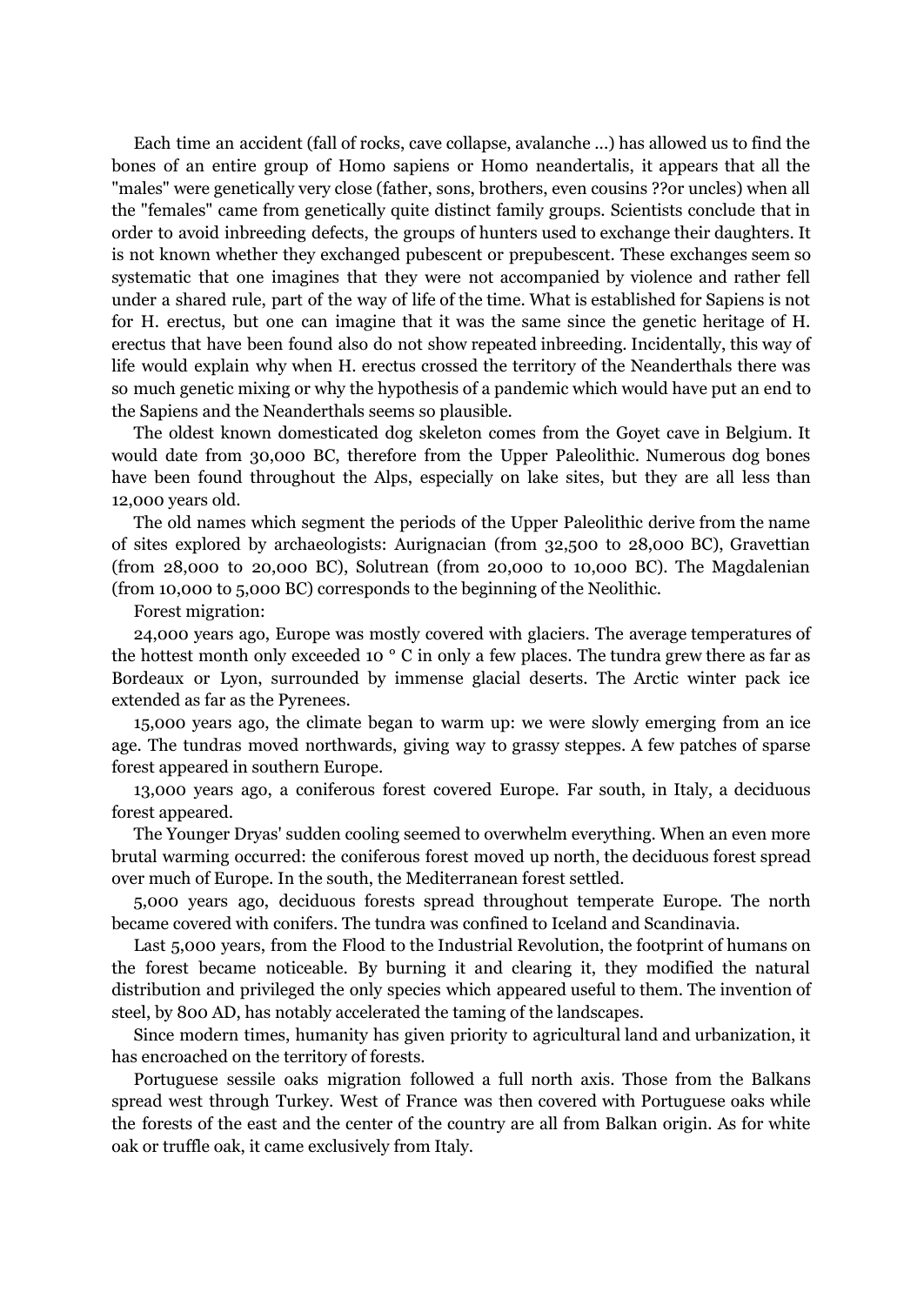Each time an accident (fall of rocks, cave collapse, avalanche ...) has allowed us to find the bones of an entire group of Homo sapiens or Homo neandertalis, it appears that all the "males" were genetically very close (father, sons, brothers, even cousins ??or uncles) when all the "females" came from genetically quite distinct family groups. Scientists conclude that in order to avoid inbreeding defects, the groups of hunters used to exchange their daughters. It is not known whether they exchanged pubescent or prepubescent. These exchanges seem so systematic that one imagines that they were not accompanied by violence and rather fell under a shared rule, part of the way of life of the time. What is established for Sapiens is not for H. erectus, but one can imagine that it was the same since the genetic heritage of H. erectus that have been found also do not show repeated inbreeding. Incidentally, this way of life would explain why when H. erectus crossed the territory of the Neanderthals there was so much genetic mixing or why the hypothesis of a pandemic which would have put an end to the Sapiens and the Neanderthals seems so plausible.

The oldest known domesticated dog skeleton comes from the Goyet cave in Belgium. It would date from 30,000 BC, therefore from the Upper Paleolithic. Numerous dog bones have been found throughout the Alps, especially on lake sites, but they are all less than 12,000 years old.

The old names which segment the periods of the Upper Paleolithic derive from the name of sites explored by archaeologists: Aurignacian (from 32,500 to 28,000 BC), Gravettian (from 28,000 to 20,000 BC), Solutrean (from 20,000 to 10,000 BC). The Magdalenian (from 10,000 to 5,000 BC) corresponds to the beginning of the Neolithic.

Forest migration:

24,000 years ago, Europe was mostly covered with glaciers. The average temperatures of the hottest month only exceeded 10 ° C in only a few places. The tundra grew there as far as Bordeaux or Lyon, surrounded by immense glacial deserts. The Arctic winter pack ice extended as far as the Pyrenees.

15,000 years ago, the climate began to warm up: we were slowly emerging from an ice age. The tundras moved northwards, giving way to grassy steppes. A few patches of sparse forest appeared in southern Europe.

13,000 years ago, a coniferous forest covered Europe. Far south, in Italy, a deciduous forest appeared.

The Younger Dryas' sudden cooling seemed to overwhelm everything. When an even more brutal warming occurred: the coniferous forest moved up north, the deciduous forest spread over much of Europe. In the south, the Mediterranean forest settled.

5,000 years ago, deciduous forests spread throughout temperate Europe. The north became covered with conifers. The tundra was confined to Iceland and Scandinavia.

Last 5,000 years, from the Flood to the Industrial Revolution, the footprint of humans on the forest became noticeable. By burning it and clearing it, they modified the natural distribution and privileged the only species which appeared useful to them. The invention of steel, by 800 AD, has notably accelerated the taming of the landscapes.

Since modern times, humanity has given priority to agricultural land and urbanization, it has encroached on the territory of forests.

Portuguese sessile oaks migration followed a full north axis. Those from the Balkans spread west through Turkey. West of France was then covered with Portuguese oaks while the forests of the east and the center of the country are all from Balkan origin. As for white oak or truffle oak, it came exclusively from Italy.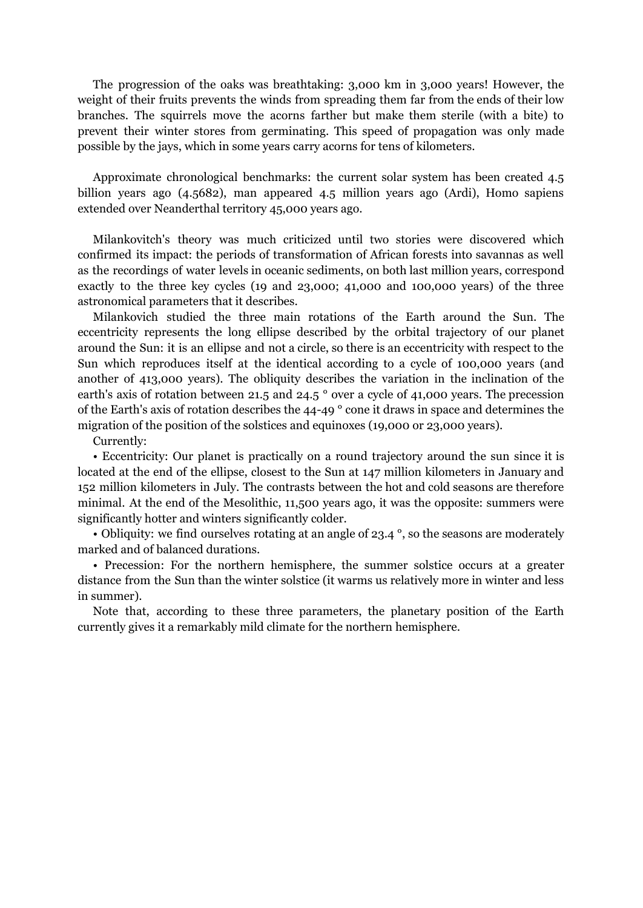The progression of the oaks was breathtaking: 3,000 km in 3,000 years! However, the weight of their fruits prevents the winds from spreading them far from the ends of their low branches. The squirrels move the acorns farther but make them sterile (with a bite) to prevent their winter stores from germinating. This speed of propagation was only made possible by the jays, which in some years carry acorns for tens of kilometers.

Approximate chronological benchmarks: the current solar system has been created 4.5 billion years ago (4.5682), man appeared 4.5 million years ago (Ardi), Homo sapiens extended over Neanderthal territory 45,000 years ago.

Milankovitch's theory was much criticized until two stories were discovered which confirmed its impact: the periods of transformation of African forests into savannas as well as the recordings of water levels in oceanic sediments, on both last million years, correspond exactly to the three key cycles (19 and 23,000; 41,000 and 100,000 years) of the three astronomical parameters that it describes.

Milankovich studied the three main rotations of the Earth around the Sun. The eccentricity represents the long ellipse described by the orbital trajectory of our planet around the Sun: it is an ellipse and not a circle, so there is an eccentricity with respect to the Sun which reproduces itself at the identical according to a cycle of 100,000 years (and another of 413,000 years). The obliquity describes the variation in the inclination of the earth's axis of rotation between 21.5 and 24.5 ° over a cycle of 41,000 years. The precession of the Earth's axis of rotation describes the 44-49 ° cone it draws in space and determines the migration of the position of the solstices and equinoxes (19,000 or 23,000 years).

Currently:

- Eccentricity: Our planet is practically on a round trajectory around the sun since it is located at the end of the ellipse, closest to the Sun at 147 million kilometers in January and 152 million kilometers in July. The contrasts between the hot and cold seasons are therefore minimal. At the end of the Mesolithic, 11,500 years ago, it was the opposite: summers were significantly hotter and winters significantly colder.
- Obliquity: we find ourselves rotating at an angle of 23.4 °, so the seasons are moderately marked and of balanced durations.
- Precession: For the northern hemisphere, the summer solstice occurs at a greater distance from the Sun than the winter solstice (it warms us relatively more in winter and less in summer).

Note that, according to these three parameters, the planetary position of the Earth currently gives it a remarkably mild climate for the northern hemisphere.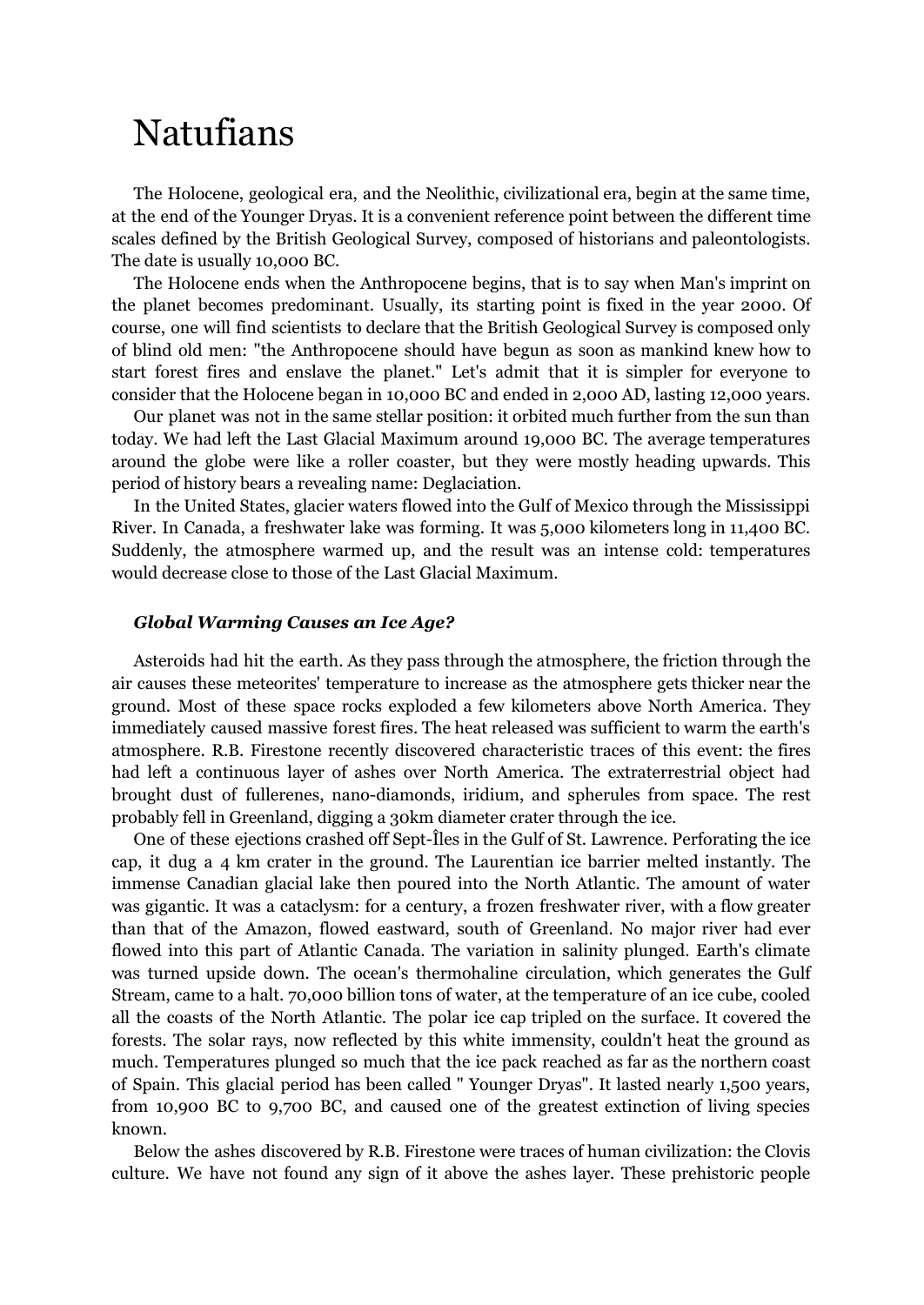# Natufians

The Holocene, geological era, and the Neolithic, civilizational era, begin at the same time, at the end of the Younger Dryas. It is a convenient reference point between the different time scales defined by the British Geological Survey, composed of historians and paleontologists. The date is usually 10,000 BC.

The Holocene ends when the Anthropocene begins, that is to say when Man's imprint on the planet becomes predominant. Usually, its starting point is fixed in the year 2000. Of course, one will find scientists to declare that the British Geological Survey is composed only of blind old men: "the Anthropocene should have begun as soon as mankind knew how to start forest fires and enslave the planet." Let's admit that it is simpler for everyone to consider that the Holocene began in 10,000 BC and ended in 2,000 AD, lasting 12,000 years.

Our planet was not in the same stellar position: it orbited much further from the sun than today. We had left the Last Glacial Maximum around 19,000 BC. The average temperatures around the globe were like a roller coaster, but they were mostly heading upwards. This period of history bears a revealing name: Deglaciation.

In the United States, glacier waters flowed into the Gulf of Mexico through the Mississippi River. In Canada, a freshwater lake was forming. It was 5,000 kilometers long in 11,400 BC. Suddenly, the atmosphere warmed up, and the result was an intense cold: temperatures would decrease close to those of the Last Glacial Maximum.

### *Global Warming Causes an Ice Age?*

Asteroids had hit the earth. As they pass through the atmosphere, the friction through the air causes these meteorites' temperature to increase as the atmosphere gets thicker near the ground. Most of these space rocks exploded a few kilometers above North America. They immediately caused massive forest fires. The heat released was sufficient to warm the earth's atmosphere. R.B. Firestone recently discovered characteristic traces of this event: the fires had left a continuous layer of ashes over North America. The extraterrestrial object had brought dust of fullerenes, nano-diamonds, iridium, and spherules from space. The rest probably fell in Greenland, digging a 30km diameter crater through the ice.

One of these ejections crashed off Sept-Îles in the Gulf of St. Lawrence. Perforating the ice cap, it dug a 4 km crater in the ground. The Laurentian ice barrier melted instantly. The immense Canadian glacial lake then poured into the North Atlantic. The amount of water was gigantic. It was a cataclysm: for a century, a frozen freshwater river, with a flow greater than that of the Amazon, flowed eastward, south of Greenland. No major river had ever flowed into this part of Atlantic Canada. The variation in salinity plunged. Earth's climate was turned upside down. The ocean's thermohaline circulation, which generates the Gulf Stream, came to a halt. 70,000 billion tons of water, at the temperature of an ice cube, cooled all the coasts of the North Atlantic. The polar ice cap tripled on the surface. It covered the forests. The solar rays, now reflected by this white immensity, couldn't heat the ground as much. Temperatures plunged so much that the ice pack reached as far as the northern coast of Spain. This glacial period has been called " Younger Dryas". It lasted nearly 1,500 years, from 10,900 BC to 9,700 BC, and caused one of the greatest extinction of living species known.

Below the ashes discovered by R.B. Firestone were traces of human civilization: the Clovis culture. We have not found any sign of it above the ashes layer. These prehistoric people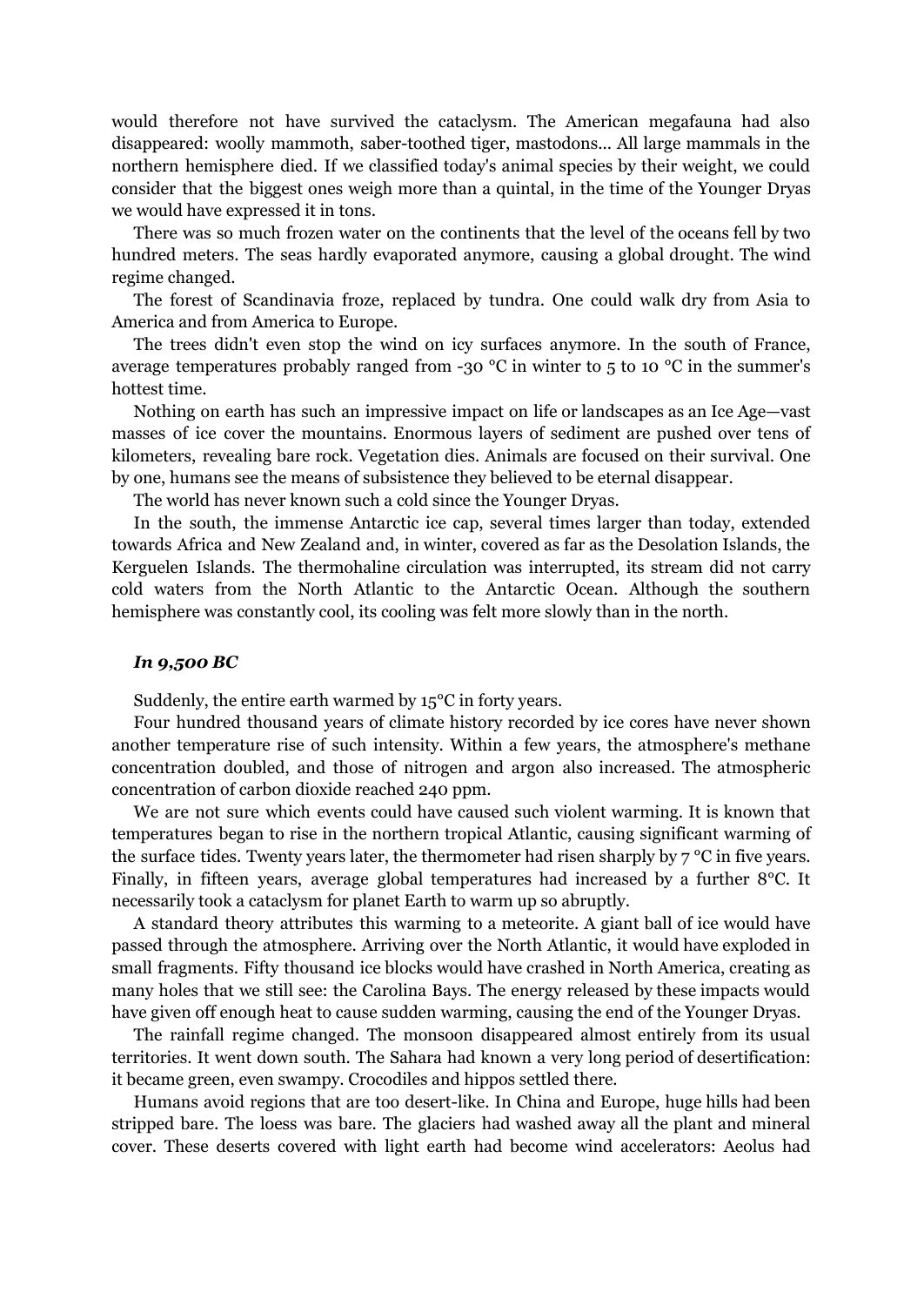would therefore not have survived the cataclysm. The American megafauna had also disappeared: woolly mammoth, saber-toothed tiger, mastodons... All large mammals in the northern hemisphere died. If we classified today's animal species by their weight, we could consider that the biggest ones weigh more than a quintal, in the time of the Younger Dryas we would have expressed it in tons.

There was so much frozen water on the continents that the level of the oceans fell by two hundred meters. The seas hardly evaporated anymore, causing a global drought. The wind regime changed.

The forest of Scandinavia froze, replaced by tundra. One could walk dry from Asia to America and from America to Europe.

The trees didn't even stop the wind on icy surfaces anymore. In the south of France, average temperatures probably ranged from -30 °C in winter to 5 to 10 °C in the summer's hottest time.

Nothing on earth has such an impressive impact on life or landscapes as an Ice Age—vast masses of ice cover the mountains. Enormous layers of sediment are pushed over tens of kilometers, revealing bare rock. Vegetation dies. Animals are focused on their survival. One by one, humans see the means of subsistence they believed to be eternal disappear.

The world has never known such a cold since the Younger Dryas.

In the south, the immense Antarctic ice cap, several times larger than today, extended towards Africa and New Zealand and, in winter, covered as far as the Desolation Islands, the Kerguelen Islands. The thermohaline circulation was interrupted, its stream did not carry cold waters from the North Atlantic to the Antarctic Ocean. Although the southern hemisphere was constantly cool, its cooling was felt more slowly than in the north.

### *In 9,500 BC*

Suddenly, the entire earth warmed by 15°C in forty years.

Four hundred thousand years of climate history recorded by ice cores have never shown another temperature rise of such intensity. Within a few years, the atmosphere's methane concentration doubled, and those of nitrogen and argon also increased. The atmospheric concentration of carbon dioxide reached 240 ppm.

We are not sure which events could have caused such violent warming. It is known that temperatures began to rise in the northern tropical Atlantic, causing significant warming of the surface tides. Twenty years later, the thermometer had risen sharply by 7 °C in five years. Finally, in fifteen years, average global temperatures had increased by a further 8°C. It necessarily took a cataclysm for planet Earth to warm up so abruptly.

A standard theory attributes this warming to a meteorite. A giant ball of ice would have passed through the atmosphere. Arriving over the North Atlantic, it would have exploded in small fragments. Fifty thousand ice blocks would have crashed in North America, creating as many holes that we still see: the Carolina Bays. The energy released by these impacts would have given off enough heat to cause sudden warming, causing the end of the Younger Dryas.

The rainfall regime changed. The monsoon disappeared almost entirely from its usual territories. It went down south. The Sahara had known a very long period of desertification: it became green, even swampy. Crocodiles and hippos settled there.

Humans avoid regions that are too desert-like. In China and Europe, huge hills had been stripped bare. The loess was bare. The glaciers had washed away all the plant and mineral cover. These deserts covered with light earth had become wind accelerators: Aeolus had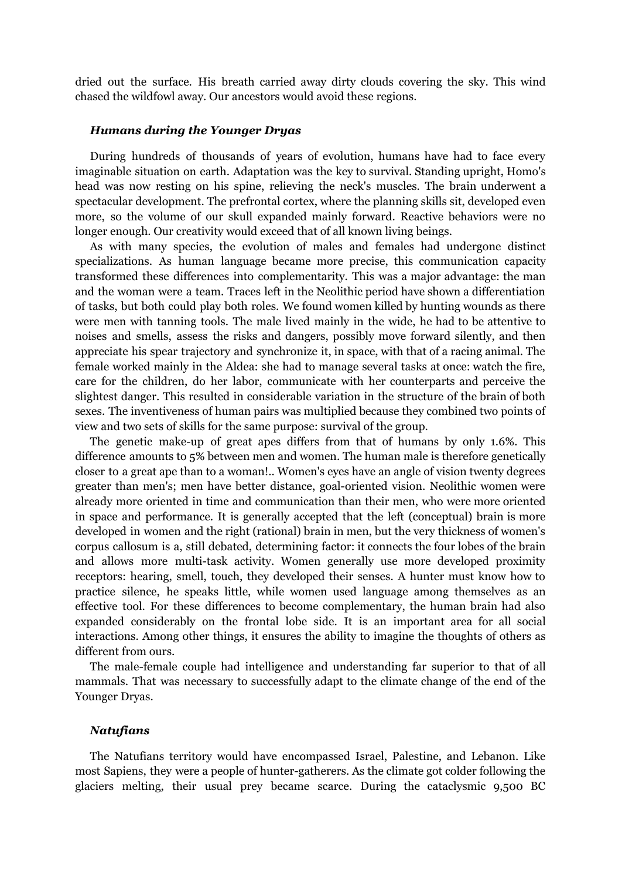dried out the surface. His breath carried away dirty clouds covering the sky. This wind chased the wildfowl away. Our ancestors would avoid these regions.

### *Humans during the Younger Dryas*

During hundreds of thousands of years of evolution, humans have had to face every imaginable situation on earth. Adaptation was the key to survival. Standing upright, Homo's head was now resting on his spine, relieving the neck's muscles. The brain underwent a spectacular development. The prefrontal cortex, where the planning skills sit, developed even more, so the volume of our skull expanded mainly forward. Reactive behaviors were no longer enough. Our creativity would exceed that of all known living beings.

As with many species, the evolution of males and females had undergone distinct specializations. As human language became more precise, this communication capacity transformed these differences into complementarity. This was a major advantage: the man and the woman were a team. Traces left in the Neolithic period have shown a differentiation of tasks, but both could play both roles. We found women killed by hunting wounds as there were men with tanning tools. The male lived mainly in the wide, he had to be attentive to noises and smells, assess the risks and dangers, possibly move forward silently, and then appreciate his spear trajectory and synchronize it, in space, with that of a racing animal. The female worked mainly in the Aldea: she had to manage several tasks at once: watch the fire, care for the children, do her labor, communicate with her counterparts and perceive the slightest danger. This resulted in considerable variation in the structure of the brain of both sexes. The inventiveness of human pairs was multiplied because they combined two points of view and two sets of skills for the same purpose: survival of the group.

The genetic make-up of great apes differs from that of humans by only 1.6%. This difference amounts to 5% between men and women. The human male is therefore genetically closer to a great ape than to a woman!.. Women's eyes have an angle of vision twenty degrees greater than men's; men have better distance, goal-oriented vision. Neolithic women were already more oriented in time and communication than their men, who were more oriented in space and performance. It is generally accepted that the left (conceptual) brain is more developed in women and the right (rational) brain in men, but the very thickness of women's corpus callosum is a, still debated, determining factor: it connects the four lobes of the brain and allows more multi-task activity. Women generally use more developed proximity receptors: hearing, smell, touch, they developed their senses. A hunter must know how to practice silence, he speaks little, while women used language among themselves as an effective tool. For these differences to become complementary, the human brain had also expanded considerably on the frontal lobe side. It is an important area for all social interactions. Among other things, it ensures the ability to imagine the thoughts of others as different from ours.

The male-female couple had intelligence and understanding far superior to that of all mammals. That was necessary to successfully adapt to the climate change of the end of the Younger Dryas.

### *Natufians*

The Natufians territory would have encompassed Israel, Palestine, and Lebanon. Like most Sapiens, they were a people of hunter-gatherers. As the climate got colder following the glaciers melting, their usual prey became scarce. During the cataclysmic 9,500 BC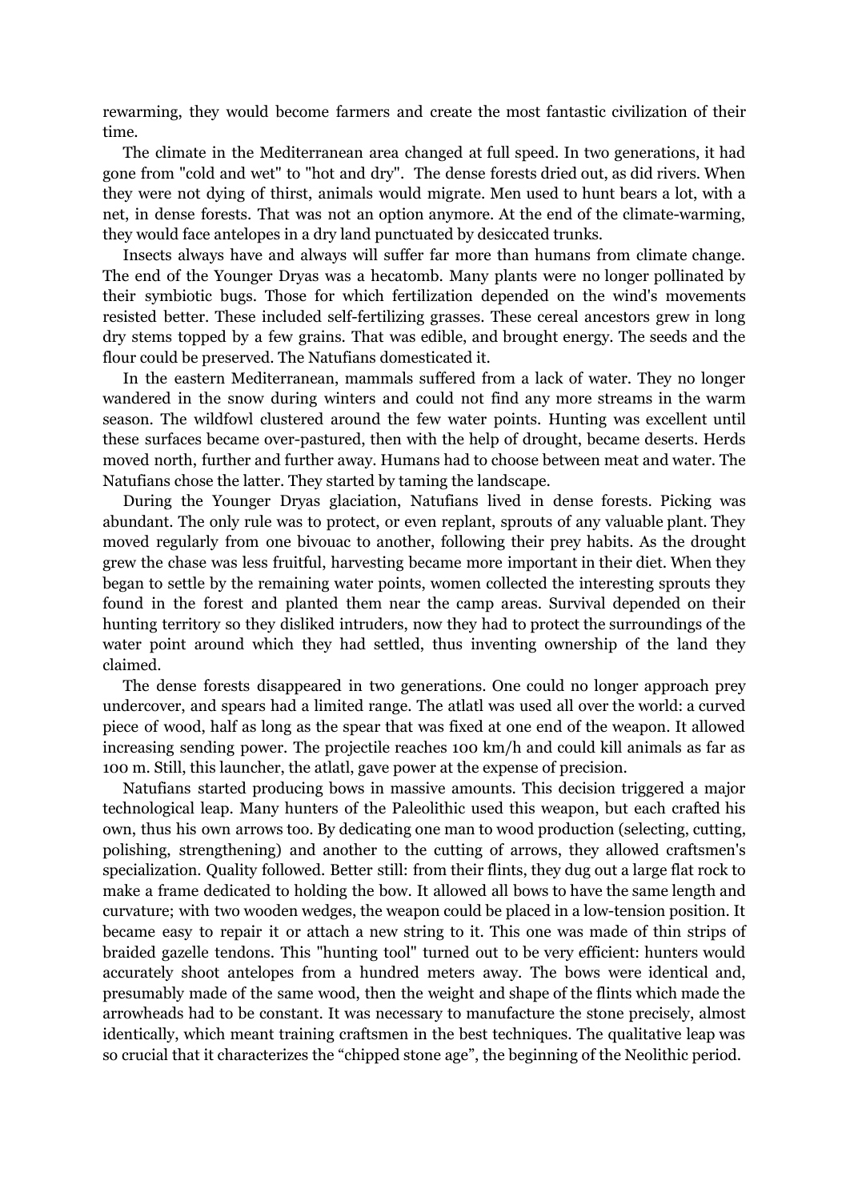rewarming, they would become farmers and create the most fantastic civilization of their time.

The climate in the Mediterranean area changed at full speed. In two generations, it had gone from "cold and wet" to "hot and dry". The dense forests dried out, as did rivers. When they were not dying of thirst, animals would migrate. Men used to hunt bears a lot, with a net, in dense forests. That was not an option anymore. At the end of the climate-warming, they would face antelopes in a dry land punctuated by desiccated trunks.

Insects always have and always will suffer far more than humans from climate change. The end of the Younger Dryas was a hecatomb. Many plants were no longer pollinated by their symbiotic bugs. Those for which fertilization depended on the wind's movements resisted better. These included self-fertilizing grasses. These cereal ancestors grew in long dry stems topped by a few grains. That was edible, and brought energy. The seeds and the flour could be preserved. The Natufians domesticated it.

In the eastern Mediterranean, mammals suffered from a lack of water. They no longer wandered in the snow during winters and could not find any more streams in the warm season. The wildfowl clustered around the few water points. Hunting was excellent until these surfaces became over-pastured, then with the help of drought, became deserts. Herds moved north, further and further away. Humans had to choose between meat and water. The Natufians chose the latter. They started by taming the landscape.

During the Younger Dryas glaciation, Natufians lived in dense forests. Picking was abundant. The only rule was to protect, or even replant, sprouts of any valuable plant. They moved regularly from one bivouac to another, following their prey habits. As the drought grew the chase was less fruitful, harvesting became more important in their diet. When they began to settle by the remaining water points, women collected the interesting sprouts they found in the forest and planted them near the camp areas. Survival depended on their hunting territory so they disliked intruders, now they had to protect the surroundings of the water point around which they had settled, thus inventing ownership of the land they claimed.

The dense forests disappeared in two generations. One could no longer approach prey undercover, and spears had a limited range. The atlatl was used all over the world: a curved piece of wood, half as long as the spear that was fixed at one end of the weapon. It allowed increasing sending power. The projectile reaches 100 km/h and could kill animals as far as 100 m. Still, this launcher, the atlatl, gave power at the expense of precision.

Natufians started producing bows in massive amounts. This decision triggered a major technological leap. Many hunters of the Paleolithic used this weapon, but each crafted his own, thus his own arrows too. By dedicating one man to wood production (selecting, cutting, polishing, strengthening) and another to the cutting of arrows, they allowed craftsmen's specialization. Quality followed. Better still: from their flints, they dug out a large flat rock to make a frame dedicated to holding the bow. It allowed all bows to have the same length and curvature; with two wooden wedges, the weapon could be placed in a low-tension position. It became easy to repair it or attach a new string to it. This one was made of thin strips of braided gazelle tendons. This "hunting tool" turned out to be very efficient: hunters would accurately shoot antelopes from a hundred meters away. The bows were identical and, presumably made of the same wood, then the weight and shape of the flints which made the arrowheads had to be constant. It was necessary to manufacture the stone precisely, almost identically, which meant training craftsmen in the best techniques. The qualitative leap was so crucial that it characterizes the "chipped stone age", the beginning of the Neolithic period.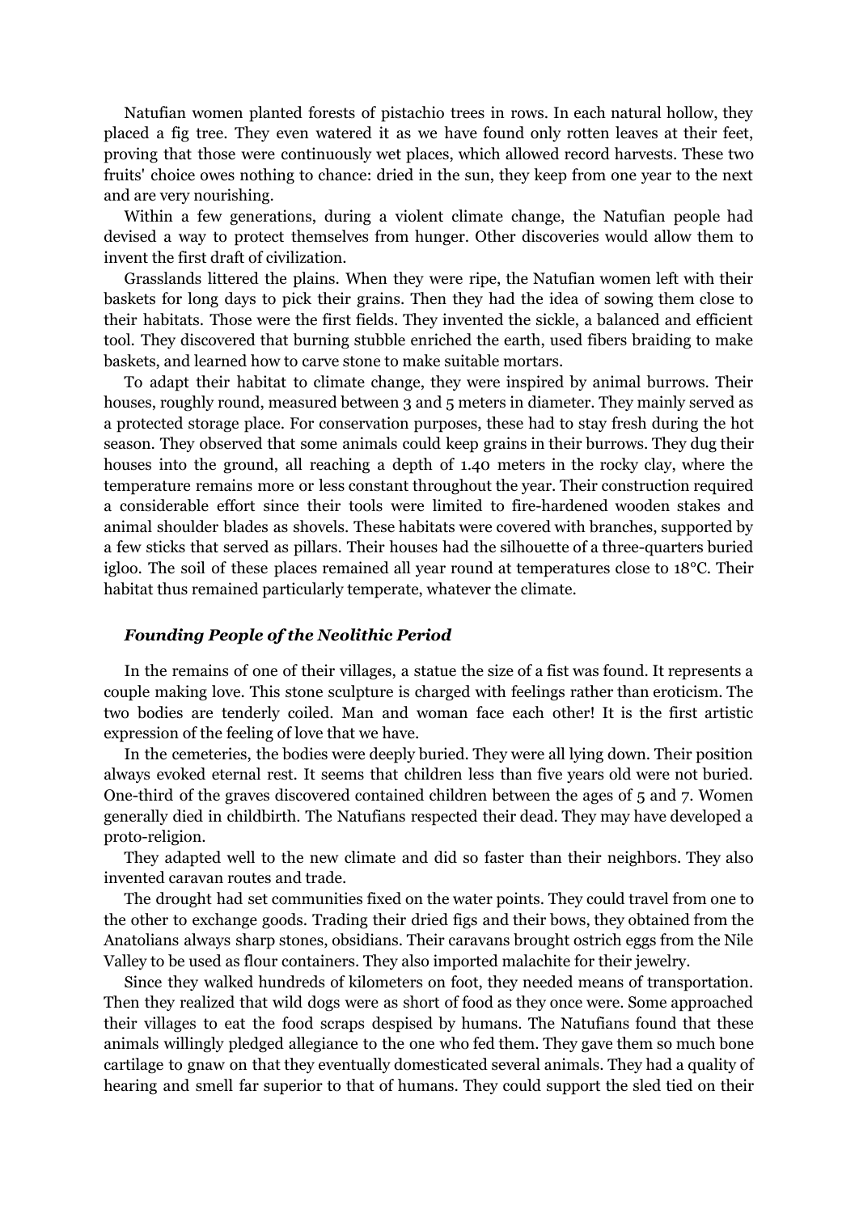Natufian women planted forests of pistachio trees in rows. In each natural hollow, they placed a fig tree. They even watered it as we have found only rotten leaves at their feet, proving that those were continuously wet places, which allowed record harvests. These two fruits' choice owes nothing to chance: dried in the sun, they keep from one year to the next and are very nourishing.

Within a few generations, during a violent climate change, the Natufian people had devised a way to protect themselves from hunger. Other discoveries would allow them to invent the first draft of civilization.

Grasslands littered the plains. When they were ripe, the Natufian women left with their baskets for long days to pick their grains. Then they had the idea of sowing them close to their habitats. Those were the first fields. They invented the sickle, a balanced and efficient tool. They discovered that burning stubble enriched the earth, used fibers braiding to make baskets, and learned how to carve stone to make suitable mortars.

To adapt their habitat to climate change, they were inspired by animal burrows. Their houses, roughly round, measured between 3 and 5 meters in diameter. They mainly served as a protected storage place. For conservation purposes, these had to stay fresh during the hot season. They observed that some animals could keep grains in their burrows. They dug their houses into the ground, all reaching a depth of 1.40 meters in the rocky clay, where the temperature remains more or less constant throughout the year. Their construction required a considerable effort since their tools were limited to fire-hardened wooden stakes and animal shoulder blades as shovels. These habitats were covered with branches, supported by a few sticks that served as pillars. Their houses had the silhouette of a three-quarters buried igloo. The soil of these places remained all year round at temperatures close to 18°C. Their habitat thus remained particularly temperate, whatever the climate.

### ***Founding People of the Neolithic Period***

In the remains of one of their villages, a statue the size of a fist was found. It represents a couple making love. This stone sculpture is charged with feelings rather than eroticism. The two bodies are tenderly coiled. Man and woman face each other! It is the first artistic expression of the feeling of love that we have.

In the cemeteries, the bodies were deeply buried. They were all lying down. Their position always evoked eternal rest. It seems that children less than five years old were not buried. One-third of the graves discovered contained children between the ages of 5 and 7. Women generally died in childbirth. The Natufians respected their dead. They may have developed a proto-religion.

They adapted well to the new climate and did so faster than their neighbors. They also invented caravan routes and trade.

The drought had set communities fixed on the water points. They could travel from one to the other to exchange goods. Trading their dried figs and their bows, they obtained from the Anatolians always sharp stones, obsidians. Their caravans brought ostrich eggs from the Nile Valley to be used as flour containers. They also imported malachite for their jewelry.

Since they walked hundreds of kilometers on foot, they needed means of transportation. Then they realized that wild dogs were as short of food as they once were. Some approached their villages to eat the food scraps despised by humans. The Natufians found that these animals willingly pledged allegiance to the one who fed them. They gave them so much bone cartilage to gnaw on that they eventually domesticated several animals. They had a quality of hearing and smell far superior to that of humans. They could support the sled tied on their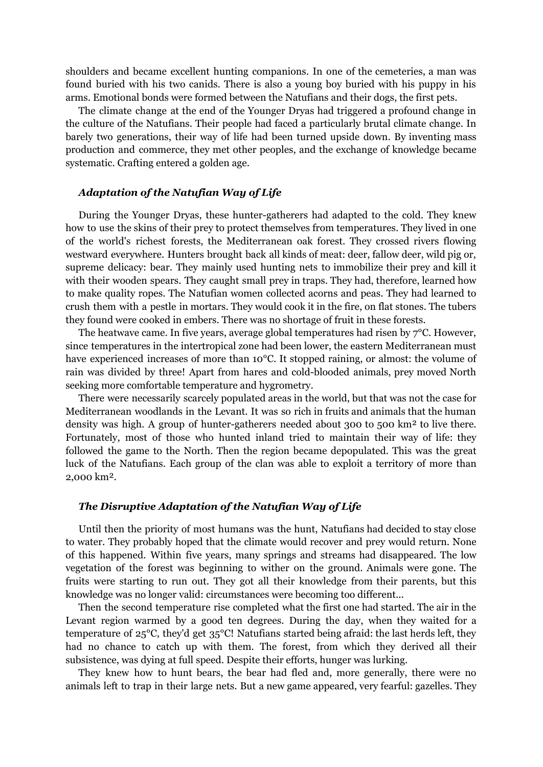shoulders and became excellent hunting companions. In one of the cemeteries, a man was found buried with his two canids. There is also a young boy buried with his puppy in his arms. Emotional bonds were formed between the Natufians and their dogs, the first pets.

The climate change at the end of the Younger Dryas had triggered a profound change in the culture of the Natufians. Their people had faced a particularly brutal climate change. In barely two generations, their way of life had been turned upside down. By inventing mass production and commerce, they met other peoples, and the exchange of knowledge became systematic. Crafting entered a golden age.

### *Adaptation of the Natufian Way of Life*

During the Younger Dryas, these hunter-gatherers had adapted to the cold. They knew how to use the skins of their prey to protect themselves from temperatures. They lived in one of the world's richest forests, the Mediterranean oak forest. They crossed rivers flowing westward everywhere. Hunters brought back all kinds of meat: deer, fallow deer, wild pig or, supreme delicacy: bear. They mainly used hunting nets to immobilize their prey and kill it with their wooden spears. They caught small prey in traps. They had, therefore, learned how to make quality ropes. The Natufian women collected acorns and peas. They had learned to crush them with a pestle in mortars. They would cook it in the fire, on flat stones. The tubers they found were cooked in embers. There was no shortage of fruit in these forests.

The heatwave came. In five years, average global temperatures had risen by 7°C. However, since temperatures in the intertropical zone had been lower, the eastern Mediterranean must have experienced increases of more than 10°C. It stopped raining, or almost: the volume of rain was divided by three! Apart from hares and cold-blooded animals, prey moved North seeking more comfortable temperature and hygrometry.

There were necessarily scarcely populated areas in the world, but that was not the case for Mediterranean woodlands in the Levant. It was so rich in fruits and animals that the human density was high. A group of hunter-gatherers needed about 300 to 500 km² to live there. Fortunately, most of those who hunted inland tried to maintain their way of life: they followed the game to the North. Then the region became depopulated. This was the great luck of the Natufians. Each group of the clan was able to exploit a territory of more than 2,000 km².

### *The Disruptive Adaptation of the Natufian Way of Life*

Until then the priority of most humans was the hunt, Natufians had decided to stay close to water. They probably hoped that the climate would recover and prey would return. None of this happened. Within five years, many springs and streams had disappeared. The low vegetation of the forest was beginning to wither on the ground. Animals were gone. The fruits were starting to run out. They got all their knowledge from their parents, but this knowledge was no longer valid: circumstances were becoming too different...

Then the second temperature rise completed what the first one had started. The air in the Levant region warmed by a good ten degrees. During the day, when they waited for a temperature of 25°C, they'd get 35°C! Natufians started being afraid: the last herds left, they had no chance to catch up with them. The forest, from which they derived all their subsistence, was dying at full speed. Despite their efforts, hunger was lurking.

They knew how to hunt bears, the bear had fled and, more generally, there were no animals left to trap in their large nets. But a new game appeared, very fearful: gazelles. They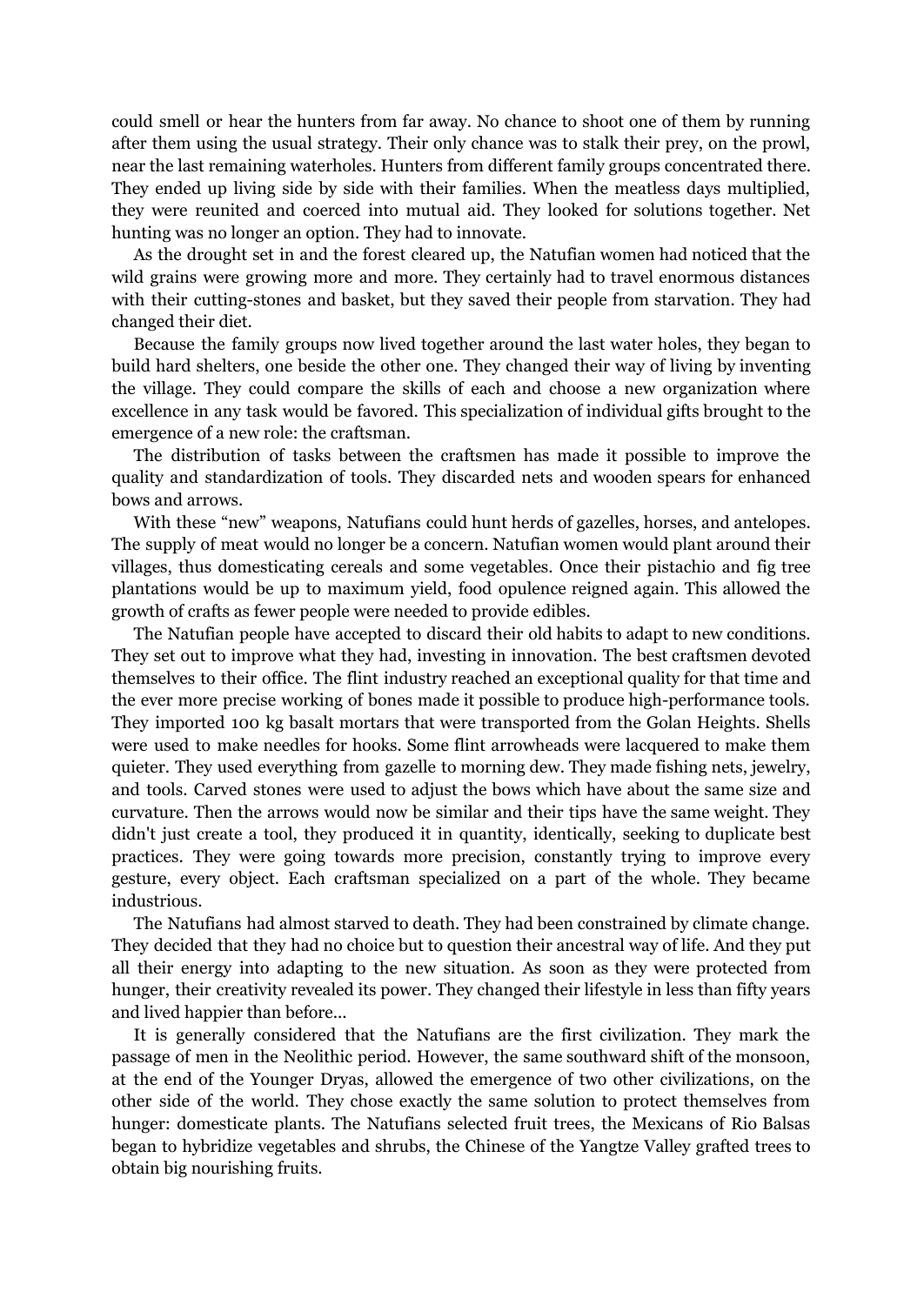could smell or hear the hunters from far away. No chance to shoot one of them by running after them using the usual strategy. Their only chance was to stalk their prey, on the prowl, near the last remaining waterholes. Hunters from different family groups concentrated there. They ended up living side by side with their families. When the meatless days multiplied, they were reunited and coerced into mutual aid. They looked for solutions together. Net hunting was no longer an option. They had to innovate.

As the drought set in and the forest cleared up, the Natufian women had noticed that the wild grains were growing more and more. They certainly had to travel enormous distances with their cutting-stones and basket, but they saved their people from starvation. They had changed their diet.

Because the family groups now lived together around the last water holes, they began to build hard shelters, one beside the other one. They changed their way of living by inventing the village. They could compare the skills of each and choose a new organization where excellence in any task would be favored. This specialization of individual gifts brought to the emergence of a new role: the craftsman.

The distribution of tasks between the craftsmen has made it possible to improve the quality and standardization of tools. They discarded nets and wooden spears for enhanced bows and arrows.

With these "new" weapons, Natufians could hunt herds of gazelles, horses, and antelopes. The supply of meat would no longer be a concern. Natufian women would plant around their villages, thus domesticating cereals and some vegetables. Once their pistachio and fig tree plantations would be up to maximum yield, food opulence reigned again. This allowed the growth of crafts as fewer people were needed to provide edibles.

The Natufian people have accepted to discard their old habits to adapt to new conditions. They set out to improve what they had, investing in innovation. The best craftsmen devoted themselves to their office. The flint industry reached an exceptional quality for that time and the ever more precise working of bones made it possible to produce high-performance tools. They imported 100 kg basalt mortars that were transported from the Golan Heights. Shells were used to make needles for hooks. Some flint arrowheads were lacquered to make them quieter. They used everything from gazelle to morning dew. They made fishing nets, jewelry, and tools. Carved stones were used to adjust the bows which have about the same size and curvature. Then the arrows would now be similar and their tips have the same weight. They didn't just create a tool, they produced it in quantity, identically, seeking to duplicate best practices. They were going towards more precision, constantly trying to improve every gesture, every object. Each craftsman specialized on a part of the whole. They became industrious.

The Natufians had almost starved to death. They had been constrained by climate change. They decided that they had no choice but to question their ancestral way of life. And they put all their energy into adapting to the new situation. As soon as they were protected from hunger, their creativity revealed its power. They changed their lifestyle in less than fifty years and lived happier than before...

It is generally considered that the Natufians are the first civilization. They mark the passage of men in the Neolithic period. However, the same southward shift of the monsoon, at the end of the Younger Dryas, allowed the emergence of two other civilizations, on the other side of the world. They chose exactly the same solution to protect themselves from hunger: domesticate plants. The Natufians selected fruit trees, the Mexicans of Rio Balsas began to hybridize vegetables and shrubs, the Chinese of the Yangtze Valley grafted trees to obtain big nourishing fruits.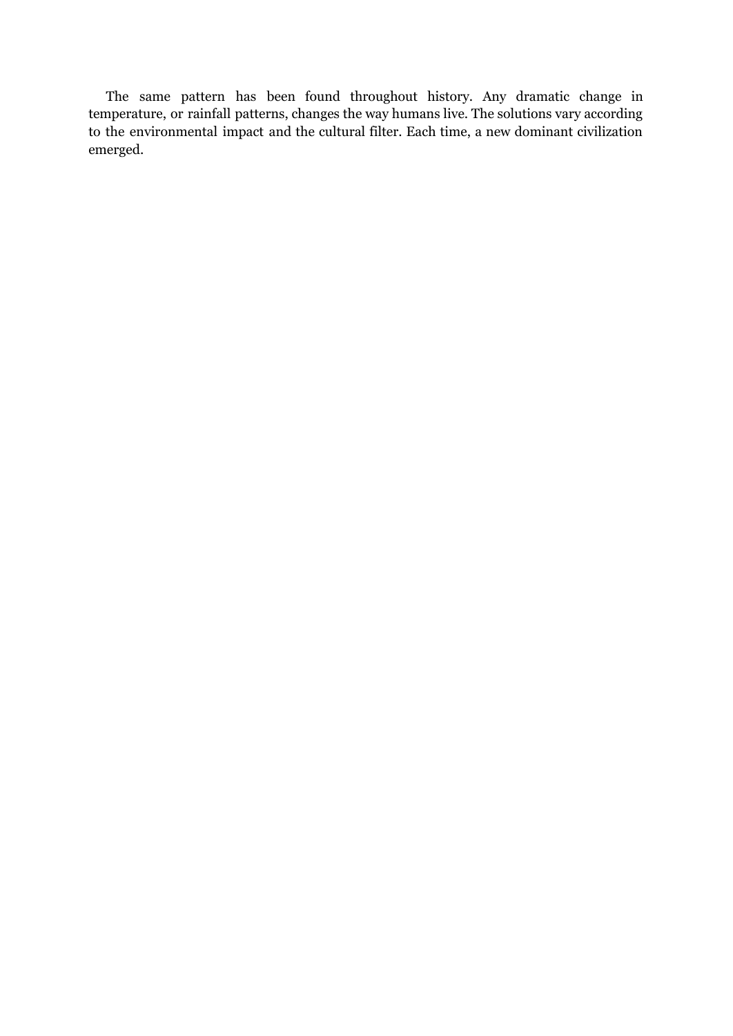The same pattern has been found throughout history. Any dramatic change in temperature, or rainfall patterns, changes the way humans live. The solutions vary according to the environmental impact and the cultural filter. Each time, a new dominant civilization emerged.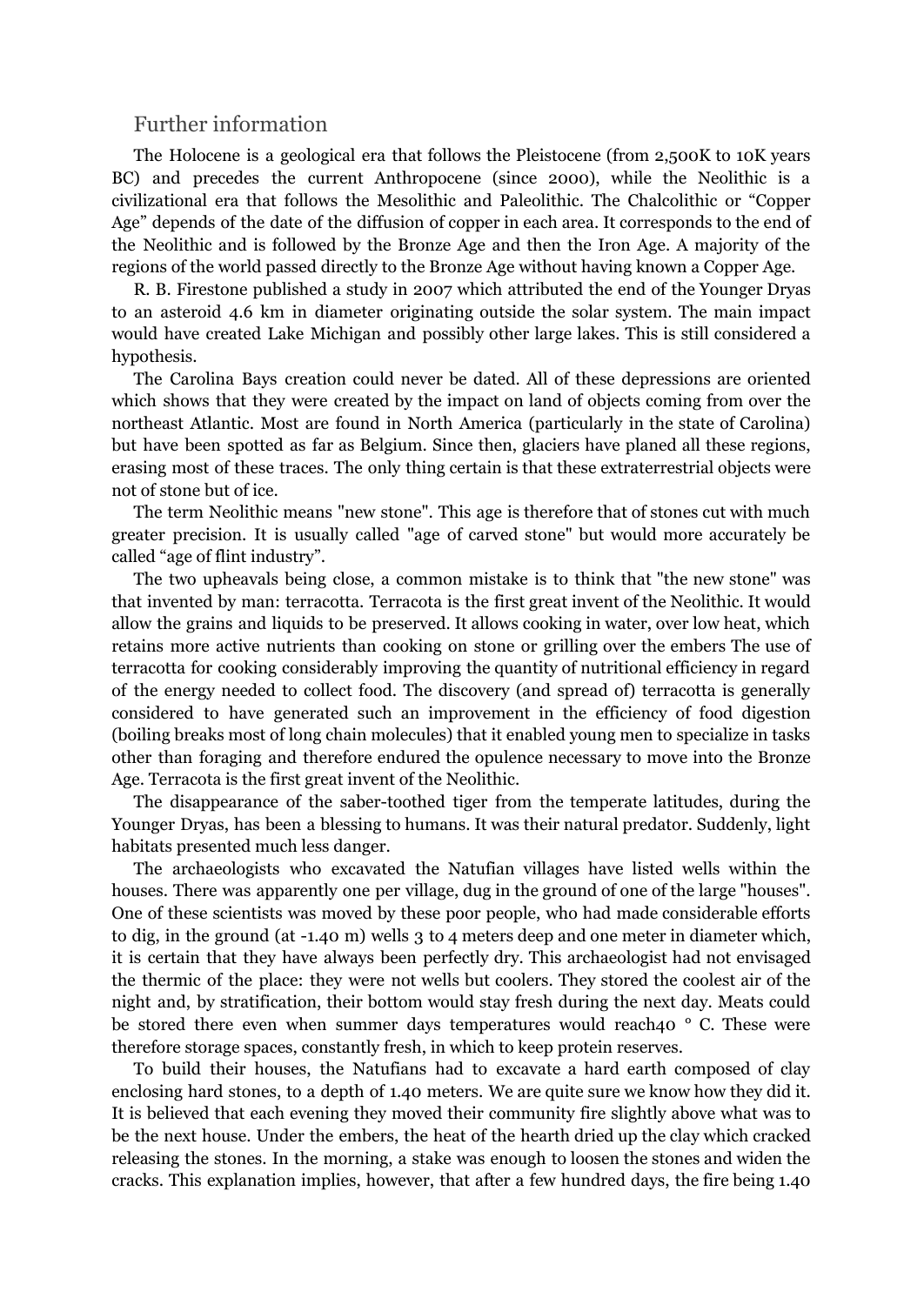## Further information

The Holocene is a geological era that follows the Pleistocene (from 2,500K to 10K years BC) and precedes the current Anthropocene (since 2000), while the Neolithic is a civilizational era that follows the Mesolithic and Paleolithic. The Chalcolithic or "Copper Age" depends of the date of the diffusion of copper in each area. It corresponds to the end of the Neolithic and is followed by the Bronze Age and then the Iron Age. A majority of the regions of the world passed directly to the Bronze Age without having known a Copper Age.

R. B. Firestone published a study in 2007 which attributed the end of the Younger Dryas to an asteroid 4.6 km in diameter originating outside the solar system. The main impact would have created Lake Michigan and possibly other large lakes. This is still considered a hypothesis.

The Carolina Bays creation could never be dated. All of these depressions are oriented which shows that they were created by the impact on land of objects coming from over the northeast Atlantic. Most are found in North America (particularly in the state of Carolina) but have been spotted as far as Belgium. Since then, glaciers have planed all these regions, erasing most of these traces. The only thing certain is that these extraterrestrial objects were not of stone but of ice.

The term Neolithic means "new stone". This age is therefore that of stones cut with much greater precision. It is usually called "age of carved stone" but would more accurately be called "age of flint industry".

The two upheavals being close, a common mistake is to think that "the new stone" was that invented by man: terracotta. Terracota is the first great invent of the Neolithic. It would allow the grains and liquids to be preserved. It allows cooking in water, over low heat, which retains more active nutrients than cooking on stone or grilling over the embers The use of terracotta for cooking considerably improving the quantity of nutritional efficiency in regard of the energy needed to collect food. The discovery (and spread of) terracotta is generally considered to have generated such an improvement in the efficiency of food digestion (boiling breaks most of long chain molecules) that it enabled young men to specialize in tasks other than foraging and therefore endured the opulence necessary to move into the Bronze Age. Terracota is the first great invent of the Neolithic.

The disappearance of the saber-toothed tiger from the temperate latitudes, during the Younger Dryas, has been a blessing to humans. It was their natural predator. Suddenly, light habitats presented much less danger.

The archaeologists who excavated the Natufian villages have listed wells within the houses. There was apparently one per village, dug in the ground of one of the large "houses". One of these scientists was moved by these poor people, who had made considerable efforts to dig, in the ground (at -1.40 m) wells 3 to 4 meters deep and one meter in diameter which, it is certain that they have always been perfectly dry. This archaeologist had not envisaged the thermic of the place: they were not wells but coolers. They stored the coolest air of the night and, by stratification, their bottom would stay fresh during the next day. Meats could be stored there even when summer days temperatures would reach40 ° C. These were therefore storage spaces, constantly fresh, in which to keep protein reserves.

To build their houses, the Natufians had to excavate a hard earth composed of clay enclosing hard stones, to a depth of 1.40 meters. We are quite sure we know how they did it. It is believed that each evening they moved their community fire slightly above what was to be the next house. Under the embers, the heat of the hearth dried up the clay which cracked releasing the stones. In the morning, a stake was enough to loosen the stones and widen the cracks. This explanation implies, however, that after a few hundred days, the fire being 1.40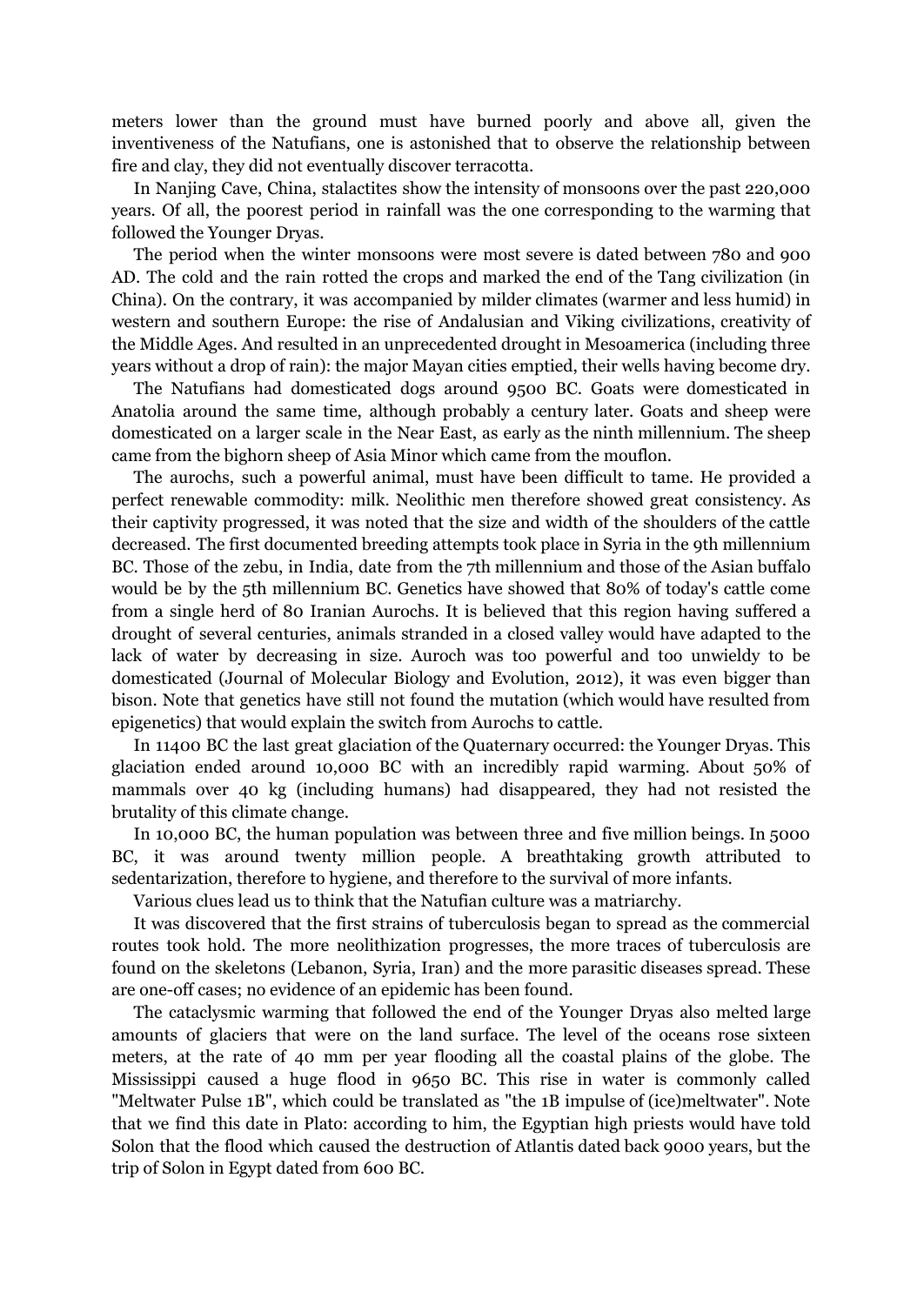meters lower than the ground must have burned poorly and above all, given the inventiveness of the Natufians, one is astonished that to observe the relationship between fire and clay, they did not eventually discover terracotta.

In Nanjing Cave, China, stalactites show the intensity of monsoons over the past 220,000 years. Of all, the poorest period in rainfall was the one corresponding to the warming that followed the Younger Dryas.

The period when the winter monsoons were most severe is dated between 780 and 900 AD. The cold and the rain rotted the crops and marked the end of the Tang civilization (in China). On the contrary, it was accompanied by milder climates (warmer and less humid) in western and southern Europe: the rise of Andalusian and Viking civilizations, creativity of the Middle Ages. And resulted in an unprecedented drought in Mesoamerica (including three years without a drop of rain): the major Mayan cities emptied, their wells having become dry.

The Natufians had domesticated dogs around 9500 BC. Goats were domesticated in Anatolia around the same time, although probably a century later. Goats and sheep were domesticated on a larger scale in the Near East, as early as the ninth millennium. The sheep came from the bighorn sheep of Asia Minor which came from the mouflon.

The aurochs, such a powerful animal, must have been difficult to tame. He provided a perfect renewable commodity: milk. Neolithic men therefore showed great consistency. As their captivity progressed, it was noted that the size and width of the shoulders of the cattle decreased. The first documented breeding attempts took place in Syria in the 9th millennium BC. Those of the zebu, in India, date from the 7th millennium and those of the Asian buffalo would be by the 5th millennium BC. Genetics have showed that 80% of today's cattle come from a single herd of 80 Iranian Aurochs. It is believed that this region having suffered a drought of several centuries, animals stranded in a closed valley would have adapted to the lack of water by decreasing in size. Auroch was too powerful and too unwieldy to be domesticated (Journal of Molecular Biology and Evolution, 2012), it was even bigger than bison. Note that genetics have still not found the mutation (which would have resulted from epigenetics) that would explain the switch from Aurochs to cattle.

In 11400 BC the last great glaciation of the Quaternary occurred: the Younger Dryas. This glaciation ended around 10,000 BC with an incredibly rapid warming. About 50% of mammals over 40 kg (including humans) had disappeared, they had not resisted the brutality of this climate change.

In 10,000 BC, the human population was between three and five million beings. In 5000 BC, it was around twenty million people. A breathtaking growth attributed to sedentarization, therefore to hygiene, and therefore to the survival of more infants.

Various clues lead us to think that the Natufian culture was a matriarchy.

It was discovered that the first strains of tuberculosis began to spread as the commercial routes took hold. The more neolithization progresses, the more traces of tuberculosis are found on the skeletons (Lebanon, Syria, Iran) and the more parasitic diseases spread. These are one-off cases; no evidence of an epidemic has been found.

The cataclysmic warming that followed the end of the Younger Dryas also melted large amounts of glaciers that were on the land surface. The level of the oceans rose sixteen meters, at the rate of 40 mm per year flooding all the coastal plains of the globe. The Mississippi caused a huge flood in 9650 BC. This rise in water is commonly called "Meltwater Pulse 1B", which could be translated as "the 1B impulse of (ice)meltwater". Note that we find this date in Plato: according to him, the Egyptian high priests would have told Solon that the flood which caused the destruction of Atlantis dated back 9000 years, but the trip of Solon in Egypt dated from 600 BC.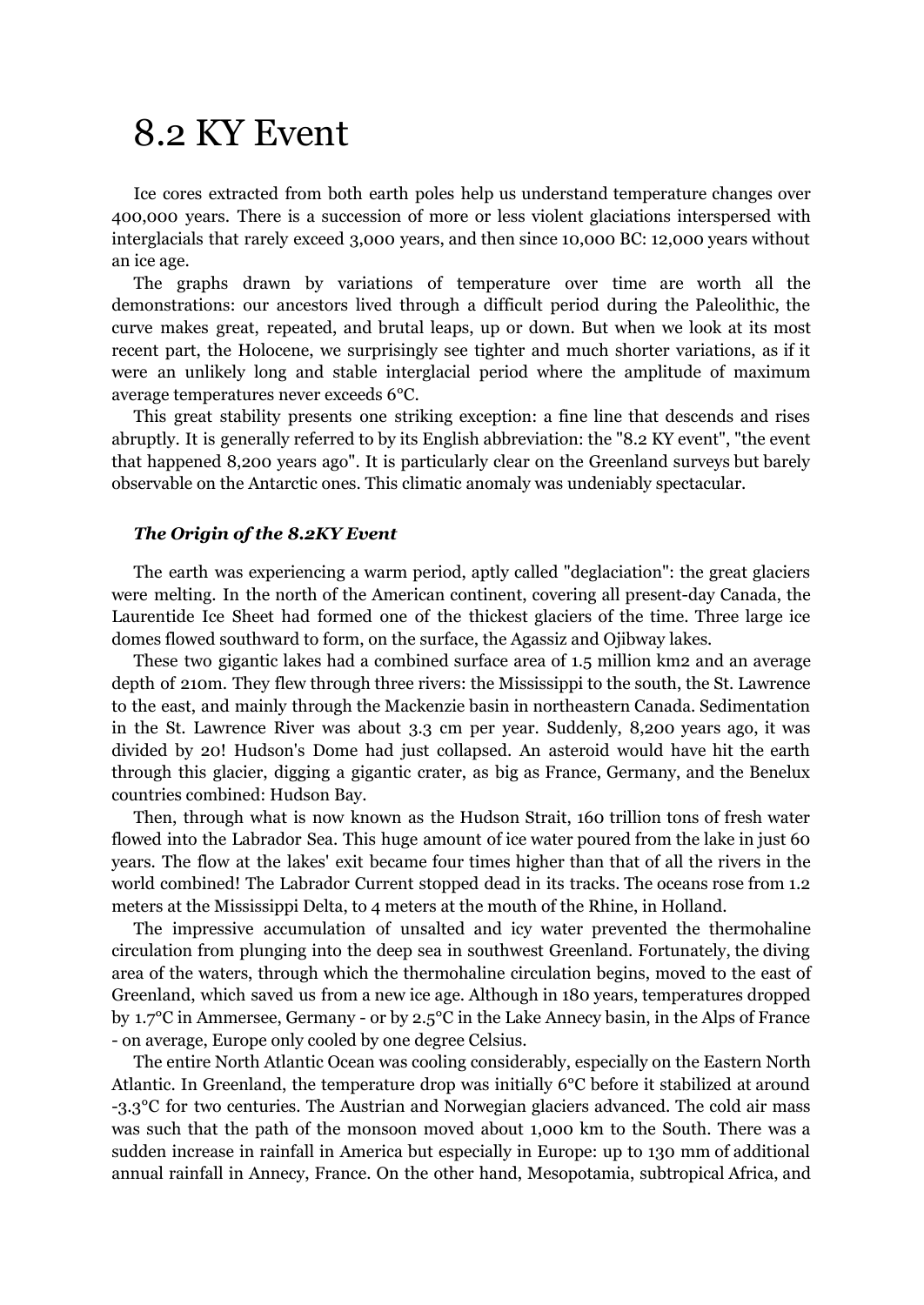# 8.2 KY Event

Ice cores extracted from both earth poles help us understand temperature changes over 400,000 years. There is a succession of more or less violent glaciations interspersed with interglacials that rarely exceed 3,000 years, and then since 10,000 BC: 12,000 years without an ice age.

The graphs drawn by variations of temperature over time are worth all the demonstrations: our ancestors lived through a difficult period during the Paleolithic, the curve makes great, repeated, and brutal leaps, up or down. But when we look at its most recent part, the Holocene, we surprisingly see tighter and much shorter variations, as if it were an unlikely long and stable interglacial period where the amplitude of maximum average temperatures never exceeds 6°C.

This great stability presents one striking exception: a fine line that descends and rises abruptly. It is generally referred to by its English abbreviation: the "8.2 KY event", "the event that happened 8,200 years ago". It is particularly clear on the Greenland surveys but barely observable on the Antarctic ones. This climatic anomaly was undeniably spectacular.

### *The Origin of the 8.2KY Event*

The earth was experiencing a warm period, aptly called "deglaciation": the great glaciers were melting. In the north of the American continent, covering all present-day Canada, the Laurentide Ice Sheet had formed one of the thickest glaciers of the time. Three large ice domes flowed southward to form, on the surface, the Agassiz and Ojibway lakes.

These two gigantic lakes had a combined surface area of 1.5 million km2 and an average depth of 210m. They flew through three rivers: the Mississippi to the south, the St. Lawrence to the east, and mainly through the Mackenzie basin in northeastern Canada. Sedimentation in the St. Lawrence River was about 3.3 cm per year. Suddenly, 8,200 years ago, it was divided by 20! Hudson's Dome had just collapsed. An asteroid would have hit the earth through this glacier, digging a gigantic crater, as big as France, Germany, and the Benelux countries combined: Hudson Bay.

Then, through what is now known as the Hudson Strait, 160 trillion tons of fresh water flowed into the Labrador Sea. This huge amount of ice water poured from the lake in just 60 years. The flow at the lakes' exit became four times higher than that of all the rivers in the world combined! The Labrador Current stopped dead in its tracks. The oceans rose from 1.2 meters at the Mississippi Delta, to 4 meters at the mouth of the Rhine, in Holland.

The impressive accumulation of unsalted and icy water prevented the thermohaline circulation from plunging into the deep sea in southwest Greenland. Fortunately, the diving area of the waters, through which the thermohaline circulation begins, moved to the east of Greenland, which saved us from a new ice age. Although in 180 years, temperatures dropped by 1.7°C in Ammersee, Germany - or by 2.5°C in the Lake Annecy basin, in the Alps of France - on average, Europe only cooled by one degree Celsius.

The entire North Atlantic Ocean was cooling considerably, especially on the Eastern North Atlantic. In Greenland, the temperature drop was initially 6°C before it stabilized at around -3.3°C for two centuries. The Austrian and Norwegian glaciers advanced. The cold air mass was such that the path of the monsoon moved about 1,000 km to the South. There was a sudden increase in rainfall in America but especially in Europe: up to 130 mm of additional annual rainfall in Annecy, France. On the other hand, Mesopotamia, subtropical Africa, and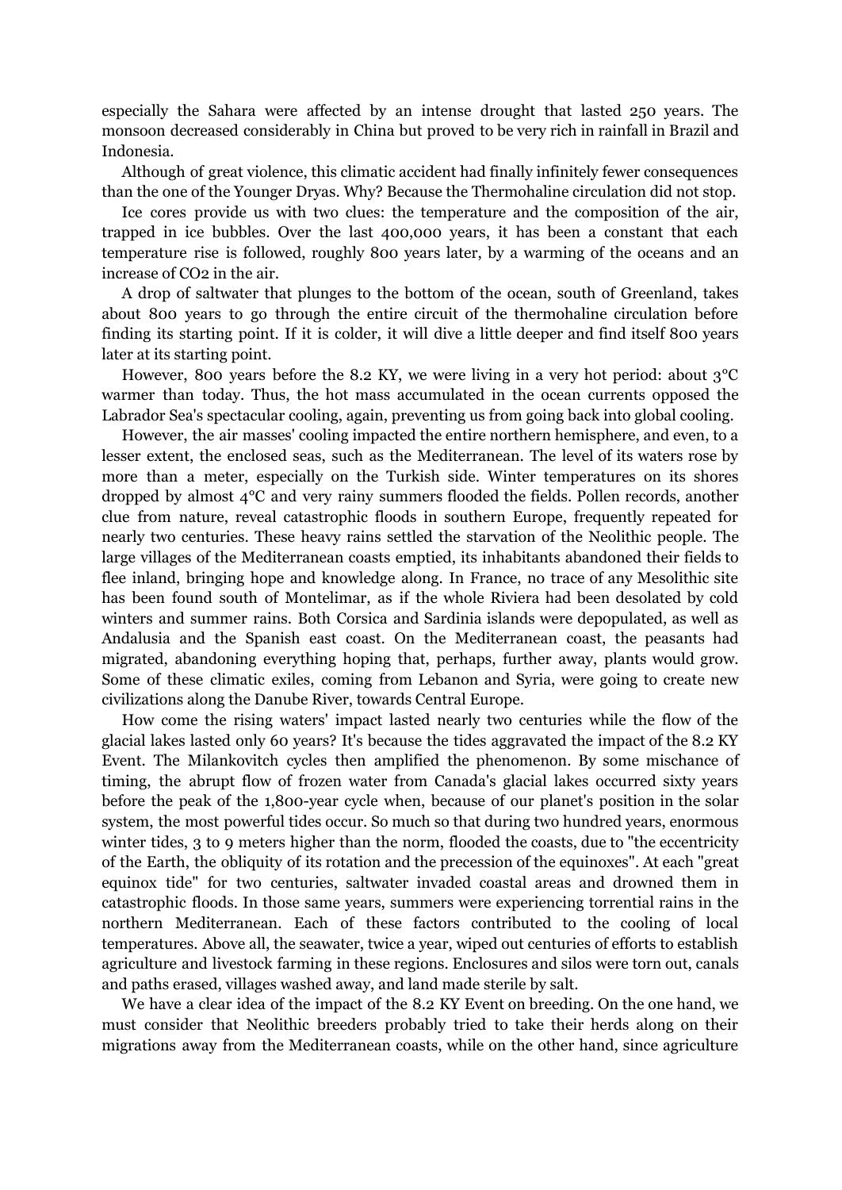especially the Sahara were affected by an intense drought that lasted 250 years. The monsoon decreased considerably in China but proved to be very rich in rainfall in Brazil and Indonesia.

Although of great violence, this climatic accident had finally infinitely fewer consequences than the one of the Younger Dryas. Why? Because the Thermohaline circulation did not stop.

Ice cores provide us with two clues: the temperature and the composition of the air, trapped in ice bubbles. Over the last 400,000 years, it has been a constant that each temperature rise is followed, roughly 800 years later, by a warming of the oceans and an increase of $CO_2$ in the air.

A drop of saltwater that plunges to the bottom of the ocean, south of Greenland, takes about 800 years to go through the entire circuit of the thermohaline circulation before finding its starting point. If it is colder, it will dive a little deeper and find itself 800 years later at its starting point.

However, 800 years before the 8.2 KY, we were living in a very hot period: about 3°C warmer than today. Thus, the hot mass accumulated in the ocean currents opposed the Labrador Sea's spectacular cooling, again, preventing us from going back into global cooling.

However, the air masses' cooling impacted the entire northern hemisphere, and even, to a lesser extent, the enclosed seas, such as the Mediterranean. The level of its waters rose by more than a meter, especially on the Turkish side. Winter temperatures on its shores dropped by almost 4°C and very rainy summers flooded the fields. Pollen records, another clue from nature, reveal catastrophic floods in southern Europe, frequently repeated for nearly two centuries. These heavy rains settled the starvation of the Neolithic people. The large villages of the Mediterranean coasts emptied, its inhabitants abandoned their fields to flee inland, bringing hope and knowledge along. In France, no trace of any Mesolithic site has been found south of Montelimar, as if the whole Riviera had been desolated by cold winters and summer rains. Both Corsica and Sardinia islands were depopulated, as well as Andalusia and the Spanish east coast. On the Mediterranean coast, the peasants had migrated, abandoning everything hoping that, perhaps, further away, plants would grow. Some of these climatic exiles, coming from Lebanon and Syria, were going to create new civilizations along the Danube River, towards Central Europe.

How come the rising waters' impact lasted nearly two centuries while the flow of the glacial lakes lasted only 60 years? It's because the tides aggravated the impact of the 8.2 KY Event. The Milankovitch cycles then amplified the phenomenon. By some mischance of timing, the abrupt flow of frozen water from Canada's glacial lakes occurred sixty years before the peak of the 1,800-year cycle when, because of our planet's position in the solar system, the most powerful tides occur. So much so that during two hundred years, enormous winter tides, 3 to 9 meters higher than the norm, flooded the coasts, due to "the eccentricity of the Earth, the obliquity of its rotation and the precession of the equinoxes". At each "great equinox tide" for two centuries, saltwater invaded coastal areas and drowned them in catastrophic floods. In those same years, summers were experiencing torrential rains in the northern Mediterranean. Each of these factors contributed to the cooling of local temperatures. Above all, the seawater, twice a year, wiped out centuries of efforts to establish agriculture and livestock farming in these regions. Enclosures and silos were torn out, canals and paths erased, villages washed away, and land made sterile by salt.

We have a clear idea of the impact of the 8.2 KY Event on breeding. On the one hand, we must consider that Neolithic breeders probably tried to take their herds along on their migrations away from the Mediterranean coasts, while on the other hand, since agriculture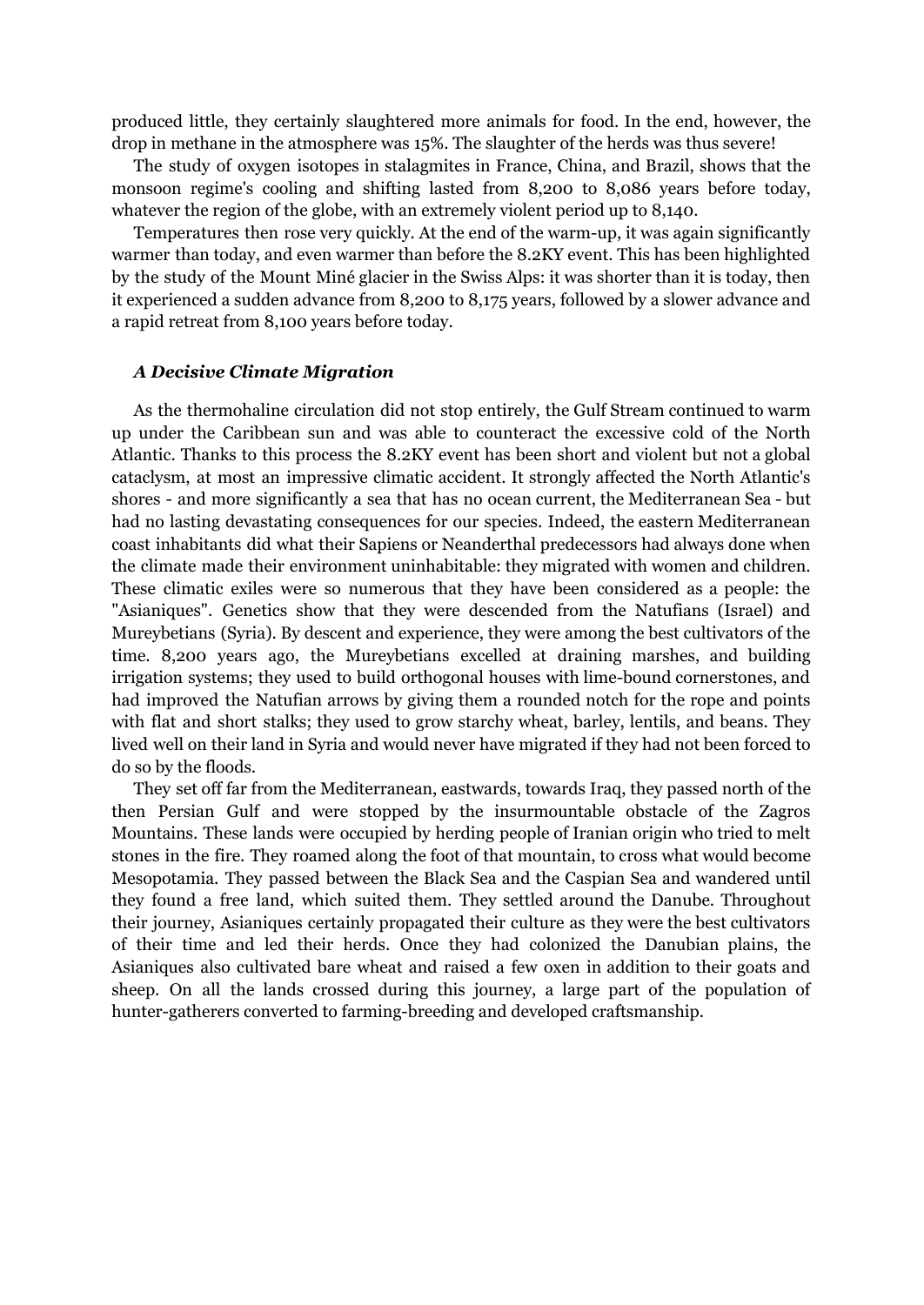produced little, they certainly slaughtered more animals for food. In the end, however, the drop in methane in the atmosphere was 15%. The slaughter of the herds was thus severe!

The study of oxygen isotopes in stalagmites in France, China, and Brazil, shows that the monsoon regime's cooling and shifting lasted from 8,200 to 8,086 years before today, whatever the region of the globe, with an extremely violent period up to 8,140.

Temperatures then rose very quickly. At the end of the warm-up, it was again significantly warmer than today, and even warmer than before the 8.2KY event. This has been highlighted by the study of the Mount Miné glacier in the Swiss Alps: it was shorter than it is today, then it experienced a sudden advance from 8,200 to 8,175 years, followed by a slower advance and a rapid retreat from 8,100 years before today.

### *A Decisive Climate Migration*

As the thermohaline circulation did not stop entirely, the Gulf Stream continued to warm up under the Caribbean sun and was able to counteract the excessive cold of the North Atlantic. Thanks to this process the 8.2KY event has been short and violent but not a global cataclysm, at most an impressive climatic accident. It strongly affected the North Atlantic's shores - and more significantly a sea that has no ocean current, the Mediterranean Sea - but had no lasting devastating consequences for our species. Indeed, the eastern Mediterranean coast inhabitants did what their Sapiens or Neanderthal predecessors had always done when the climate made their environment uninhabitable: they migrated with women and children. These climatic exiles were so numerous that they have been considered as a people: the "Asianiques". Genetics show that they were descended from the Natufians (Israel) and Mureybetians (Syria). By descent and experience, they were among the best cultivators of the time. 8,200 years ago, the Mureybetians excelled at draining marshes, and building irrigation systems; they used to build orthogonal houses with lime-bound cornerstones, and had improved the Natufian arrows by giving them a rounded notch for the rope and points with flat and short stalks; they used to grow starchy wheat, barley, lentils, and beans. They lived well on their land in Syria and would never have migrated if they had not been forced to do so by the floods.

They set off far from the Mediterranean, eastwards, towards Iraq, they passed north of the then Persian Gulf and were stopped by the insurmountable obstacle of the Zagros Mountains. These lands were occupied by herding people of Iranian origin who tried to melt stones in the fire. They roamed along the foot of that mountain, to cross what would become Mesopotamia. They passed between the Black Sea and the Caspian Sea and wandered until they found a free land, which suited them. They settled around the Danube. Throughout their journey, Asianiques certainly propagated their culture as they were the best cultivators of their time and led their herds. Once they had colonized the Danubian plains, the Asianiques also cultivated bare wheat and raised a few oxen in addition to their goats and sheep. On all the lands crossed during this journey, a large part of the population of hunter-gatherers converted to farming-breeding and developed craftsmanship.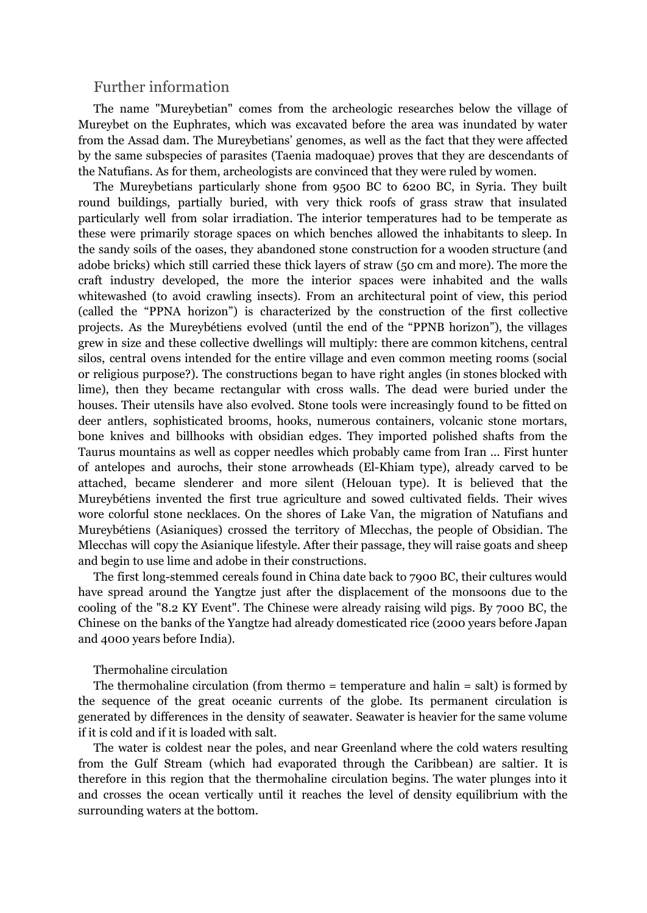## Further information

The name "Mureybetian" comes from the archeologic researches below the village of Mureybet on the Euphrates, which was excavated before the area was inundated by water from the Assad dam. The Mureybetians' genomes, as well as the fact that they were affected by the same subspecies of parasites (Taenia madoquae) proves that they are descendants of the Natufians. As for them, archeologists are convinced that they were ruled by women.

The Mureybetians particularly shone from 9500 BC to 6200 BC, in Syria. They built round buildings, partially buried, with very thick roofs of grass straw that insulated particularly well from solar irradiation. The interior temperatures had to be temperate as these were primarily storage spaces on which benches allowed the inhabitants to sleep. In the sandy soils of the oases, they abandoned stone construction for a wooden structure (and adobe bricks) which still carried these thick layers of straw (50 cm and more). The more the craft industry developed, the more the interior spaces were inhabited and the walls whitewashed (to avoid crawling insects). From an architectural point of view, this period (called the "PPNA horizon") is characterized by the construction of the first collective projects. As the Mureybétiens evolved (until the end of the "PPNB horizon"), the villages grew in size and these collective dwellings will multiply: there are common kitchens, central silos, central ovens intended for the entire village and even common meeting rooms (social or religious purpose?). The constructions began to have right angles (in stones blocked with lime), then they became rectangular with cross walls. The dead were buried under the houses. Their utensils have also evolved. Stone tools were increasingly found to be fitted on deer antlers, sophisticated brooms, hooks, numerous containers, volcanic stone mortars, bone knives and billhooks with obsidian edges. They imported polished shafts from the Taurus mountains as well as copper needles which probably came from Iran ... First hunter of antelopes and aurochs, their stone arrowheads (El-Khiam type), already carved to be attached, became slenderer and more silent (Helouan type). It is believed that the Mureybétiens invented the first true agriculture and sowed cultivated fields. Their wives wore colorful stone necklaces. On the shores of Lake Van, the migration of Natufians and Mureybétiens (Asianiques) crossed the territory of Mlecchas, the people of Obsidian. The Mlecchas will copy the Asianique lifestyle. After their passage, they will raise goats and sheep and begin to use lime and adobe in their constructions.

The first long-stemmed cereals found in China date back to 7900 BC, their cultures would have spread around the Yangtze just after the displacement of the monsoons due to the cooling of the "8.2 KY Event". The Chinese were already raising wild pigs. By 7000 BC, the Chinese on the banks of the Yangtze had already domesticated rice (2000 years before Japan and 4000 years before India).

### Thermohaline circulation

The thermohaline circulation (from thermo = temperature and halin = salt) is formed by the sequence of the great oceanic currents of the globe. Its permanent circulation is generated by differences in the density of seawater. Seawater is heavier for the same volume if it is cold and if it is loaded with salt.

The water is coldest near the poles, and near Greenland where the cold waters resulting from the Gulf Stream (which had evaporated through the Caribbean) are saltier. It is therefore in this region that the thermohaline circulation begins. The water plunges into it and crosses the ocean vertically until it reaches the level of density equilibrium with the surrounding waters at the bottom.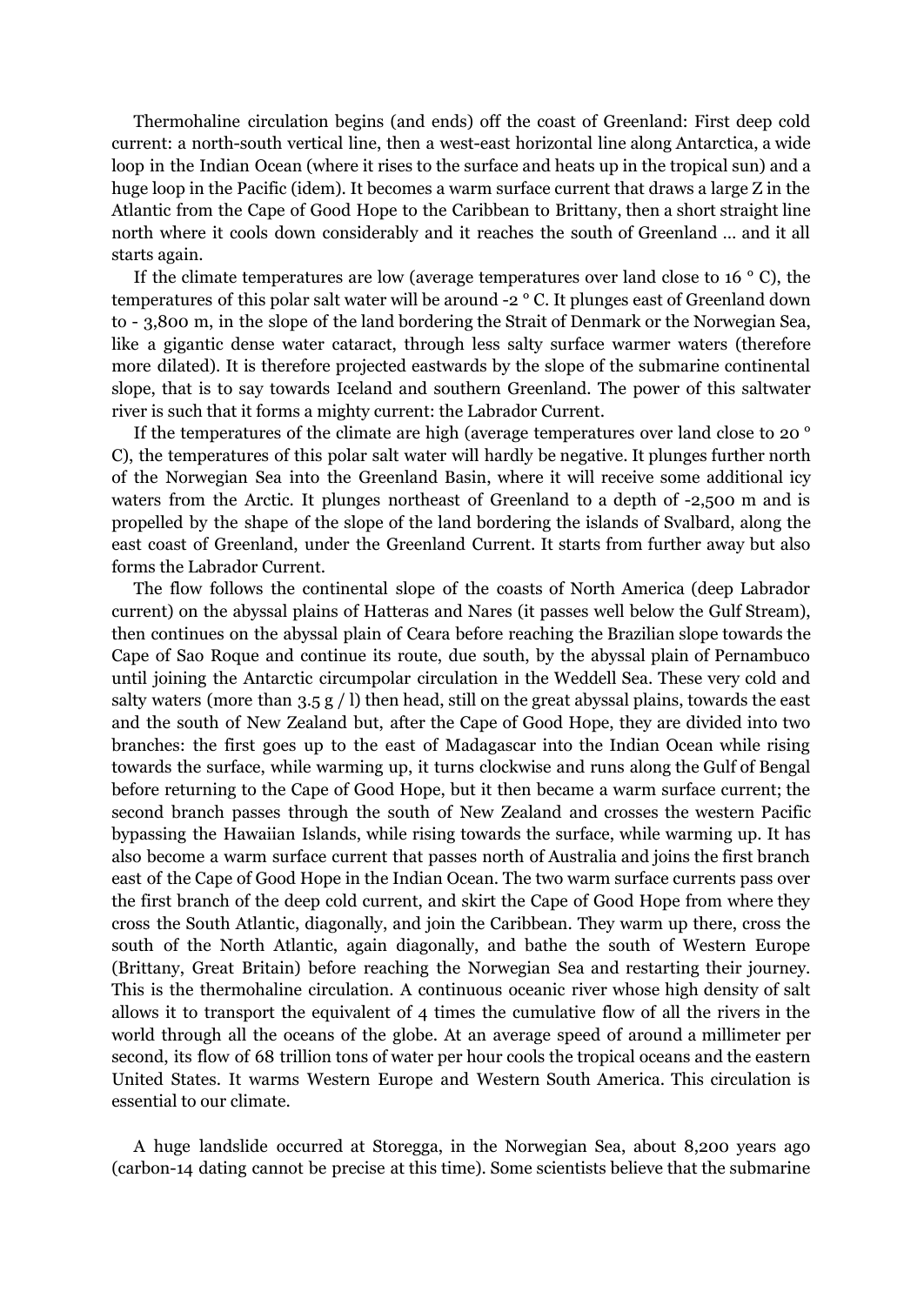Thermohaline circulation begins (and ends) off the coast of Greenland: First deep cold current: a north-south vertical line, then a west-east horizontal line along Antarctica, a wide loop in the Indian Ocean (where it rises to the surface and heats up in the tropical sun) and a huge loop in the Pacific (idem). It becomes a warm surface current that draws a large Z in the Atlantic from the Cape of Good Hope to the Caribbean to Brittany, then a short straight line north where it cools down considerably and it reaches the south of Greenland … and it all starts again.

If the climate temperatures are low (average temperatures over land close to 16 ° C), the temperatures of this polar salt water will be around -2 ° C. It plunges east of Greenland down to - 3,800 m, in the slope of the land bordering the Strait of Denmark or the Norwegian Sea, like a gigantic dense water cataract, through less salty surface warmer waters (therefore more dilated). It is therefore projected eastwards by the slope of the submarine continental slope, that is to say towards Iceland and southern Greenland. The power of this saltwater river is such that it forms a mighty current: the Labrador Current.

If the temperatures of the climate are high (average temperatures over land close to 20 ° C), the temperatures of this polar salt water will hardly be negative. It plunges further north of the Norwegian Sea into the Greenland Basin, where it will receive some additional icy waters from the Arctic. It plunges northeast of Greenland to a depth of -2,500 m and is propelled by the shape of the slope of the land bordering the islands of Svalbard, along the east coast of Greenland, under the Greenland Current. It starts from further away but also forms the Labrador Current.

The flow follows the continental slope of the coasts of North America (deep Labrador current) on the abyssal plains of Hatteras and Nares (it passes well below the Gulf Stream), then continues on the abyssal plain of Ceara before reaching the Brazilian slope towards the Cape of Sao Roque and continue its route, due south, by the abyssal plain of Pernambuco until joining the Antarctic circumpolar circulation in the Weddell Sea. These very cold and salty waters (more than 3.5 g / l) then head, still on the great abyssal plains, towards the east and the south of New Zealand but, after the Cape of Good Hope, they are divided into two branches: the first goes up to the east of Madagascar into the Indian Ocean while rising towards the surface, while warming up, it turns clockwise and runs along the Gulf of Bengal before returning to the Cape of Good Hope, but it then became a warm surface current; the second branch passes through the south of New Zealand and crosses the western Pacific bypassing the Hawaiian Islands, while rising towards the surface, while warming up. It has also become a warm surface current that passes north of Australia and joins the first branch east of the Cape of Good Hope in the Indian Ocean. The two warm surface currents pass over the first branch of the deep cold current, and skirt the Cape of Good Hope from where they cross the South Atlantic, diagonally, and join the Caribbean. They warm up there, cross the south of the North Atlantic, again diagonally, and bathe the south of Western Europe (Brittany, Great Britain) before reaching the Norwegian Sea and restarting their journey. This is the thermohaline circulation. A continuous oceanic river whose high density of salt allows it to transport the equivalent of 4 times the cumulative flow of all the rivers in the world through all the oceans of the globe. At an average speed of around a millimeter per second, its flow of 68 trillion tons of water per hour cools the tropical oceans and the eastern United States. It warms Western Europe and Western South America. This circulation is essential to our climate.

A huge landslide occurred at Storegga, in the Norwegian Sea, about 8,200 years ago (carbon-14 dating cannot be precise at this time). Some scientists believe that the submarine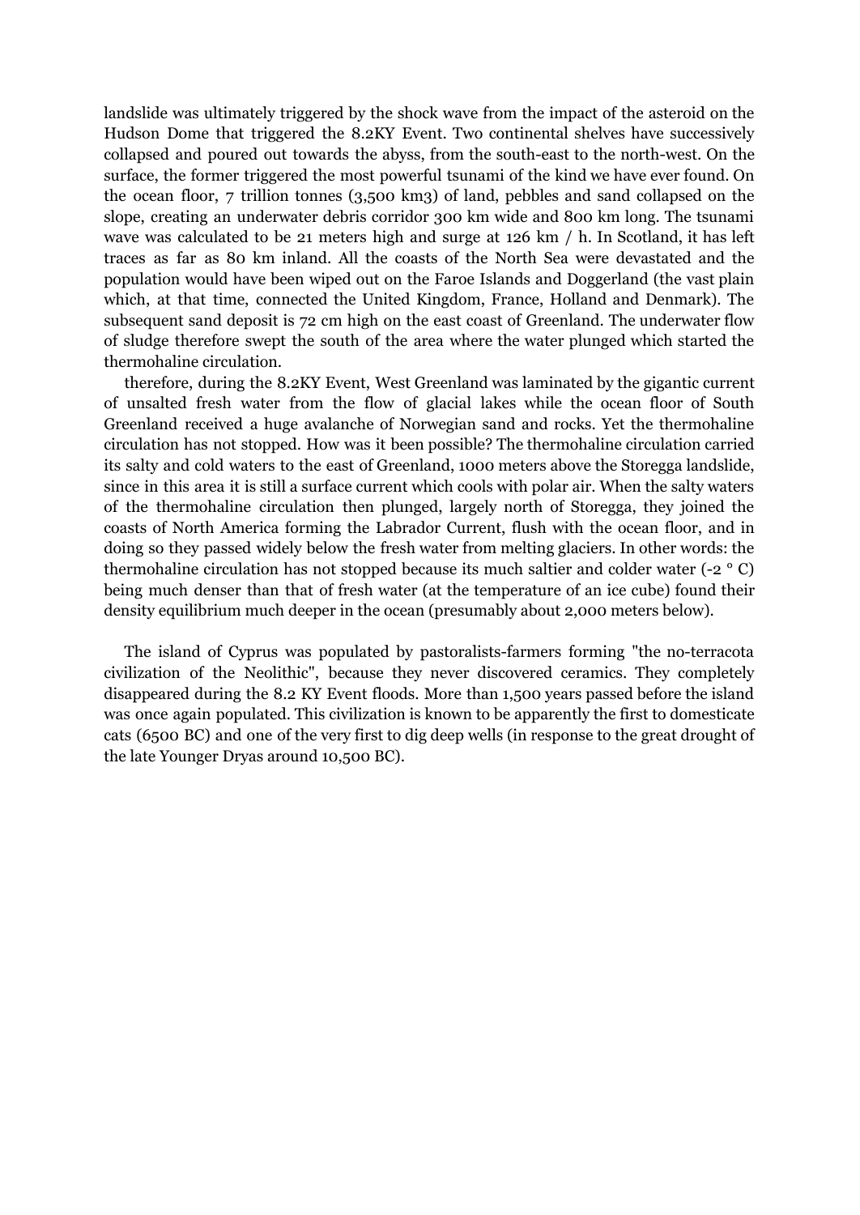landslide was ultimately triggered by the shock wave from the impact of the asteroid on the Hudson Dome that triggered the 8.2KY Event. Two continental shelves have successively collapsed and poured out towards the abyss, from the south-east to the north-west. On the surface, the former triggered the most powerful tsunami of the kind we have ever found. On the ocean floor, 7 trillion tonnes (3,500 km3) of land, pebbles and sand collapsed on the slope, creating an underwater debris corridor 300 km wide and 800 km long. The tsunami wave was calculated to be 21 meters high and surge at 126 km / h. In Scotland, it has left traces as far as 80 km inland. All the coasts of the North Sea were devastated and the population would have been wiped out on the Faroe Islands and Doggerland (the vast plain which, at that time, connected the United Kingdom, France, Holland and Denmark). The subsequent sand deposit is 72 cm high on the east coast of Greenland. The underwater flow of sludge therefore swept the south of the area where the water plunged which started the thermohaline circulation.

therefore, during the 8.2KY Event, West Greenland was laminated by the gigantic current of unsalted fresh water from the flow of glacial lakes while the ocean floor of South Greenland received a huge avalanche of Norwegian sand and rocks. Yet the thermohaline circulation has not stopped. How was it been possible? The thermohaline circulation carried its salty and cold waters to the east of Greenland, 1000 meters above the Storegga landslide, since in this area it is still a surface current which cools with polar air. When the salty waters of the thermohaline circulation then plunged, largely north of Storegga, they joined the coasts of North America forming the Labrador Current, flush with the ocean floor, and in doing so they passed widely below the fresh water from melting glaciers. In other words: the thermohaline circulation has not stopped because its much saltier and colder water (-2 ° C) being much denser than that of fresh water (at the temperature of an ice cube) found their density equilibrium much deeper in the ocean (presumably about 2,000 meters below).

The island of Cyprus was populated by pastoralists-farmers forming "the no-terracota civilization of the Neolithic", because they never discovered ceramics. They completely disappeared during the 8.2 KY Event floods. More than 1,500 years passed before the island was once again populated. This civilization is known to be apparently the first to domesticate cats (6500 BC) and one of the very first to dig deep wells (in response to the great drought of the late Younger Dryas around 10,500 BC).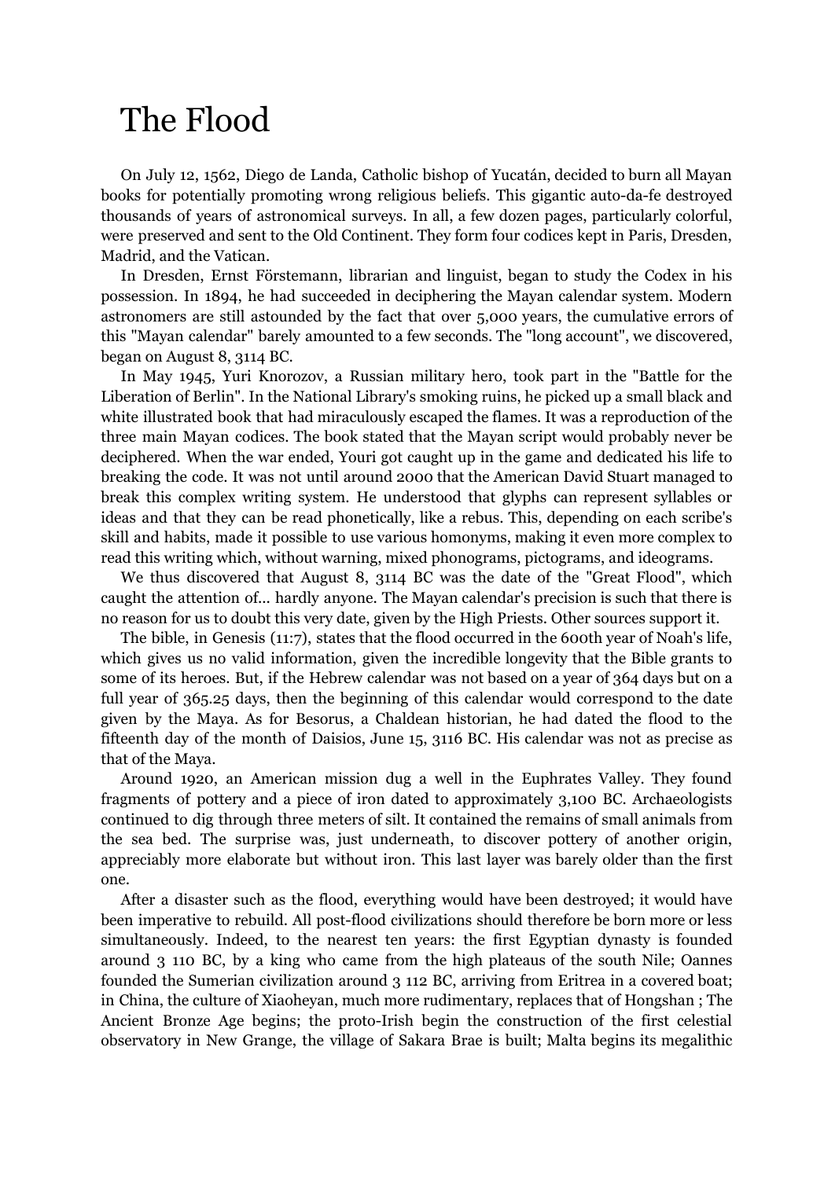# The Flood

On July 12, 1562, Diego de Landa, Catholic bishop of Yucatán, decided to burn all Mayan books for potentially promoting wrong religious beliefs. This gigantic auto-da-fe destroyed thousands of years of astronomical surveys. In all, a few dozen pages, particularly colorful, were preserved and sent to the Old Continent. They form four codices kept in Paris, Dresden, Madrid, and the Vatican.

In Dresden, Ernst Förstemann, librarian and linguist, began to study the Codex in his possession. In 1894, he had succeeded in deciphering the Mayan calendar system. Modern astronomers are still astounded by the fact that over 5,000 years, the cumulative errors of this "Mayan calendar" barely amounted to a few seconds. The "long account", we discovered, began on August 8, 3114 BC.

In May 1945, Yuri Knorozov, a Russian military hero, took part in the "Battle for the Liberation of Berlin". In the National Library's smoking ruins, he picked up a small black and white illustrated book that had miraculously escaped the flames. It was a reproduction of the three main Mayan codices. The book stated that the Mayan script would probably never be deciphered. When the war ended, Youri got caught up in the game and dedicated his life to breaking the code. It was not until around 2000 that the American David Stuart managed to break this complex writing system. He understood that glyphs can represent syllables or ideas and that they can be read phonetically, like a rebus. This, depending on each scribe's skill and habits, made it possible to use various homonyms, making it even more complex to read this writing which, without warning, mixed phonograms, pictograms, and ideograms.

We thus discovered that August 8, 3114 BC was the date of the "Great Flood", which caught the attention of... hardly anyone. The Mayan calendar's precision is such that there is no reason for us to doubt this very date, given by the High Priests. Other sources support it.

The bible, in Genesis (11:7), states that the flood occurred in the 600th year of Noah's life, which gives us no valid information, given the incredible longevity that the Bible grants to some of its heroes. But, if the Hebrew calendar was not based on a year of 364 days but on a full year of 365.25 days, then the beginning of this calendar would correspond to the date given by the Maya. As for Besorus, a Chaldean historian, he had dated the flood to the fifteenth day of the month of Daisios, June 15, 3116 BC. His calendar was not as precise as that of the Maya.

Around 1920, an American mission dug a well in the Euphrates Valley. They found fragments of pottery and a piece of iron dated to approximately 3,100 BC. Archaeologists continued to dig through three meters of silt. It contained the remains of small animals from the sea bed. The surprise was, just underneath, to discover pottery of another origin, appreciably more elaborate but without iron. This last layer was barely older than the first one.

After a disaster such as the flood, everything would have been destroyed; it would have been imperative to rebuild. All post-flood civilizations should therefore be born more or less simultaneously. Indeed, to the nearest ten years: the first Egyptian dynasty is founded around 3 110 BC, by a king who came from the high plateaus of the south Nile; Oannes founded the Sumerian civilization around 3 112 BC, arriving from Eritrea in a covered boat; in China, the culture of Xiaoheyan, much more rudimentary, replaces that of Hongshan ; The Ancient Bronze Age begins; the proto-Irish begin the construction of the first celestial observatory in New Grange, the village of Sakara Brae is built; Malta begins its megalithic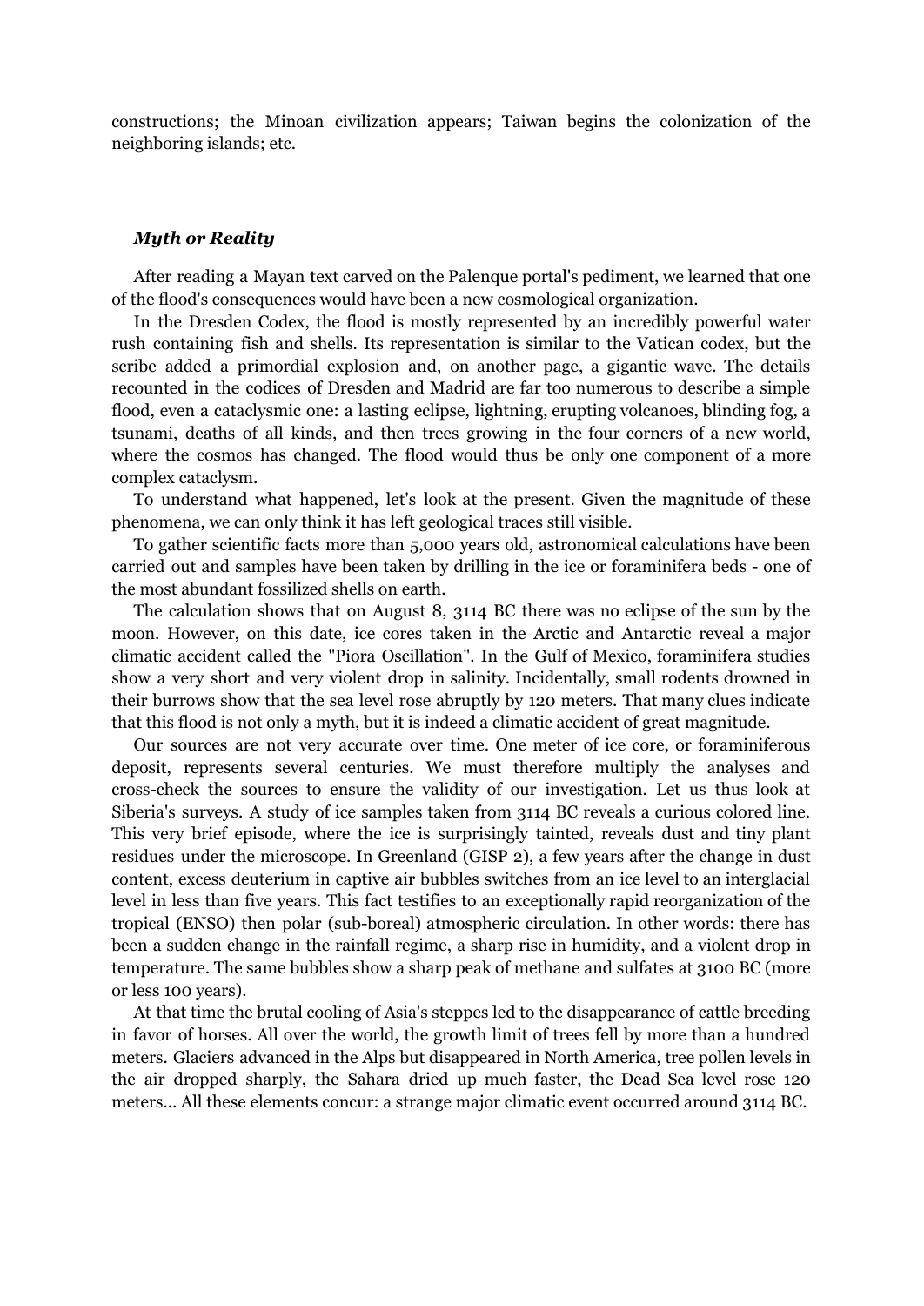constructions; the Minoan civilization appears; Taiwan begins the colonization of the neighboring islands; etc.

### *Myth or Reality*

After reading a Mayan text carved on the Palenque portal's pediment, we learned that one of the flood's consequences would have been a new cosmological organization.

In the Dresden Codex, the flood is mostly represented by an incredibly powerful water rush containing fish and shells. Its representation is similar to the Vatican codex, but the scribe added a primordial explosion and, on another page, a gigantic wave. The details recounted in the codices of Dresden and Madrid are far too numerous to describe a simple flood, even a cataclysmic one: a lasting eclipse, lightning, erupting volcanoes, blinding fog, a tsunami, deaths of all kinds, and then trees growing in the four corners of a new world, where the cosmos has changed. The flood would thus be only one component of a more complex cataclysm.

To understand what happened, let's look at the present. Given the magnitude of these phenomena, we can only think it has left geological traces still visible.

To gather scientific facts more than 5,000 years old, astronomical calculations have been carried out and samples have been taken by drilling in the ice or foraminifera beds - one of the most abundant fossilized shells on earth.

The calculation shows that on August 8, 3114 BC there was no eclipse of the sun by the moon. However, on this date, ice cores taken in the Arctic and Antarctic reveal a major climatic accident called the "Piora Oscillation". In the Gulf of Mexico, foraminifera studies show a very short and very violent drop in salinity. Incidentally, small rodents drowned in their burrows show that the sea level rose abruptly by 120 meters. That many clues indicate that this flood is not only a myth, but it is indeed a climatic accident of great magnitude.

Our sources are not very accurate over time. One meter of ice core, or foraminiferous deposit, represents several centuries. We must therefore multiply the analyses and cross-check the sources to ensure the validity of our investigation. Let us thus look at Siberia's surveys. A study of ice samples taken from 3114 BC reveals a curious colored line. This very brief episode, where the ice is surprisingly tainted, reveals dust and tiny plant residues under the microscope. In Greenland (GISP 2), a few years after the change in dust content, excess deuterium in captive air bubbles switches from an ice level to an interglacial level in less than five years. This fact testifies to an exceptionally rapid reorganization of the tropical (ENSO) then polar (sub-boreal) atmospheric circulation. In other words: there has been a sudden change in the rainfall regime, a sharp rise in humidity, and a violent drop in temperature. The same bubbles show a sharp peak of methane and sulfates at 3100 BC (more or less 100 years).

At that time the brutal cooling of Asia's steppes led to the disappearance of cattle breeding in favor of horses. All over the world, the growth limit of trees fell by more than a hundred meters. Glaciers advanced in the Alps but disappeared in North America, tree pollen levels in the air dropped sharply, the Sahara dried up much faster, the Dead Sea level rose 120 meters... All these elements concur: a strange major climatic event occurred around 3114 BC.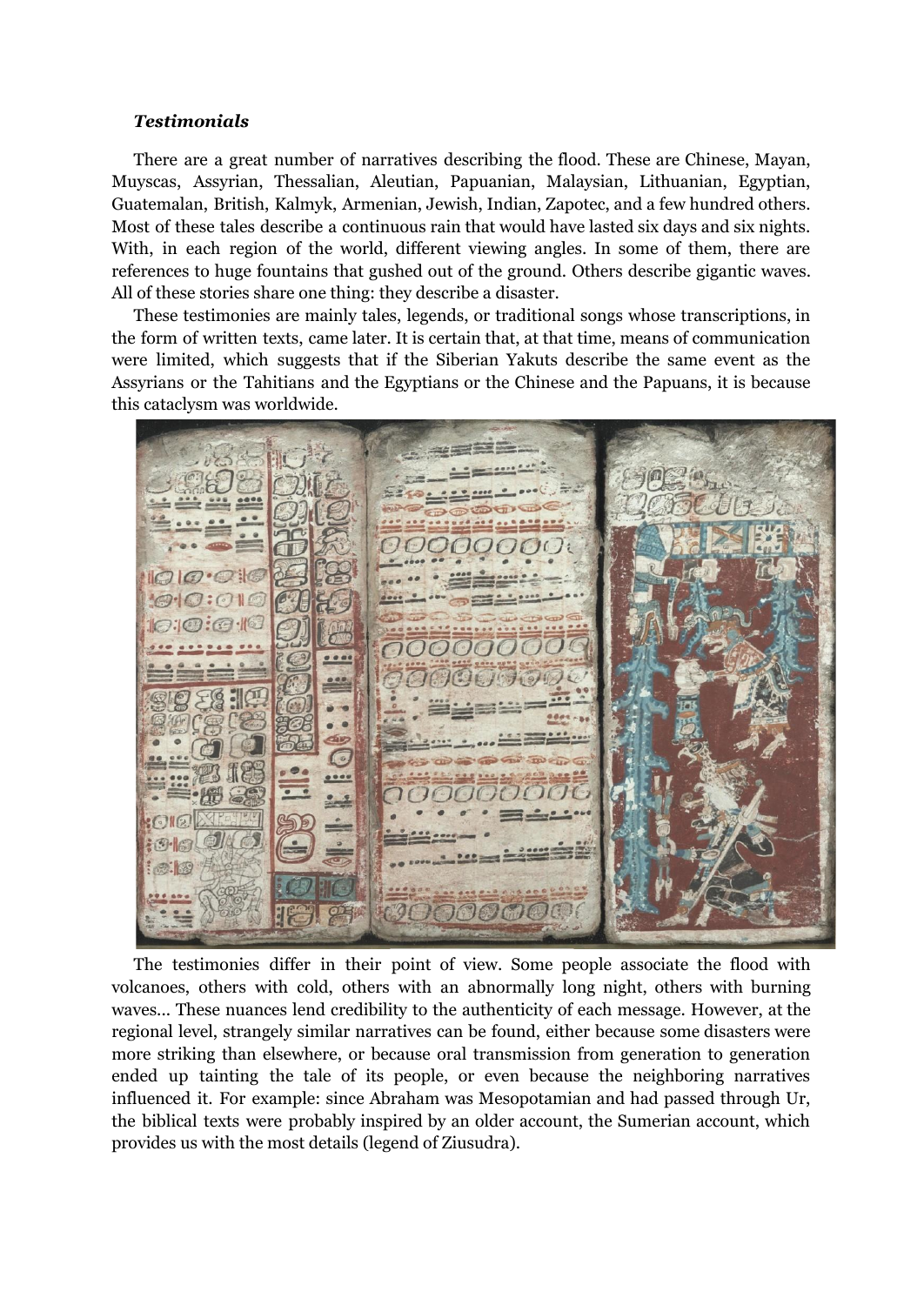***Testimonials***

There are a great number of narratives describing the flood. These are Chinese, Mayan, Muyscas, Assyrian, Thessalian, Aleutian, Papuanian, Malaysian, Lithuanian, Egyptian, Guatemalan, British, Kalmyk, Armenian, Jewish, Indian, Zapotec, and a few hundred others. Most of these tales describe a continuous rain that would have lasted six days and six nights. With, in each region of the world, different viewing angles. In some of them, there are references to huge fountains that gushed out of the ground. Others describe gigantic waves. All of these stories share one thing: they describe a disaster.

These testimonies are mainly tales, legends, or traditional songs whose transcriptions, in the form of written texts, came later. It is certain that, at that time, means of communication were limited, which suggests that if the Siberian Yakuts describe the same event as the Assyrians or the Tahitians and the Egyptians or the Chinese and the Papuans, it is because this cataclysm was worldwide.

The testimonies differ in their point of view. Some people associate the flood with volcanoes, others with cold, others with an abnormally long night, others with burning waves... These nuances lend credibility to the authenticity of each message. However, at the regional level, strangely similar narratives can be found, either because some disasters were more striking than elsewhere, or because oral transmission from generation to generation ended up tainting the tale of its people, or even because the neighboring narratives influenced it. For example: since Abraham was Mesopotamian and had passed through Ur, the biblical texts were probably inspired by an older account, the Sumerian account, which provides us with the most details (legend of Ziusudra).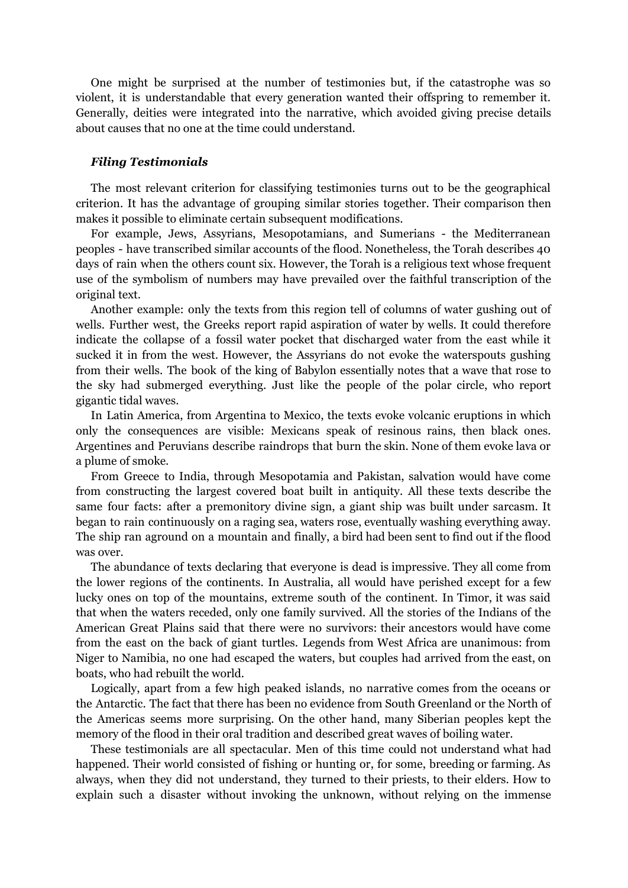One might be surprised at the number of testimonies but, if the catastrophe was so violent, it is understandable that every generation wanted their offspring to remember it. Generally, deities were integrated into the narrative, which avoided giving precise details about causes that no one at the time could understand.

### *Filing Testimonials*

The most relevant criterion for classifying testimonies turns out to be the geographical criterion. It has the advantage of grouping similar stories together. Their comparison then makes it possible to eliminate certain subsequent modifications.

For example, Jews, Assyrians, Mesopotamians, and Sumerians - the Mediterranean peoples - have transcribed similar accounts of the flood. Nonetheless, the Torah describes 40 days of rain when the others count six. However, the Torah is a religious text whose frequent use of the symbolism of numbers may have prevailed over the faithful transcription of the original text.

Another example: only the texts from this region tell of columns of water gushing out of wells. Further west, the Greeks report rapid aspiration of water by wells. It could therefore indicate the collapse of a fossil water pocket that discharged water from the east while it sucked it in from the west. However, the Assyrians do not evoke the waterspouts gushing from their wells. The book of the king of Babylon essentially notes that a wave that rose to the sky had submerged everything. Just like the people of the polar circle, who report gigantic tidal waves.

In Latin America, from Argentina to Mexico, the texts evoke volcanic eruptions in which only the consequences are visible: Mexicans speak of resinous rains, then black ones. Argentines and Peruvians describe raindrops that burn the skin. None of them evoke lava or a plume of smoke.

From Greece to India, through Mesopotamia and Pakistan, salvation would have come from constructing the largest covered boat built in antiquity. All these texts describe the same four facts: after a premonitory divine sign, a giant ship was built under sarcasm. It began to rain continuously on a raging sea, waters rose, eventually washing everything away. The ship ran aground on a mountain and finally, a bird had been sent to find out if the flood was over.

The abundance of texts declaring that everyone is dead is impressive. They all come from the lower regions of the continents. In Australia, all would have perished except for a few lucky ones on top of the mountains, extreme south of the continent. In Timor, it was said that when the waters receded, only one family survived. All the stories of the Indians of the American Great Plains said that there were no survivors: their ancestors would have come from the east on the back of giant turtles. Legends from West Africa are unanimous: from Niger to Namibia, no one had escaped the waters, but couples had arrived from the east, on boats, who had rebuilt the world.

Logically, apart from a few high peaked islands, no narrative comes from the oceans or the Antarctic. The fact that there has been no evidence from South Greenland or the North of the Americas seems more surprising. On the other hand, many Siberian peoples kept the memory of the flood in their oral tradition and described great waves of boiling water.

These testimonials are all spectacular. Men of this time could not understand what had happened. Their world consisted of fishing or hunting or, for some, breeding or farming. As always, when they did not understand, they turned to their priests, to their elders. How to explain such a disaster without invoking the unknown, without relying on the immense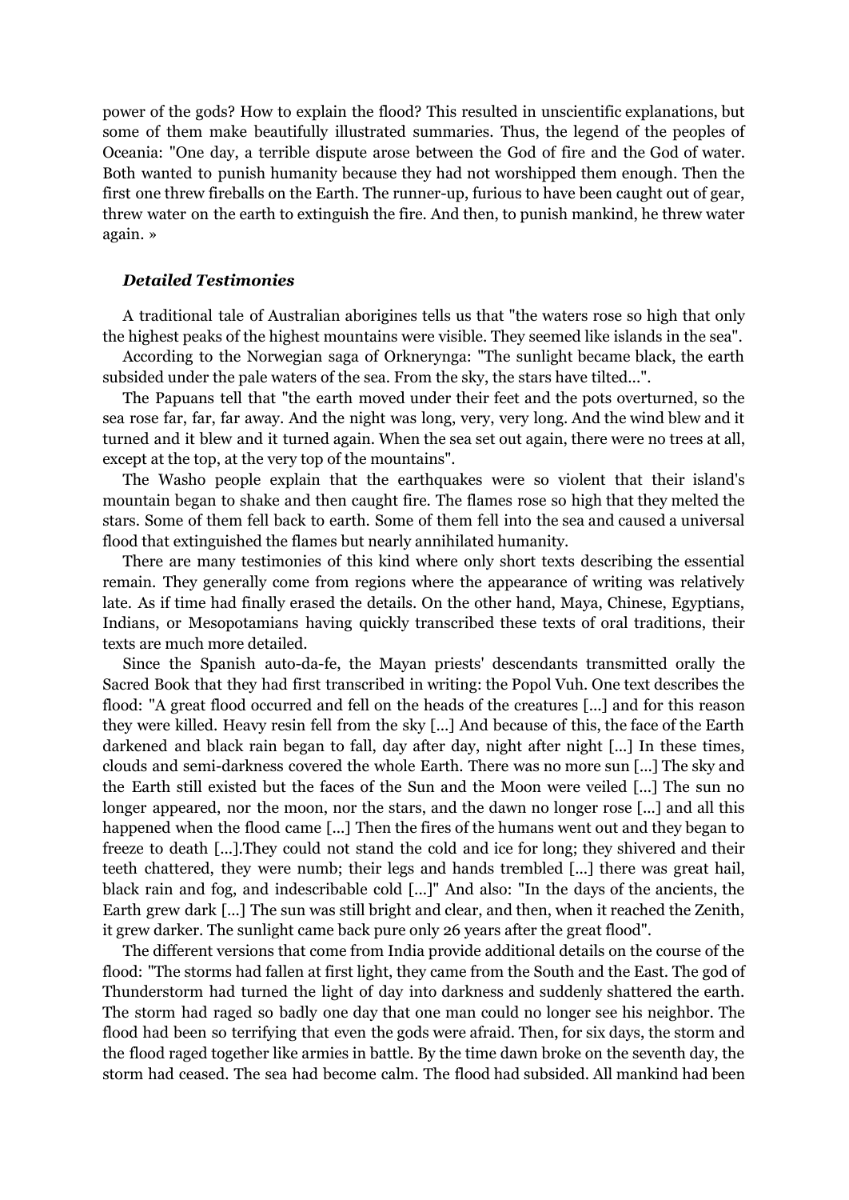power of the gods? How to explain the flood? This resulted in unscientific explanations, but some of them make beautifully illustrated summaries. Thus, the legend of the peoples of Oceania: "One day, a terrible dispute arose between the God of fire and the God of water. Both wanted to punish humanity because they had not worshipped them enough. Then the first one threw fireballs on the Earth. The runner-up, furious to have been caught out of gear, threw water on the earth to extinguish the fire. And then, to punish mankind, he threw water again. »

### *Detailed Testimonies*

A traditional tale of Australian aborigines tells us that "the waters rose so high that only the highest peaks of the highest mountains were visible. They seemed like islands in the sea".

According to the Norwegian saga of Orknerynga: "The sunlight became black, the earth subsided under the pale waters of the sea. From the sky, the stars have tilted...".

The Papuans tell that "the earth moved under their feet and the pots overturned, so the sea rose far, far, far away. And the night was long, very, very long. And the wind blew and it turned and it blew and it turned again. When the sea set out again, there were no trees at all, except at the top, at the very top of the mountains".

The Washo people explain that the earthquakes were so violent that their island's mountain began to shake and then caught fire. The flames rose so high that they melted the stars. Some of them fell back to earth. Some of them fell into the sea and caused a universal flood that extinguished the flames but nearly annihilated humanity.

There are many testimonies of this kind where only short texts describing the essential remain. They generally come from regions where the appearance of writing was relatively late. As if time had finally erased the details. On the other hand, Maya, Chinese, Egyptians, Indians, or Mesopotamians having quickly transcribed these texts of oral traditions, their texts are much more detailed.

Since the Spanish auto-da-fe, the Mayan priests' descendants transmitted orally the Sacred Book that they had first transcribed in writing: the Popol Vuh. One text describes the flood: "A great flood occurred and fell on the heads of the creatures [...] and for this reason they were killed. Heavy resin fell from the sky [...] And because of this, the face of the Earth darkened and black rain began to fall, day after day, night after night [...] In these times, clouds and semi-darkness covered the whole Earth. There was no more sun [...] The sky and the Earth still existed but the faces of the Sun and the Moon were veiled [...] The sun no longer appeared, nor the moon, nor the stars, and the dawn no longer rose [...] and all this happened when the flood came [...] Then the fires of the humans went out and they began to freeze to death [...].They could not stand the cold and ice for long; they shivered and their teeth chattered, they were numb; their legs and hands trembled [...] there was great hail, black rain and fog, and indescribable cold [...]" And also: "In the days of the ancients, the Earth grew dark [...] The sun was still bright and clear, and then, when it reached the Zenith, it grew darker. The sunlight came back pure only 26 years after the great flood".

The different versions that come from India provide additional details on the course of the flood: "The storms had fallen at first light, they came from the South and the East. The god of Thunderstorm had turned the light of day into darkness and suddenly shattered the earth. The storm had raged so badly one day that one man could no longer see his neighbor. The flood had been so terrifying that even the gods were afraid. Then, for six days, the storm and the flood raged together like armies in battle. By the time dawn broke on the seventh day, the storm had ceased. The sea had become calm. The flood had subsided. All mankind had been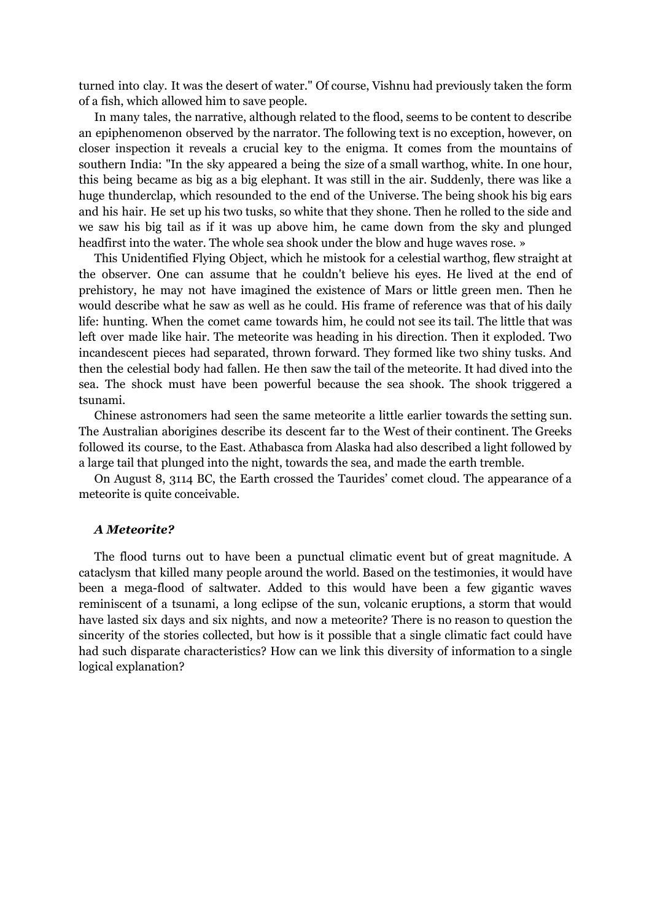turned into clay. It was the desert of water." Of course, Vishnu had previously taken the form of a fish, which allowed him to save people.

In many tales, the narrative, although related to the flood, seems to be content to describe an epiphenomenon observed by the narrator. The following text is no exception, however, on closer inspection it reveals a crucial key to the enigma. It comes from the mountains of southern India: "In the sky appeared a being the size of a small warthog, white. In one hour, this being became as big as a big elephant. It was still in the air. Suddenly, there was like a huge thunderclap, which resounded to the end of the Universe. The being shook his big ears and his hair. He set up his two tusks, so white that they shone. Then he rolled to the side and we saw his big tail as if it was up above him, he came down from the sky and plunged headfirst into the water. The whole sea shook under the blow and huge waves rose. »

This Unidentified Flying Object, which he mistook for a celestial warthog, flew straight at the observer. One can assume that he couldn't believe his eyes. He lived at the end of prehistory, he may not have imagined the existence of Mars or little green men. Then he would describe what he saw as well as he could. His frame of reference was that of his daily life: hunting. When the comet came towards him, he could not see its tail. The little that was left over made like hair. The meteorite was heading in his direction. Then it exploded. Two incandescent pieces had separated, thrown forward. They formed like two shiny tusks. And then the celestial body had fallen. He then saw the tail of the meteorite. It had dived into the sea. The shock must have been powerful because the sea shook. The shook triggered a tsunami.

Chinese astronomers had seen the same meteorite a little earlier towards the setting sun. The Australian aborigines describe its descent far to the West of their continent. The Greeks followed its course, to the East. Athabasca from Alaska had also described a light followed by a large tail that plunged into the night, towards the sea, and made the earth tremble.

On August 8, 3114 BC, the Earth crossed the Taurides' comet cloud. The appearance of a meteorite is quite conceivable.

### *A Meteorite?*

The flood turns out to have been a punctual climatic event but of great magnitude. A cataclysm that killed many people around the world. Based on the testimonies, it would have been a mega-flood of saltwater. Added to this would have been a few gigantic waves reminiscent of a tsunami, a long eclipse of the sun, volcanic eruptions, a storm that would have lasted six days and six nights, and now a meteorite? There is no reason to question the sincerity of the stories collected, but how is it possible that a single climatic fact could have had such disparate characteristics? How can we link this diversity of information to a single logical explanation?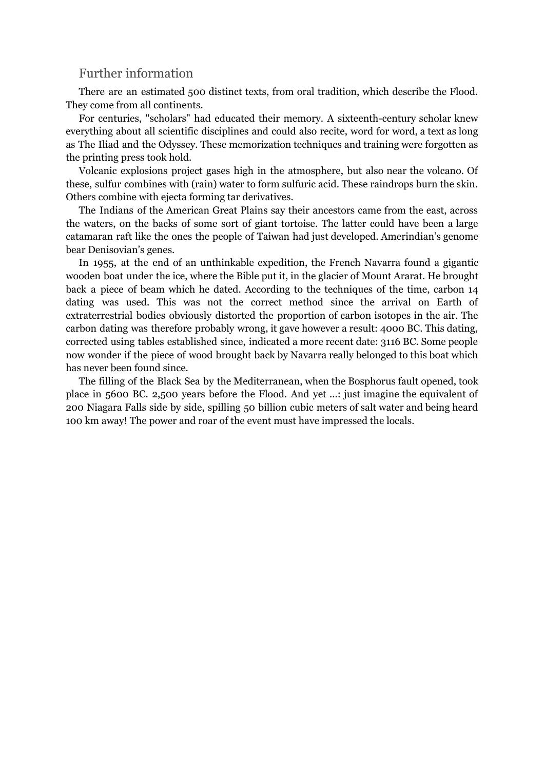## Further information

There are an estimated 500 distinct texts, from oral tradition, which describe the Flood. They come from all continents.

For centuries, "scholars" had educated their memory. A sixteenth-century scholar knew everything about all scientific disciplines and could also recite, word for word, a text as long as The Iliad and the Odyssey. These memorization techniques and training were forgotten as the printing press took hold.

Volcanic explosions project gases high in the atmosphere, but also near the volcano. Of these, sulfur combines with (rain) water to form sulfuric acid. These raindrops burn the skin. Others combine with ejecta forming tar derivatives.

The Indians of the American Great Plains say their ancestors came from the east, across the waters, on the backs of some sort of giant tortoise. The latter could have been a large catamaran raft like the ones the people of Taiwan had just developed. Amerindian's genome bear Denisovian's genes.

In 1955, at the end of an unthinkable expedition, the French Navarra found a gigantic wooden boat under the ice, where the Bible put it, in the glacier of Mount Ararat. He brought back a piece of beam which he dated. According to the techniques of the time, carbon 14 dating was used. This was not the correct method since the arrival on Earth of extraterrestrial bodies obviously distorted the proportion of carbon isotopes in the air. The carbon dating was therefore probably wrong, it gave however a result: 4000 BC. This dating, corrected using tables established since, indicated a more recent date: 3116 BC. Some people now wonder if the piece of wood brought back by Navarra really belonged to this boat which has never been found since.

The filling of the Black Sea by the Mediterranean, when the Bosphorus fault opened, took place in 5600 BC. 2,500 years before the Flood. And yet ...: just imagine the equivalent of 200 Niagara Falls side by side, spilling 50 billion cubic meters of salt water and being heard 100 km away! The power and roar of the event must have impressed the locals.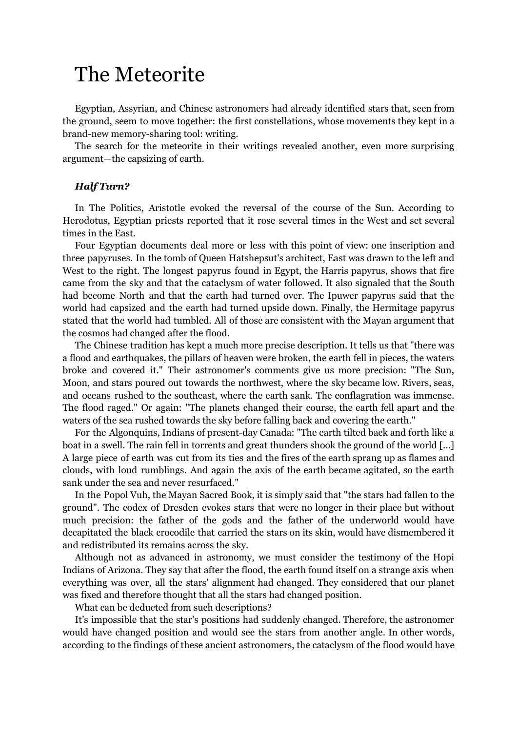# The Meteorite

Egyptian, Assyrian, and Chinese astronomers had already identified stars that, seen from the ground, seem to move together: the first constellations, whose movements they kept in a brand-new memory-sharing tool: writing.

The search for the meteorite in their writings revealed another, even more surprising argument—the capsizing of earth.

### ***Half Turn?***

In The Politics, Aristotle evoked the reversal of the course of the Sun. According to Herodotus, Egyptian priests reported that it rose several times in the West and set several times in the East.

Four Egyptian documents deal more or less with this point of view: one inscription and three papyruses. In the tomb of Queen Hatshepsut's architect, East was drawn to the left and West to the right. The longest papyrus found in Egypt, the Harris papyrus, shows that fire came from the sky and that the cataclysm of water followed. It also signaled that the South had become North and that the earth had turned over. The Ipuwer papyrus said that the world had capsized and the earth had turned upside down. Finally, the Hermitage papyrus stated that the world had tumbled. All of those are consistent with the Mayan argument that the cosmos had changed after the flood.

The Chinese tradition has kept a much more precise description. It tells us that "there was a flood and earthquakes, the pillars of heaven were broken, the earth fell in pieces, the waters broke and covered it." Their astronomer's comments give us more precision: "The Sun, Moon, and stars poured out towards the northwest, where the sky became low. Rivers, seas, and oceans rushed to the southeast, where the earth sank. The conflagration was immense. The flood raged." Or again: "The planets changed their course, the earth fell apart and the waters of the sea rushed towards the sky before falling back and covering the earth."

For the Algonquins, Indians of present-day Canada: "The earth tilted back and forth like a boat in a swell. The rain fell in torrents and great thunders shook the ground of the world [...] A large piece of earth was cut from its ties and the fires of the earth sprang up as flames and clouds, with loud rumblings. And again the axis of the earth became agitated, so the earth sank under the sea and never resurfaced."

In the Popol Vuh, the Mayan Sacred Book, it is simply said that "the stars had fallen to the ground". The codex of Dresden evokes stars that were no longer in their place but without much precision: the father of the gods and the father of the underworld would have decapitated the black crocodile that carried the stars on its skin, would have dismembered it and redistributed its remains across the sky.

Although not as advanced in astronomy, we must consider the testimony of the Hopi Indians of Arizona. They say that after the flood, the earth found itself on a strange axis when everything was over, all the stars' alignment had changed. They considered that our planet was fixed and therefore thought that all the stars had changed position.

What can be deducted from such descriptions?

It's impossible that the star's positions had suddenly changed. Therefore, the astronomer would have changed position and would see the stars from another angle. In other words, according to the findings of these ancient astronomers, the cataclysm of the flood would have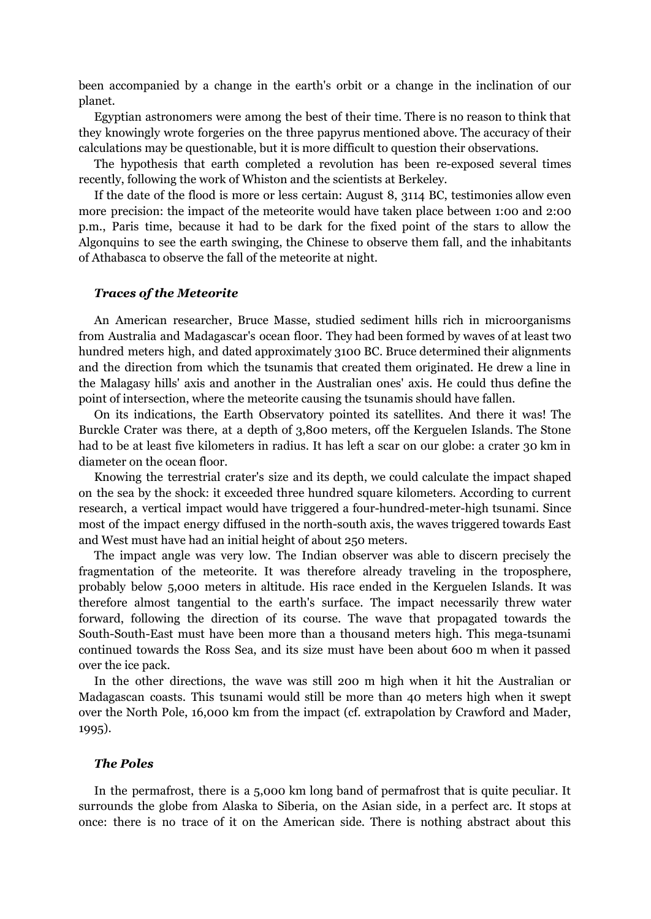been accompanied by a change in the earth's orbit or a change in the inclination of our planet.

Egyptian astronomers were among the best of their time. There is no reason to think that they knowingly wrote forgeries on the three papyrus mentioned above. The accuracy of their calculations may be questionable, but it is more difficult to question their observations.

The hypothesis that earth completed a revolution has been re-exposed several times recently, following the work of Whiston and the scientists at Berkeley.

If the date of the flood is more or less certain: August 8, 3114 BC, testimonies allow even more precision: the impact of the meteorite would have taken place between 1:00 and 2:00 p.m., Paris time, because it had to be dark for the fixed point of the stars to allow the Algonquins to see the earth swinging, the Chinese to observe them fall, and the inhabitants of Athabasca to observe the fall of the meteorite at night.

### *Traces of the Meteorite*

An American researcher, Bruce Masse, studied sediment hills rich in microorganisms from Australia and Madagascar's ocean floor. They had been formed by waves of at least two hundred meters high, and dated approximately 3100 BC. Bruce determined their alignments and the direction from which the tsunamis that created them originated. He drew a line in the Malagasy hills' axis and another in the Australian ones' axis. He could thus define the point of intersection, where the meteorite causing the tsunamis should have fallen.

On its indications, the Earth Observatory pointed its satellites. And there it was! The Burckle Crater was there, at a depth of 3,800 meters, off the Kerguelen Islands. The Stone had to be at least five kilometers in radius. It has left a scar on our globe: a crater 30 km in diameter on the ocean floor.

Knowing the terrestrial crater's size and its depth, we could calculate the impact shaped on the sea by the shock: it exceeded three hundred square kilometers. According to current research, a vertical impact would have triggered a four-hundred-meter-high tsunami. Since most of the impact energy diffused in the north-south axis, the waves triggered towards East and West must have had an initial height of about 250 meters.

The impact angle was very low. The Indian observer was able to discern precisely the fragmentation of the meteorite. It was therefore already traveling in the troposphere, probably below 5,000 meters in altitude. His race ended in the Kerguelen Islands. It was therefore almost tangential to the earth's surface. The impact necessarily threw water forward, following the direction of its course. The wave that propagated towards the South-South-East must have been more than a thousand meters high. This mega-tsunami continued towards the Ross Sea, and its size must have been about 600 m when it passed over the ice pack.

In the other directions, the wave was still 200 m high when it hit the Australian or Madagascan coasts. This tsunami would still be more than 40 meters high when it swept over the North Pole, 16,000 km from the impact (cf. extrapolation by Crawford and Mader, 1995).

### *The Poles*

In the permafrost, there is a 5,000 km long band of permafrost that is quite peculiar. It surrounds the globe from Alaska to Siberia, on the Asian side, in a perfect arc. It stops at once: there is no trace of it on the American side. There is nothing abstract about this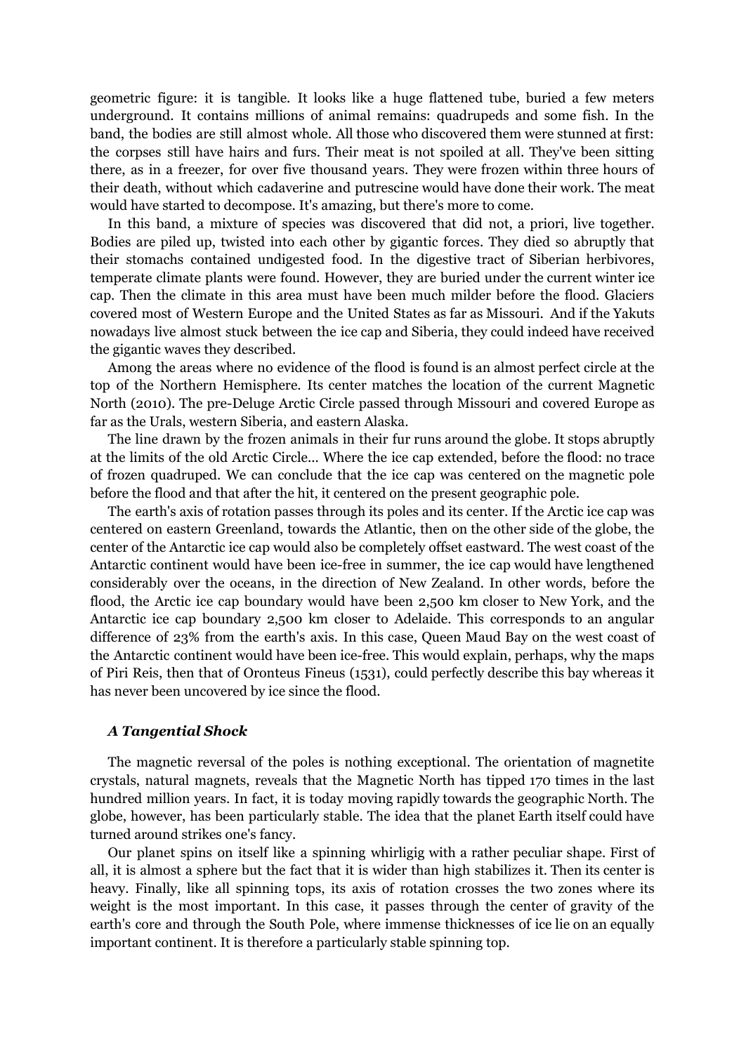geometric figure: it is tangible. It looks like a huge flattened tube, buried a few meters underground. It contains millions of animal remains: quadrupeds and some fish. In the band, the bodies are still almost whole. All those who discovered them were stunned at first: the corpses still have hairs and furs. Their meat is not spoiled at all. They've been sitting there, as in a freezer, for over five thousand years. They were frozen within three hours of their death, without which cadaverine and putrescine would have done their work. The meat would have started to decompose. It's amazing, but there's more to come.

In this band, a mixture of species was discovered that did not, a priori, live together. Bodies are piled up, twisted into each other by gigantic forces. They died so abruptly that their stomachs contained undigested food. In the digestive tract of Siberian herbivores, temperate climate plants were found. However, they are buried under the current winter ice cap. Then the climate in this area must have been much milder before the flood. Glaciers covered most of Western Europe and the United States as far as Missouri. And if the Yakuts nowadays live almost stuck between the ice cap and Siberia, they could indeed have received the gigantic waves they described.

Among the areas where no evidence of the flood is found is an almost perfect circle at the top of the Northern Hemisphere. Its center matches the location of the current Magnetic North (2010). The pre-Deluge Arctic Circle passed through Missouri and covered Europe as far as the Urals, western Siberia, and eastern Alaska.

The line drawn by the frozen animals in their fur runs around the globe. It stops abruptly at the limits of the old Arctic Circle... Where the ice cap extended, before the flood: no trace of frozen quadruped. We can conclude that the ice cap was centered on the magnetic pole before the flood and that after the hit, it centered on the present geographic pole.

The earth's axis of rotation passes through its poles and its center. If the Arctic ice cap was centered on eastern Greenland, towards the Atlantic, then on the other side of the globe, the center of the Antarctic ice cap would also be completely offset eastward. The west coast of the Antarctic continent would have been ice-free in summer, the ice cap would have lengthened considerably over the oceans, in the direction of New Zealand. In other words, before the flood, the Arctic ice cap boundary would have been 2,500 km closer to New York, and the Antarctic ice cap boundary 2,500 km closer to Adelaide. This corresponds to an angular difference of 23% from the earth's axis. In this case, Queen Maud Bay on the west coast of the Antarctic continent would have been ice-free. This would explain, perhaps, why the maps of Piri Reis, then that of Oronteus Fineus (1531), could perfectly describe this bay whereas it has never been uncovered by ice since the flood.

### *A Tangential Shock*

The magnetic reversal of the poles is nothing exceptional. The orientation of magnetite crystals, natural magnets, reveals that the Magnetic North has tipped 170 times in the last hundred million years. In fact, it is today moving rapidly towards the geographic North. The globe, however, has been particularly stable. The idea that the planet Earth itself could have turned around strikes one's fancy.

Our planet spins on itself like a spinning whirligig with a rather peculiar shape. First of all, it is almost a sphere but the fact that it is wider than high stabilizes it. Then its center is heavy. Finally, like all spinning tops, its axis of rotation crosses the two zones where its weight is the most important. In this case, it passes through the center of gravity of the earth's core and through the South Pole, where immense thicknesses of ice lie on an equally important continent. It is therefore a particularly stable spinning top.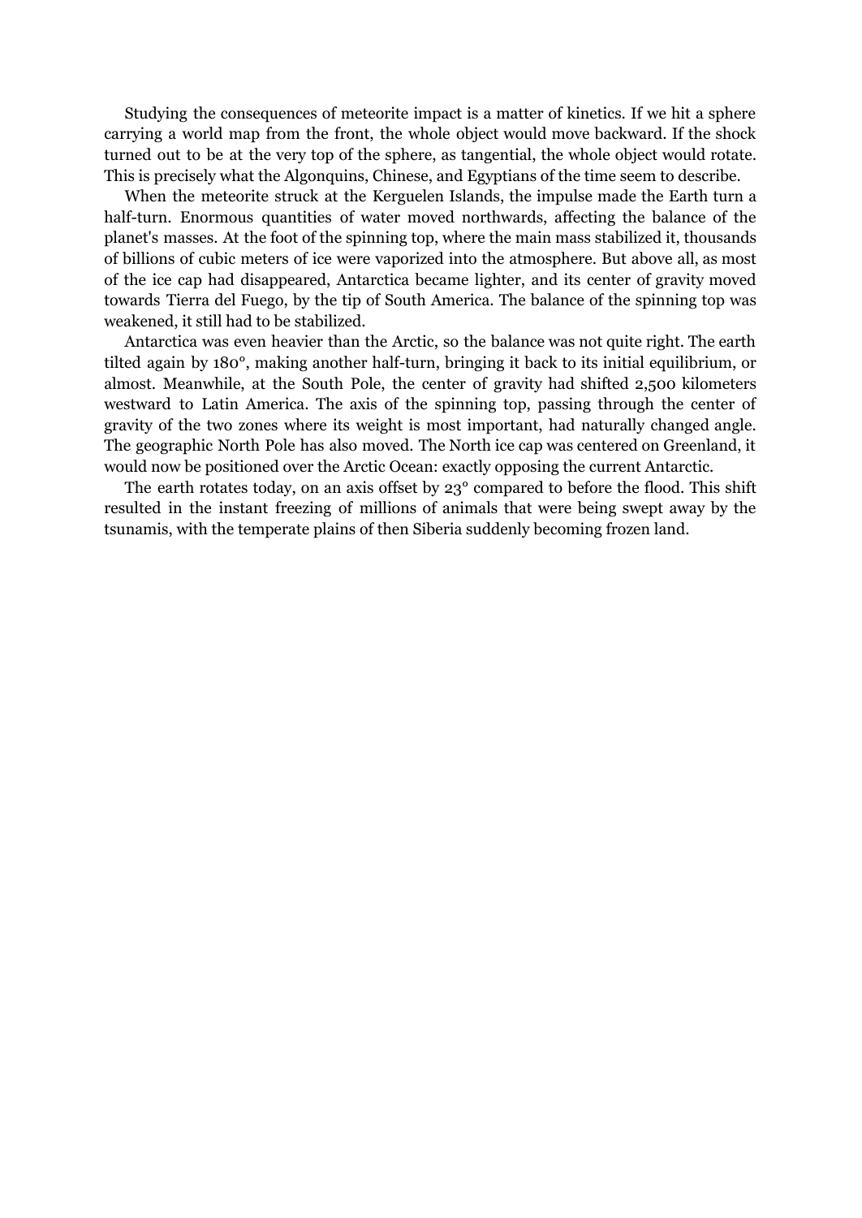Studying the consequences of meteorite impact is a matter of kinetics. If we hit a sphere carrying a world map from the front, the whole object would move backward. If the shock turned out to be at the very top of the sphere, as tangential, the whole object would rotate. This is precisely what the Algonquins, Chinese, and Egyptians of the time seem to describe.

When the meteorite struck at the Kerguelen Islands, the impulse made the Earth turn a half-turn. Enormous quantities of water moved northwards, affecting the balance of the planet's masses. At the foot of the spinning top, where the main mass stabilized it, thousands of billions of cubic meters of ice were vaporized into the atmosphere. But above all, as most of the ice cap had disappeared, Antarctica became lighter, and its center of gravity moved towards Tierra del Fuego, by the tip of South America. The balance of the spinning top was weakened, it still had to be stabilized.

Antarctica was even heavier than the Arctic, so the balance was not quite right. The earth tilted again by 180°, making another half-turn, bringing it back to its initial equilibrium, or almost. Meanwhile, at the South Pole, the center of gravity had shifted 2,500 kilometers westward to Latin America. The axis of the spinning top, passing through the center of gravity of the two zones where its weight is most important, had naturally changed angle. The geographic North Pole has also moved. The North ice cap was centered on Greenland, it would now be positioned over the Arctic Ocean: exactly opposing the current Antarctic.

The earth rotates today, on an axis offset by 23° compared to before the flood. This shift resulted in the instant freezing of millions of animals that were being swept away by the tsunamis, with the temperate plains of then Siberia suddenly becoming frozen land.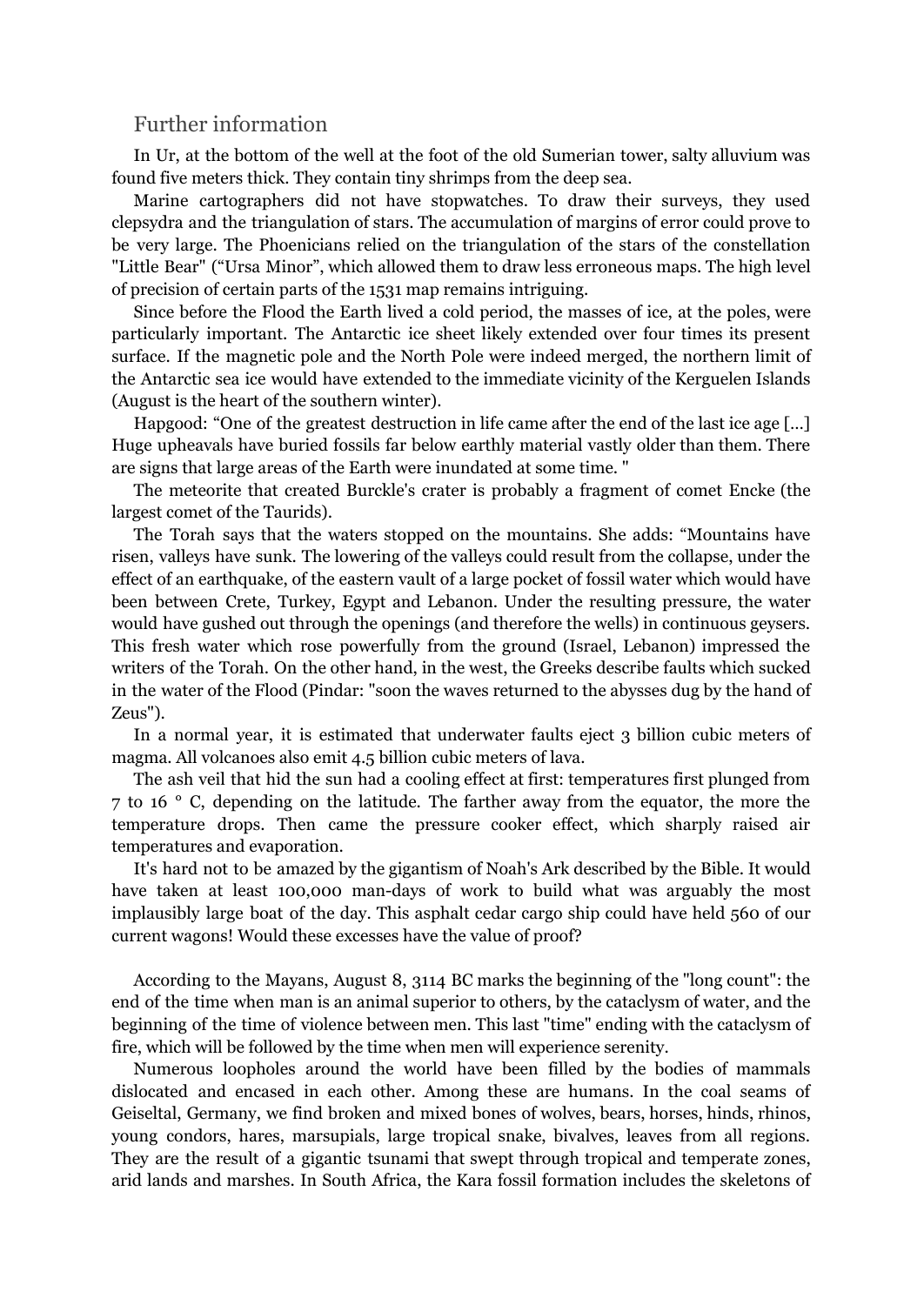## Further information

In Ur, at the bottom of the well at the foot of the old Sumerian tower, salty alluvium was found five meters thick. They contain tiny shrimps from the deep sea.

Marine cartographers did not have stopwatches. To draw their surveys, they used clepsydra and the triangulation of stars. The accumulation of margins of error could prove to be very large. The Phoenicians relied on the triangulation of the stars of the constellation "Little Bear" ("Ursa Minor", which allowed them to draw less erroneous maps. The high level of precision of certain parts of the 1531 map remains intriguing.

Since before the Flood the Earth lived a cold period, the masses of ice, at the poles, were particularly important. The Antarctic ice sheet likely extended over four times its present surface. If the magnetic pole and the North Pole were indeed merged, the northern limit of the Antarctic sea ice would have extended to the immediate vicinity of the Kerguelen Islands (August is the heart of the southern winter).

Hapgood: "One of the greatest destruction in life came after the end of the last ice age [...] Huge upheavals have buried fossils far below earthly material vastly older than them. There are signs that large areas of the Earth were inundated at some time. "

The meteorite that created Burckle's crater is probably a fragment of comet Encke (the largest comet of the Taurids).

The Torah says that the waters stopped on the mountains. She adds: "Mountains have risen, valleys have sunk. The lowering of the valleys could result from the collapse, under the effect of an earthquake, of the eastern vault of a large pocket of fossil water which would have been between Crete, Turkey, Egypt and Lebanon. Under the resulting pressure, the water would have gushed out through the openings (and therefore the wells) in continuous geysers. This fresh water which rose powerfully from the ground (Israel, Lebanon) impressed the writers of the Torah. On the other hand, in the west, the Greeks describe faults which sucked in the water of the Flood (Pindar: "soon the waves returned to the abysses dug by the hand of Zeus").

In a normal year, it is estimated that underwater faults eject 3 billion cubic meters of magma. All volcanoes also emit 4.5 billion cubic meters of lava.

The ash veil that hid the sun had a cooling effect at first: temperatures first plunged from 7 to 16 ° C, depending on the latitude. The farther away from the equator, the more the temperature drops. Then came the pressure cooker effect, which sharply raised air temperatures and evaporation.

It's hard not to be amazed by the gigantism of Noah's Ark described by the Bible. It would have taken at least 100,000 man-days of work to build what was arguably the most implausibly large boat of the day. This asphalt cedar cargo ship could have held 560 of our current wagons! Would these excesses have the value of proof?

According to the Mayans, August 8, 3114 BC marks the beginning of the "long count": the end of the time when man is an animal superior to others, by the cataclysm of water, and the beginning of the time of violence between men. This last "time" ending with the cataclysm of fire, which will be followed by the time when men will experience serenity.

Numerous loopholes around the world have been filled by the bodies of mammals dislocated and encased in each other. Among these are humans. In the coal seams of Geiseltal, Germany, we find broken and mixed bones of wolves, bears, horses, hinds, rhinos, young condors, hares, marsupials, large tropical snake, bivalves, leaves from all regions. They are the result of a gigantic tsunami that swept through tropical and temperate zones, arid lands and marshes. In South Africa, the Kara fossil formation includes the skeletons of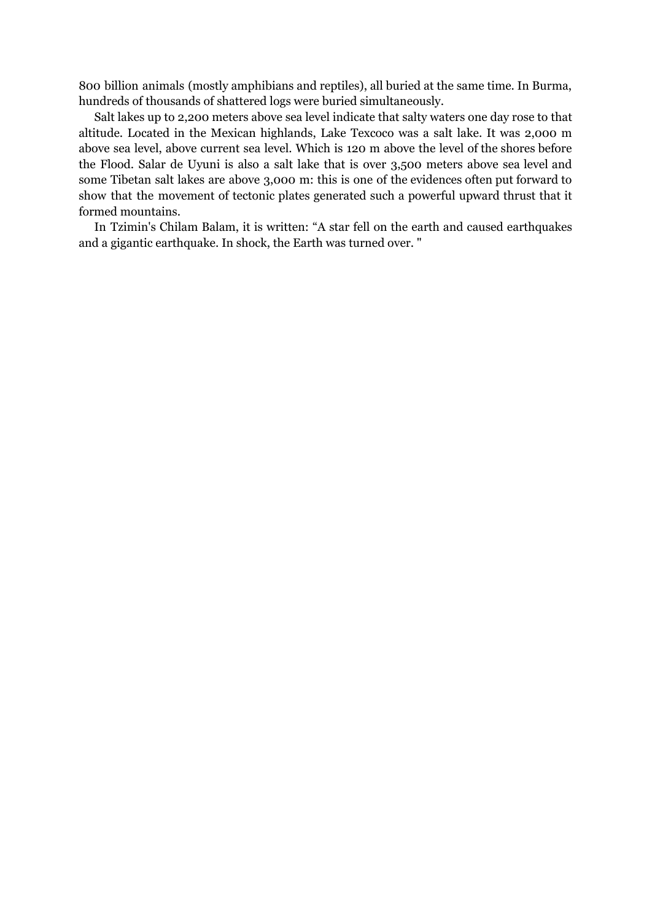800 billion animals (mostly amphibians and reptiles), all buried at the same time. In Burma, hundreds of thousands of shattered logs were buried simultaneously.

Salt lakes up to 2,200 meters above sea level indicate that salty waters one day rose to that altitude. Located in the Mexican highlands, Lake Texcoco was a salt lake. It was 2,000 m above sea level, above current sea level. Which is 120 m above the level of the shores before the Flood. Salar de Uyuni is also a salt lake that is over 3,500 meters above sea level and some Tibetan salt lakes are above 3,000 m: this is one of the evidences often put forward to show that the movement of tectonic plates generated such a powerful upward thrust that it formed mountains.

In Tzimin's Chilam Balam, it is written: "A star fell on the earth and caused earthquakes and a gigantic earthquake. In shock, the Earth was turned over. "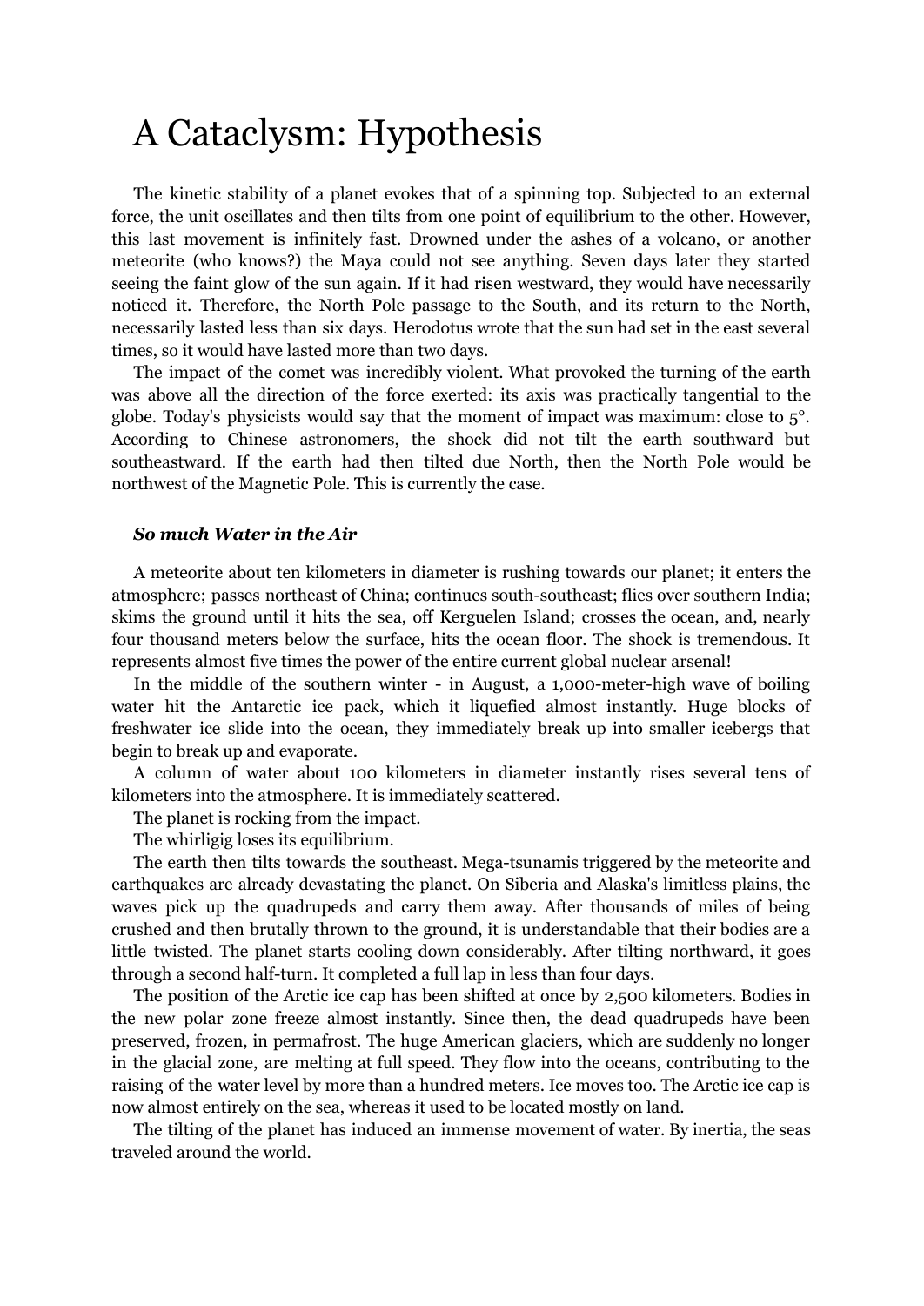# A Cataclysm: Hypothesis

The kinetic stability of a planet evokes that of a spinning top. Subjected to an external force, the unit oscillates and then tilts from one point of equilibrium to the other. However, this last movement is infinitely fast. Drowned under the ashes of a volcano, or another meteorite (who knows?) the Maya could not see anything. Seven days later they started seeing the faint glow of the sun again. If it had risen westward, they would have necessarily noticed it. Therefore, the North Pole passage to the South, and its return to the North, necessarily lasted less than six days. Herodotus wrote that the sun had set in the east several times, so it would have lasted more than two days.

The impact of the comet was incredibly violent. What provoked the turning of the earth was above all the direction of the force exerted: its axis was practically tangential to the globe. Today's physicists would say that the moment of impact was maximum: close to 5°. According to Chinese astronomers, the shock did not tilt the earth southward but southeastward. If the earth had then tilted due North, then the North Pole would be northwest of the Magnetic Pole. This is currently the case.

### ***So much Water in the Air***

A meteorite about ten kilometers in diameter is rushing towards our planet; it enters the atmosphere; passes northeast of China; continues south-southeast; flies over southern India; skims the ground until it hits the sea, off Kerguelen Island; crosses the ocean, and, nearly four thousand meters below the surface, hits the ocean floor. The shock is tremendous. It represents almost five times the power of the entire current global nuclear arsenal!

In the middle of the southern winter - in August, a 1,000-meter-high wave of boiling water hit the Antarctic ice pack, which it liquefied almost instantly. Huge blocks of freshwater ice slide into the ocean, they immediately break up into smaller icebergs that begin to break up and evaporate.

A column of water about 100 kilometers in diameter instantly rises several tens of kilometers into the atmosphere. It is immediately scattered.

The planet is rocking from the impact.

The whirligig loses its equilibrium.

The earth then tilts towards the southeast. Mega-tsunamis triggered by the meteorite and earthquakes are already devastating the planet. On Siberia and Alaska's limitless plains, the waves pick up the quadrupeds and carry them away. After thousands of miles of being crushed and then brutally thrown to the ground, it is understandable that their bodies are a little twisted. The planet starts cooling down considerably. After tilting northward, it goes through a second half-turn. It completed a full lap in less than four days.

The position of the Arctic ice cap has been shifted at once by 2,500 kilometers. Bodies in the new polar zone freeze almost instantly. Since then, the dead quadrupeds have been preserved, frozen, in permafrost. The huge American glaciers, which are suddenly no longer in the glacial zone, are melting at full speed. They flow into the oceans, contributing to the raising of the water level by more than a hundred meters. Ice moves too. The Arctic ice cap is now almost entirely on the sea, whereas it used to be located mostly on land.

The tilting of the planet has induced an immense movement of water. By inertia, the seas traveled around the world.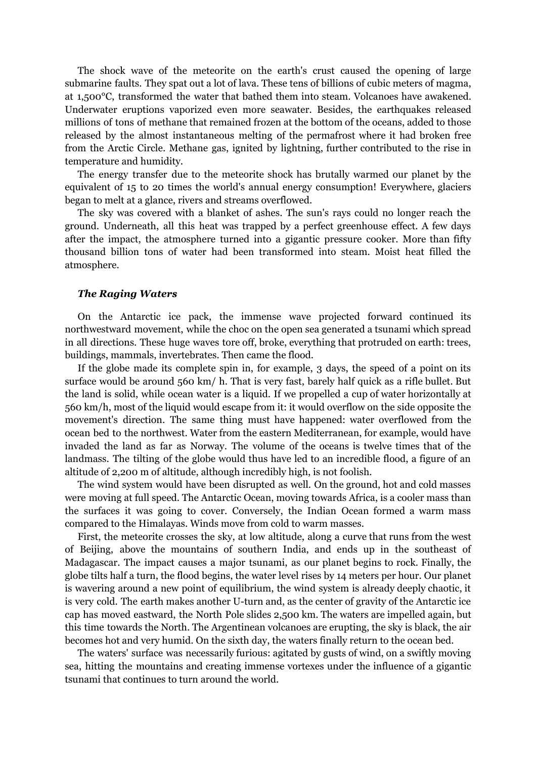The shock wave of the meteorite on the earth's crust caused the opening of large submarine faults. They spat out a lot of lava. These tens of billions of cubic meters of magma, at 1,500°C, transformed the water that bathed them into steam. Volcanoes have awakened. Underwater eruptions vaporized even more seawater. Besides, the earthquakes released millions of tons of methane that remained frozen at the bottom of the oceans, added to those released by the almost instantaneous melting of the permafrost where it had broken free from the Arctic Circle. Methane gas, ignited by lightning, further contributed to the rise in temperature and humidity.

The energy transfer due to the meteorite shock has brutally warmed our planet by the equivalent of 15 to 20 times the world's annual energy consumption! Everywhere, glaciers began to melt at a glance, rivers and streams overflowed.

The sky was covered with a blanket of ashes. The sun's rays could no longer reach the ground. Underneath, all this heat was trapped by a perfect greenhouse effect. A few days after the impact, the atmosphere turned into a gigantic pressure cooker. More than fifty thousand billion tons of water had been transformed into steam. Moist heat filled the atmosphere.

### *The Raging Waters*

On the Antarctic ice pack, the immense wave projected forward continued its northwestward movement, while the choc on the open sea generated a tsunami which spread in all directions. These huge waves tore off, broke, everything that protruded on earth: trees, buildings, mammals, invertebrates. Then came the flood.

If the globe made its complete spin in, for example, 3 days, the speed of a point on its surface would be around 560 km/ h. That is very fast, barely half quick as a rifle bullet. But the land is solid, while ocean water is a liquid. If we propelled a cup of water horizontally at 560 km/h, most of the liquid would escape from it: it would overflow on the side opposite the movement's direction. The same thing must have happened: water overflowed from the ocean bed to the northwest. Water from the eastern Mediterranean, for example, would have invaded the land as far as Norway. The volume of the oceans is twelve times that of the landmass. The tilting of the globe would thus have led to an incredible flood, a figure of an altitude of 2,200 m of altitude, although incredibly high, is not foolish.

The wind system would have been disrupted as well. On the ground, hot and cold masses were moving at full speed. The Antarctic Ocean, moving towards Africa, is a cooler mass than the surfaces it was going to cover. Conversely, the Indian Ocean formed a warm mass compared to the Himalayas. Winds move from cold to warm masses.

First, the meteorite crosses the sky, at low altitude, along a curve that runs from the west of Beijing, above the mountains of southern India, and ends up in the southeast of Madagascar. The impact causes a major tsunami, as our planet begins to rock. Finally, the globe tilts half a turn, the flood begins, the water level rises by 14 meters per hour. Our planet is wavering around a new point of equilibrium, the wind system is already deeply chaotic, it is very cold. The earth makes another U-turn and, as the center of gravity of the Antarctic ice cap has moved eastward, the North Pole slides 2,500 km. The waters are impelled again, but this time towards the North. The Argentinean volcanoes are erupting, the sky is black, the air becomes hot and very humid. On the sixth day, the waters finally return to the ocean bed.

The waters' surface was necessarily furious: agitated by gusts of wind, on a swiftly moving sea, hitting the mountains and creating immense vortexes under the influence of a gigantic tsunami that continues to turn around the world.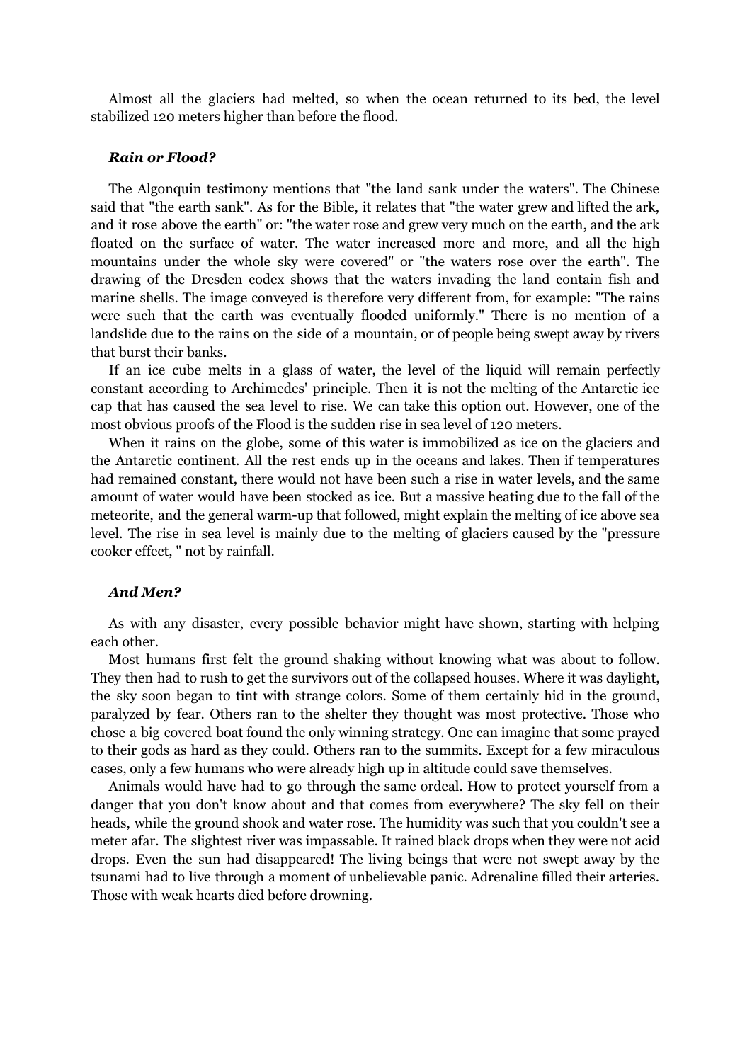Almost all the glaciers had melted, so when the ocean returned to its bed, the level stabilized 120 meters higher than before the flood.

### *Rain or Flood?*

The Algonquin testimony mentions that "the land sank under the waters". The Chinese said that "the earth sank". As for the Bible, it relates that "the water grew and lifted the ark, and it rose above the earth" or: "the water rose and grew very much on the earth, and the ark floated on the surface of water. The water increased more and more, and all the high mountains under the whole sky were covered" or "the waters rose over the earth". The drawing of the Dresden codex shows that the waters invading the land contain fish and marine shells. The image conveyed is therefore very different from, for example: "The rains were such that the earth was eventually flooded uniformly." There is no mention of a landslide due to the rains on the side of a mountain, or of people being swept away by rivers that burst their banks.

If an ice cube melts in a glass of water, the level of the liquid will remain perfectly constant according to Archimedes' principle. Then it is not the melting of the Antarctic ice cap that has caused the sea level to rise. We can take this option out. However, one of the most obvious proofs of the Flood is the sudden rise in sea level of 120 meters.

When it rains on the globe, some of this water is immobilized as ice on the glaciers and the Antarctic continent. All the rest ends up in the oceans and lakes. Then if temperatures had remained constant, there would not have been such a rise in water levels, and the same amount of water would have been stocked as ice. But a massive heating due to the fall of the meteorite, and the general warm-up that followed, might explain the melting of ice above sea level. The rise in sea level is mainly due to the melting of glaciers caused by the "pressure cooker effect, " not by rainfall.

### *And Men?*

As with any disaster, every possible behavior might have shown, starting with helping each other.

Most humans first felt the ground shaking without knowing what was about to follow. They then had to rush to get the survivors out of the collapsed houses. Where it was daylight, the sky soon began to tint with strange colors. Some of them certainly hid in the ground, paralyzed by fear. Others ran to the shelter they thought was most protective. Those who chose a big covered boat found the only winning strategy. One can imagine that some prayed to their gods as hard as they could. Others ran to the summits. Except for a few miraculous cases, only a few humans who were already high up in altitude could save themselves.

Animals would have had to go through the same ordeal. How to protect yourself from a danger that you don't know about and that comes from everywhere? The sky fell on their heads, while the ground shook and water rose. The humidity was such that you couldn't see a meter afar. The slightest river was impassable. It rained black drops when they were not acid drops. Even the sun had disappeared! The living beings that were not swept away by the tsunami had to live through a moment of unbelievable panic. Adrenaline filled their arteries. Those with weak hearts died before drowning.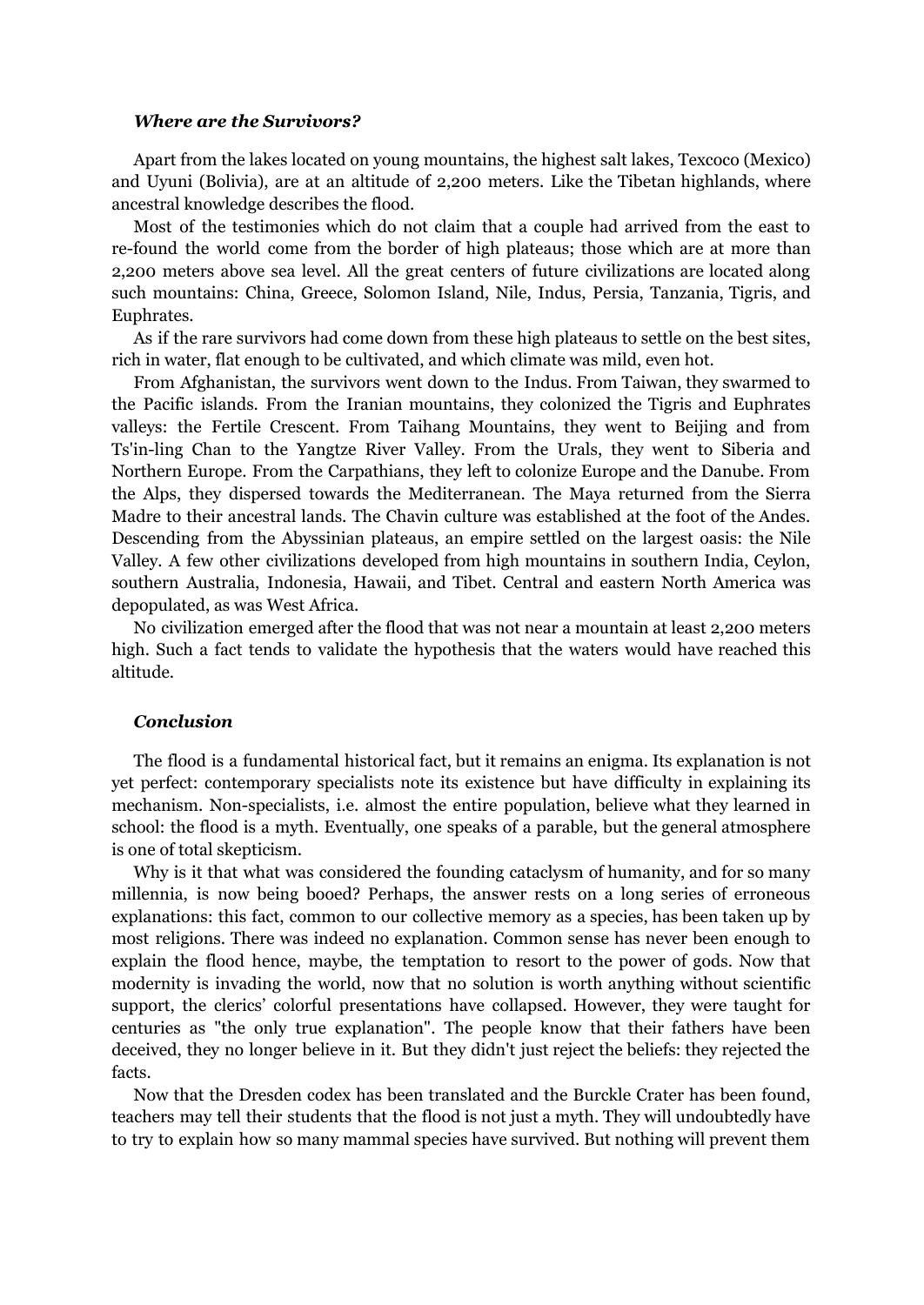### *Where are the Survivors?*

Apart from the lakes located on young mountains, the highest salt lakes, Texcoco (Mexico) and Uyuni (Bolivia), are at an altitude of 2,200 meters. Like the Tibetan highlands, where ancestral knowledge describes the flood.

Most of the testimonies which do not claim that a couple had arrived from the east to re-found the world come from the border of high plateaus; those which are at more than 2,200 meters above sea level. All the great centers of future civilizations are located along such mountains: China, Greece, Solomon Island, Nile, Indus, Persia, Tanzania, Tigris, and Euphrates.

As if the rare survivors had come down from these high plateaus to settle on the best sites, rich in water, flat enough to be cultivated, and which climate was mild, even hot.

From Afghanistan, the survivors went down to the Indus. From Taiwan, they swarmed to the Pacific islands. From the Iranian mountains, they colonized the Tigris and Euphrates valleys: the Fertile Crescent. From Taihang Mountains, they went to Beijing and from Ts'in-ling Chan to the Yangtze River Valley. From the Urals, they went to Siberia and Northern Europe. From the Carpathians, they left to colonize Europe and the Danube. From the Alps, they dispersed towards the Mediterranean. The Maya returned from the Sierra Madre to their ancestral lands. The Chavin culture was established at the foot of the Andes. Descending from the Abyssinian plateaus, an empire settled on the largest oasis: the Nile Valley. A few other civilizations developed from high mountains in southern India, Ceylon, southern Australia, Indonesia, Hawaii, and Tibet. Central and eastern North America was depopulated, as was West Africa.

No civilization emerged after the flood that was not near a mountain at least 2,200 meters high. Such a fact tends to validate the hypothesis that the waters would have reached this altitude.

### *Conclusion*

The flood is a fundamental historical fact, but it remains an enigma. Its explanation is not yet perfect: contemporary specialists note its existence but have difficulty in explaining its mechanism. Non-specialists, i.e. almost the entire population, believe what they learned in school: the flood is a myth. Eventually, one speaks of a parable, but the general atmosphere is one of total skepticism.

Why is it that what was considered the founding cataclysm of humanity, and for so many millennia, is now being booed? Perhaps, the answer rests on a long series of erroneous explanations: this fact, common to our collective memory as a species, has been taken up by most religions. There was indeed no explanation. Common sense has never been enough to explain the flood hence, maybe, the temptation to resort to the power of gods. Now that modernity is invading the world, now that no solution is worth anything without scientific support, the clerics' colorful presentations have collapsed. However, they were taught for centuries as "the only true explanation". The people know that their fathers have been deceived, they no longer believe in it. But they didn't just reject the beliefs: they rejected the facts.

Now that the Dresden codex has been translated and the Burckle Crater has been found, teachers may tell their students that the flood is not just a myth. They will undoubtedly have to try to explain how so many mammal species have survived. But nothing will prevent them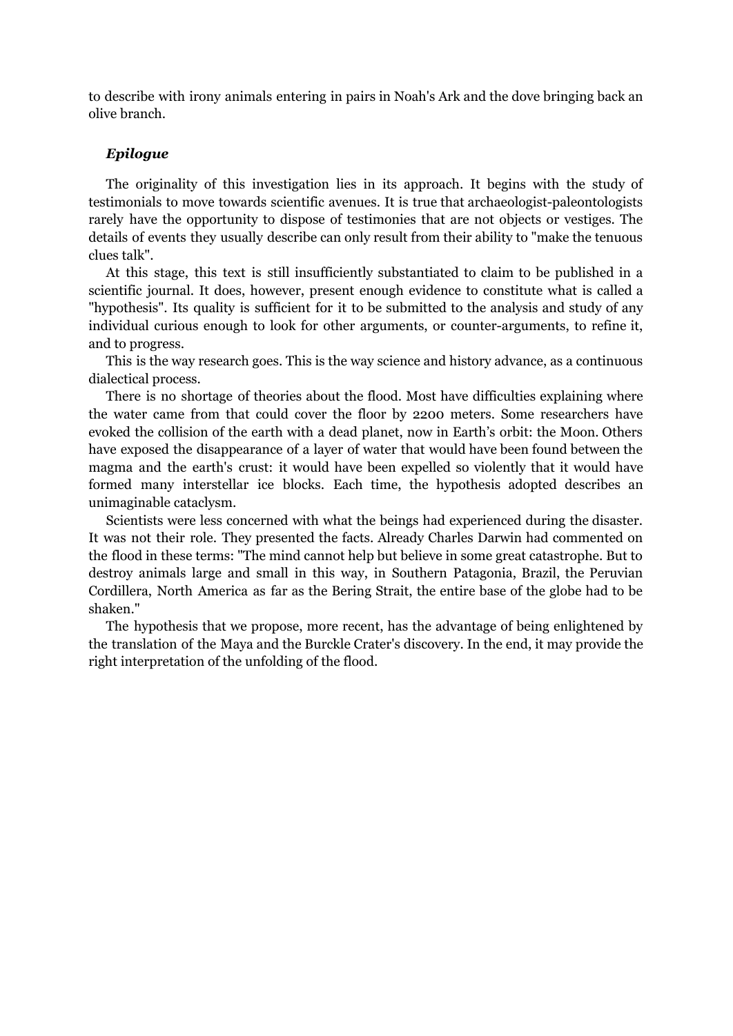to describe with irony animals entering in pairs in Noah's Ark and the dove bringing back an olive branch.

### *Epilogue*

The originality of this investigation lies in its approach. It begins with the study of testimonials to move towards scientific avenues. It is true that archaeologist-paleontologists rarely have the opportunity to dispose of testimonies that are not objects or vestiges. The details of events they usually describe can only result from their ability to "make the tenuous clues talk".

At this stage, this text is still insufficiently substantiated to claim to be published in a scientific journal. It does, however, present enough evidence to constitute what is called a "hypothesis". Its quality is sufficient for it to be submitted to the analysis and study of any individual curious enough to look for other arguments, or counter-arguments, to refine it, and to progress.

This is the way research goes. This is the way science and history advance, as a continuous dialectical process.

There is no shortage of theories about the flood. Most have difficulties explaining where the water came from that could cover the floor by 2200 meters. Some researchers have evoked the collision of the earth with a dead planet, now in Earth's orbit: the Moon. Others have exposed the disappearance of a layer of water that would have been found between the magma and the earth's crust: it would have been expelled so violently that it would have formed many interstellar ice blocks. Each time, the hypothesis adopted describes an unimaginable cataclysm.

Scientists were less concerned with what the beings had experienced during the disaster. It was not their role. They presented the facts. Already Charles Darwin had commented on the flood in these terms: "The mind cannot help but believe in some great catastrophe. But to destroy animals large and small in this way, in Southern Patagonia, Brazil, the Peruvian Cordillera, North America as far as the Bering Strait, the entire base of the globe had to be shaken."

The hypothesis that we propose, more recent, has the advantage of being enlightened by the translation of the Maya and the Burckle Crater's discovery. In the end, it may provide the right interpretation of the unfolding of the flood.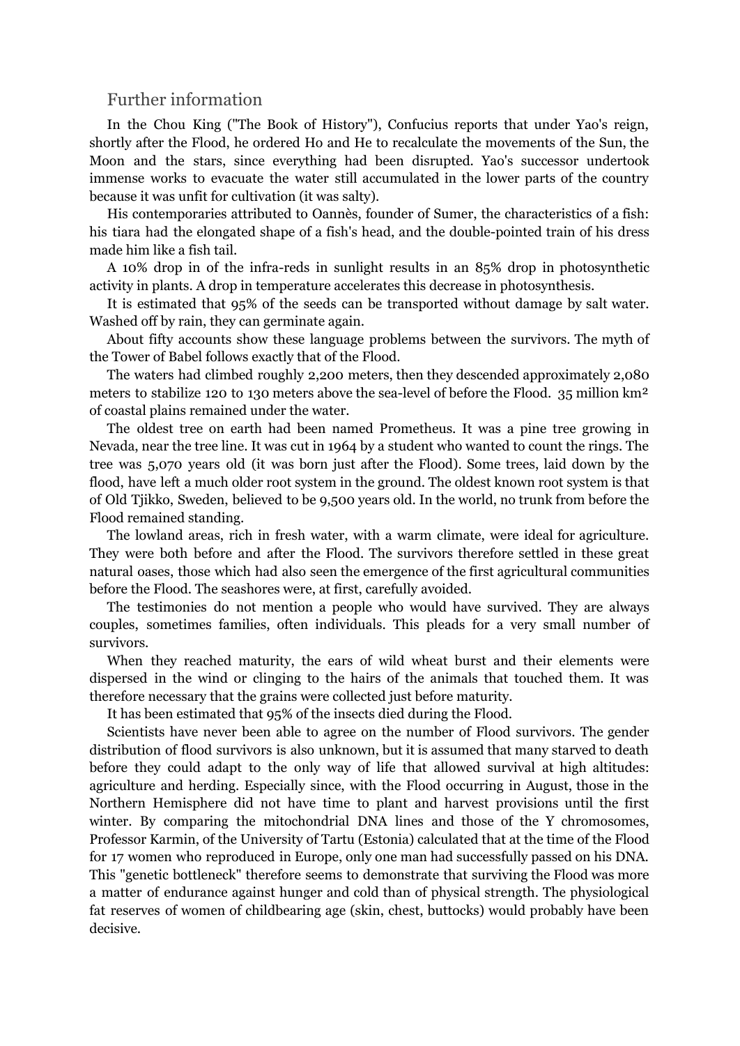## Further information

In the Chou King ("The Book of History"), Confucius reports that under Yao's reign, shortly after the Flood, he ordered Ho and He to recalculate the movements of the Sun, the Moon and the stars, since everything had been disrupted. Yao's successor undertook immense works to evacuate the water still accumulated in the lower parts of the country because it was unfit for cultivation (it was salty).

His contemporaries attributed to Oannès, founder of Sumer, the characteristics of a fish: his tiara had the elongated shape of a fish's head, and the double-pointed train of his dress made him like a fish tail.

A 10% drop in of the infra-reds in sunlight results in an 85% drop in photosynthetic activity in plants. A drop in temperature accelerates this decrease in photosynthesis.

It is estimated that 95% of the seeds can be transported without damage by salt water. Washed off by rain, they can germinate again.

About fifty accounts show these language problems between the survivors. The myth of the Tower of Babel follows exactly that of the Flood.

The waters had climbed roughly 2,200 meters, then they descended approximately 2,080 meters to stabilize 120 to 130 meters above the sea-level of before the Flood. 35 million km² of coastal plains remained under the water.

The oldest tree on earth had been named Prometheus. It was a pine tree growing in Nevada, near the tree line. It was cut in 1964 by a student who wanted to count the rings. The tree was 5,070 years old (it was born just after the Flood). Some trees, laid down by the flood, have left a much older root system in the ground. The oldest known root system is that of Old Tjikko, Sweden, believed to be 9,500 years old. In the world, no trunk from before the Flood remained standing.

The lowland areas, rich in fresh water, with a warm climate, were ideal for agriculture. They were both before and after the Flood. The survivors therefore settled in these great natural oases, those which had also seen the emergence of the first agricultural communities before the Flood. The seashores were, at first, carefully avoided.

The testimonies do not mention a people who would have survived. They are always couples, sometimes families, often individuals. This pleads for a very small number of survivors.

When they reached maturity, the ears of wild wheat burst and their elements were dispersed in the wind or clinging to the hairs of the animals that touched them. It was therefore necessary that the grains were collected just before maturity.

It has been estimated that 95% of the insects died during the Flood.

Scientists have never been able to agree on the number of Flood survivors. The gender distribution of flood survivors is also unknown, but it is assumed that many starved to death before they could adapt to the only way of life that allowed survival at high altitudes: agriculture and herding. Especially since, with the Flood occurring in August, those in the Northern Hemisphere did not have time to plant and harvest provisions until the first winter. By comparing the mitochondrial DNA lines and those of the Y chromosomes, Professor Karmin, of the University of Tartu (Estonia) calculated that at the time of the Flood for 17 women who reproduced in Europe, only one man had successfully passed on his DNA. This "genetic bottleneck" therefore seems to demonstrate that surviving the Flood was more a matter of endurance against hunger and cold than of physical strength. The physiological fat reserves of women of childbearing age (skin, chest, buttocks) would probably have been decisive.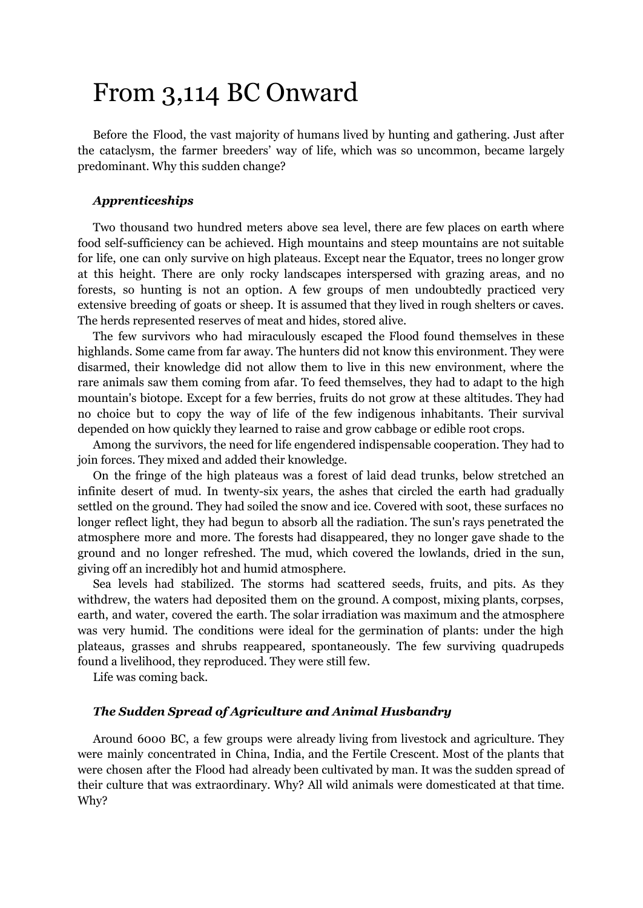# From 3,114 BC Onward

Before the Flood, the vast majority of humans lived by hunting and gathering. Just after the cataclysm, the farmer breeders' way of life, which was so uncommon, became largely predominant. Why this sudden change?

### *Apprenticeships*

Two thousand two hundred meters above sea level, there are few places on earth where food self-sufficiency can be achieved. High mountains and steep mountains are not suitable for life, one can only survive on high plateaus. Except near the Equator, trees no longer grow at this height. There are only rocky landscapes interspersed with grazing areas, and no forests, so hunting is not an option. A few groups of men undoubtedly practiced very extensive breeding of goats or sheep. It is assumed that they lived in rough shelters or caves. The herds represented reserves of meat and hides, stored alive.

The few survivors who had miraculously escaped the Flood found themselves in these highlands. Some came from far away. The hunters did not know this environment. They were disarmed, their knowledge did not allow them to live in this new environment, where the rare animals saw them coming from afar. To feed themselves, they had to adapt to the high mountain's biotope. Except for a few berries, fruits do not grow at these altitudes. They had no choice but to copy the way of life of the few indigenous inhabitants. Their survival depended on how quickly they learned to raise and grow cabbage or edible root crops.

Among the survivors, the need for life engendered indispensable cooperation. They had to join forces. They mixed and added their knowledge.

On the fringe of the high plateaus was a forest of laid dead trunks, below stretched an infinite desert of mud. In twenty-six years, the ashes that circled the earth had gradually settled on the ground. They had soiled the snow and ice. Covered with soot, these surfaces no longer reflect light, they had begun to absorb all the radiation. The sun's rays penetrated the atmosphere more and more. The forests had disappeared, they no longer gave shade to the ground and no longer refreshed. The mud, which covered the lowlands, dried in the sun, giving off an incredibly hot and humid atmosphere.

Sea levels had stabilized. The storms had scattered seeds, fruits, and pits. As they withdrew, the waters had deposited them on the ground. A compost, mixing plants, corpses, earth, and water, covered the earth. The solar irradiation was maximum and the atmosphere was very humid. The conditions were ideal for the germination of plants: under the high plateaus, grasses and shrubs reappeared, spontaneously. The few surviving quadrupeds found a livelihood, they reproduced. They were still few.

Life was coming back.

### *The Sudden Spread of Agriculture and Animal Husbandry*

Around 6000 BC, a few groups were already living from livestock and agriculture. They were mainly concentrated in China, India, and the Fertile Crescent. Most of the plants that were chosen after the Flood had already been cultivated by man. It was the sudden spread of their culture that was extraordinary. Why? All wild animals were domesticated at that time. Why?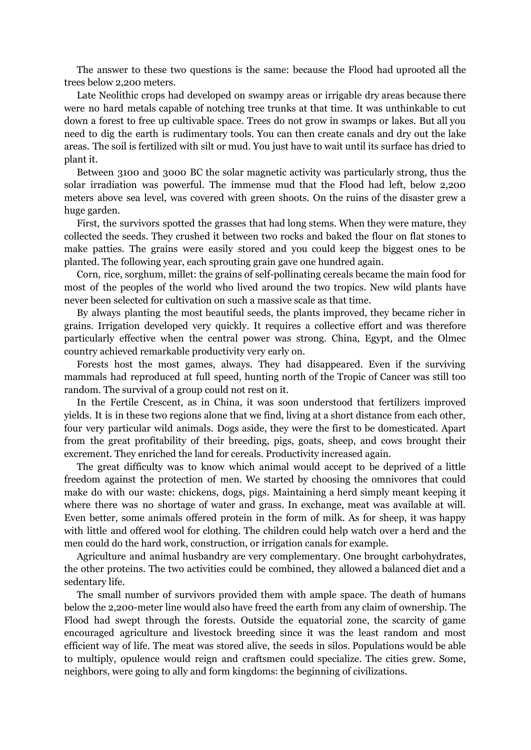The answer to these two questions is the same: because the Flood had uprooted all the trees below 2,200 meters.

Late Neolithic crops had developed on swampy areas or irrigable dry areas because there were no hard metals capable of notching tree trunks at that time. It was unthinkable to cut down a forest to free up cultivable space. Trees do not grow in swamps or lakes. But all you need to dig the earth is rudimentary tools. You can then create canals and dry out the lake areas. The soil is fertilized with silt or mud. You just have to wait until its surface has dried to plant it.

Between 3100 and 3000 BC the solar magnetic activity was particularly strong, thus the solar irradiation was powerful. The immense mud that the Flood had left, below 2,200 meters above sea level, was covered with green shoots. On the ruins of the disaster grew a huge garden.

First, the survivors spotted the grasses that had long stems. When they were mature, they collected the seeds. They crushed it between two rocks and baked the flour on flat stones to make patties. The grains were easily stored and you could keep the biggest ones to be planted. The following year, each sprouting grain gave one hundred again.

Corn, rice, sorghum, millet: the grains of self-pollinating cereals became the main food for most of the peoples of the world who lived around the two tropics. New wild plants have never been selected for cultivation on such a massive scale as that time.

By always planting the most beautiful seeds, the plants improved, they became richer in grains. Irrigation developed very quickly. It requires a collective effort and was therefore particularly effective when the central power was strong. China, Egypt, and the Olmec country achieved remarkable productivity very early on.

Forests host the most games, always. They had disappeared. Even if the surviving mammals had reproduced at full speed, hunting north of the Tropic of Cancer was still too random. The survival of a group could not rest on it.

In the Fertile Crescent, as in China, it was soon understood that fertilizers improved yields. It is in these two regions alone that we find, living at a short distance from each other, four very particular wild animals. Dogs aside, they were the first to be domesticated. Apart from the great profitability of their breeding, pigs, goats, sheep, and cows brought their excrement. They enriched the land for cereals. Productivity increased again.

The great difficulty was to know which animal would accept to be deprived of a little freedom against the protection of men. We started by choosing the omnivores that could make do with our waste: chickens, dogs, pigs. Maintaining a herd simply meant keeping it where there was no shortage of water and grass. In exchange, meat was available at will. Even better, some animals offered protein in the form of milk. As for sheep, it was happy with little and offered wool for clothing. The children could help watch over a herd and the men could do the hard work, construction, or irrigation canals for example.

Agriculture and animal husbandry are very complementary. One brought carbohydrates, the other proteins. The two activities could be combined, they allowed a balanced diet and a sedentary life.

The small number of survivors provided them with ample space. The death of humans below the 2,200-meter line would also have freed the earth from any claim of ownership. The Flood had swept through the forests. Outside the equatorial zone, the scarcity of game encouraged agriculture and livestock breeding since it was the least random and most efficient way of life. The meat was stored alive, the seeds in silos. Populations would be able to multiply, opulence would reign and craftsmen could specialize. The cities grew. Some, neighbors, were going to ally and form kingdoms: the beginning of civilizations.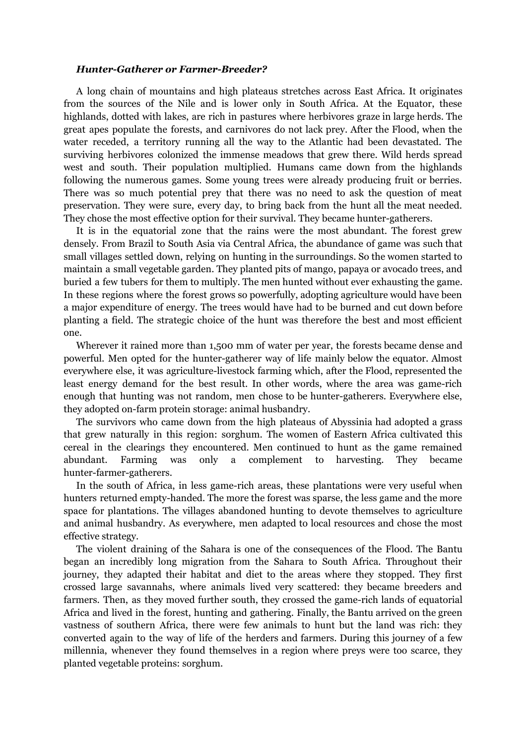***Hunter-Gatherer or Farmer-Breeder?***

A long chain of mountains and high plateaus stretches across East Africa. It originates from the sources of the Nile and is lower only in South Africa. At the Equator, these highlands, dotted with lakes, are rich in pastures where herbivores graze in large herds. The great apes populate the forests, and carnivores do not lack prey. After the Flood, when the water receded, a territory running all the way to the Atlantic had been devastated. The surviving herbivores colonized the immense meadows that grew there. Wild herds spread west and south. Their population multiplied. Humans came down from the highlands following the numerous games. Some young trees were already producing fruit or berries. There was so much potential prey that there was no need to ask the question of meat preservation. They were sure, every day, to bring back from the hunt all the meat needed. They chose the most effective option for their survival. They became hunter-gatherers.

It is in the equatorial zone that the rains were the most abundant. The forest grew densely. From Brazil to South Asia via Central Africa, the abundance of game was such that small villages settled down, relying on hunting in the surroundings. So the women started to maintain a small vegetable garden. They planted pits of mango, papaya or avocado trees, and buried a few tubers for them to multiply. The men hunted without ever exhausting the game. In these regions where the forest grows so powerfully, adopting agriculture would have been a major expenditure of energy. The trees would have had to be burned and cut down before planting a field. The strategic choice of the hunt was therefore the best and most efficient one.

Wherever it rained more than 1,500 mm of water per year, the forests became dense and powerful. Men opted for the hunter-gatherer way of life mainly below the equator. Almost everywhere else, it was agriculture-livestock farming which, after the Flood, represented the least energy demand for the best result. In other words, where the area was game-rich enough that hunting was not random, men chose to be hunter-gatherers. Everywhere else, they adopted on-farm protein storage: animal husbandry.

The survivors who came down from the high plateaus of Abyssinia had adopted a grass that grew naturally in this region: sorghum. The women of Eastern Africa cultivated this cereal in the clearings they encountered. Men continued to hunt as the game remained abundant. Farming was only a complement to harvesting. They became hunter-farmer-gatherers.

In the south of Africa, in less game-rich areas, these plantations were very useful when hunters returned empty-handed. The more the forest was sparse, the less game and the more space for plantations. The villages abandoned hunting to devote themselves to agriculture and animal husbandry. As everywhere, men adapted to local resources and chose the most effective strategy.

The violent draining of the Sahara is one of the consequences of the Flood. The Bantu began an incredibly long migration from the Sahara to South Africa. Throughout their journey, they adapted their habitat and diet to the areas where they stopped. They first crossed large savannahs, where animals lived very scattered: they became breeders and farmers. Then, as they moved further south, they crossed the game-rich lands of equatorial Africa and lived in the forest, hunting and gathering. Finally, the Bantu arrived on the green vastness of southern Africa, there were few animals to hunt but the land was rich: they converted again to the way of life of the herders and farmers. During this journey of a few millennia, whenever they found themselves in a region where preys were too scarce, they planted vegetable proteins: sorghum.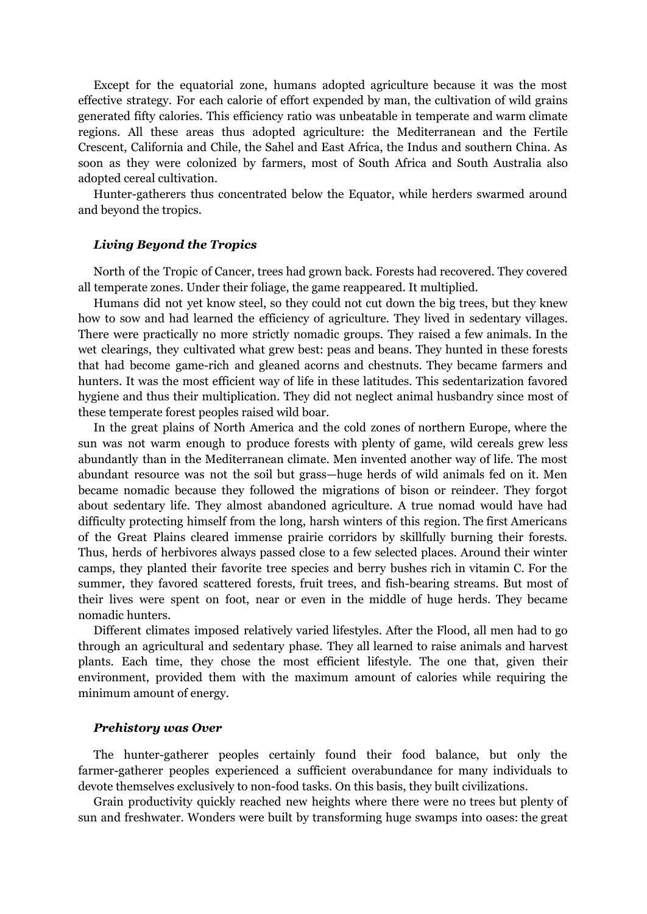Except for the equatorial zone, humans adopted agriculture because it was the most effective strategy. For each calorie of effort expended by man, the cultivation of wild grains generated fifty calories. This efficiency ratio was unbeatable in temperate and warm climate regions. All these areas thus adopted agriculture: the Mediterranean and the Fertile Crescent, California and Chile, the Sahel and East Africa, the Indus and southern China. As soon as they were colonized by farmers, most of South Africa and South Australia also adopted cereal cultivation.

Hunter-gatherers thus concentrated below the Equator, while herders swarmed around and beyond the tropics.

### *Living Beyond the Tropics*

North of the Tropic of Cancer, trees had grown back. Forests had recovered. They covered all temperate zones. Under their foliage, the game reappeared. It multiplied.

Humans did not yet know steel, so they could not cut down the big trees, but they knew how to sow and had learned the efficiency of agriculture. They lived in sedentary villages. There were practically no more strictly nomadic groups. They raised a few animals. In the wet clearings, they cultivated what grew best: peas and beans. They hunted in these forests that had become game-rich and gleaned acorns and chestnuts. They became farmers and hunters. It was the most efficient way of life in these latitudes. This sedentarization favored hygiene and thus their multiplication. They did not neglect animal husbandry since most of these temperate forest peoples raised wild boar.

In the great plains of North America and the cold zones of northern Europe, where the sun was not warm enough to produce forests with plenty of game, wild cereals grew less abundantly than in the Mediterranean climate. Men invented another way of life. The most abundant resource was not the soil but grass—huge herds of wild animals fed on it. Men became nomadic because they followed the migrations of bison or reindeer. They forgot about sedentary life. They almost abandoned agriculture. A true nomad would have had difficulty protecting himself from the long, harsh winters of this region. The first Americans of the Great Plains cleared immense prairie corridors by skillfully burning their forests. Thus, herds of herbivores always passed close to a few selected places. Around their winter camps, they planted their favorite tree species and berry bushes rich in vitamin C. For the summer, they favored scattered forests, fruit trees, and fish-bearing streams. But most of their lives were spent on foot, near or even in the middle of huge herds. They became nomadic hunters.

Different climates imposed relatively varied lifestyles. After the Flood, all men had to go through an agricultural and sedentary phase. They all learned to raise animals and harvest plants. Each time, they chose the most efficient lifestyle. The one that, given their environment, provided them with the maximum amount of calories while requiring the minimum amount of energy.

### *Prehistory was Over*

The hunter-gatherer peoples certainly found their food balance, but only the farmer-gatherer peoples experienced a sufficient overabundance for many individuals to devote themselves exclusively to non-food tasks. On this basis, they built civilizations.

Grain productivity quickly reached new heights where there were no trees but plenty of sun and freshwater. Wonders were built by transforming huge swamps into oases: the great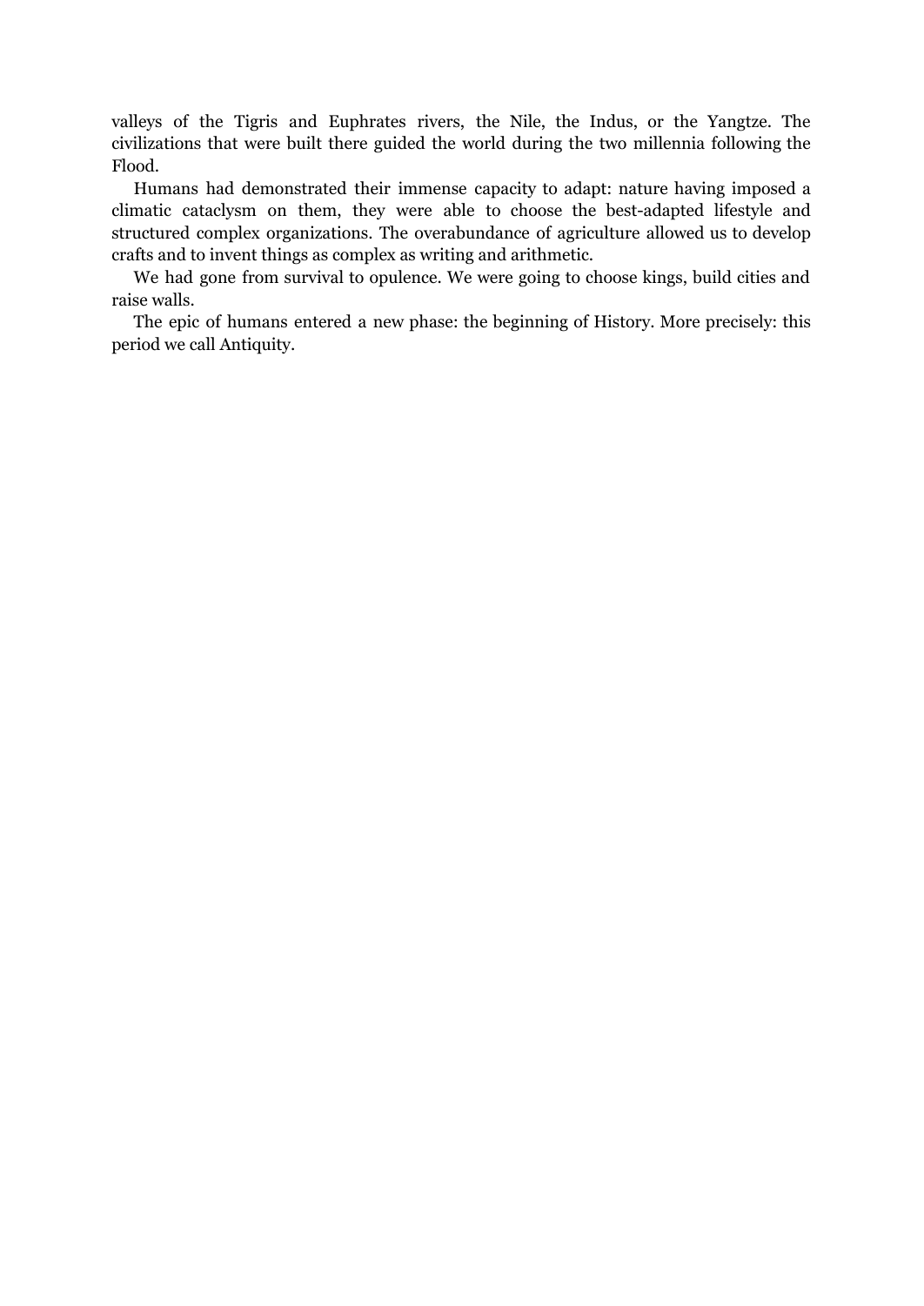valleys of the Tigris and Euphrates rivers, the Nile, the Indus, or the Yangtze. The civilizations that were built there guided the world during the two millennia following the Flood.

Humans had demonstrated their immense capacity to adapt: nature having imposed a climatic cataclysm on them, they were able to choose the best-adapted lifestyle and structured complex organizations. The overabundance of agriculture allowed us to develop crafts and to invent things as complex as writing and arithmetic.

We had gone from survival to opulence. We were going to choose kings, build cities and raise walls.

The epic of humans entered a new phase: the beginning of History. More precisely: this period we call Antiquity.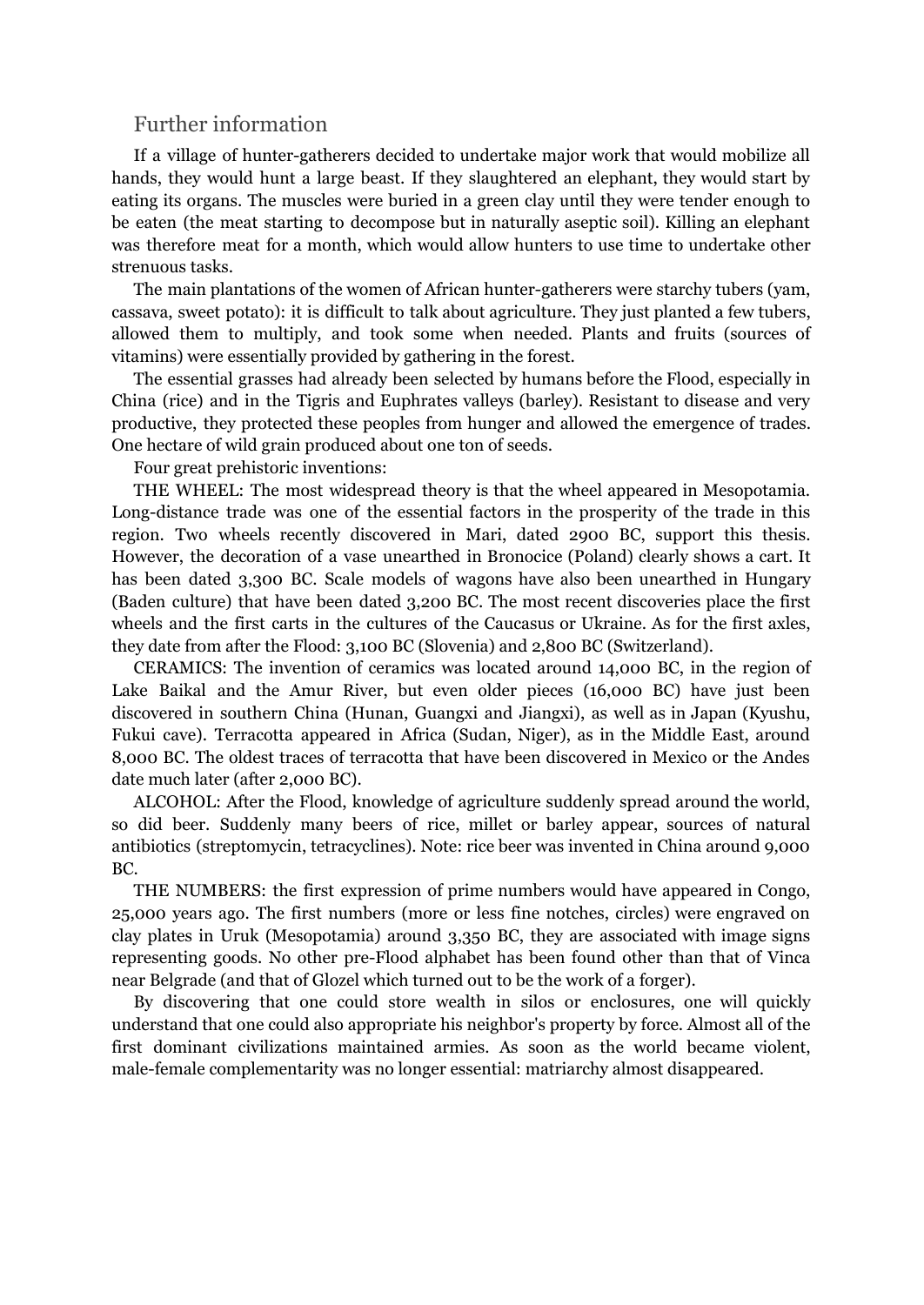## Further information

If a village of hunter-gatherers decided to undertake major work that would mobilize all hands, they would hunt a large beast. If they slaughtered an elephant, they would start by eating its organs. The muscles were buried in a green clay until they were tender enough to be eaten (the meat starting to decompose but in naturally aseptic soil). Killing an elephant was therefore meat for a month, which would allow hunters to use time to undertake other strenuous tasks.

The main plantations of the women of African hunter-gatherers were starchy tubers (yam, cassava, sweet potato): it is difficult to talk about agriculture. They just planted a few tubers, allowed them to multiply, and took some when needed. Plants and fruits (sources of vitamins) were essentially provided by gathering in the forest.

The essential grasses had already been selected by humans before the Flood, especially in China (rice) and in the Tigris and Euphrates valleys (barley). Resistant to disease and very productive, they protected these peoples from hunger and allowed the emergence of trades. One hectare of wild grain produced about one ton of seeds.

Four great prehistoric inventions:

THE WHEEL: The most widespread theory is that the wheel appeared in Mesopotamia. Long-distance trade was one of the essential factors in the prosperity of the trade in this region. Two wheels recently discovered in Mari, dated 2900 BC, support this thesis. However, the decoration of a vase unearthed in Bronocice (Poland) clearly shows a cart. It has been dated 3,300 BC. Scale models of wagons have also been unearthed in Hungary (Baden culture) that have been dated 3,200 BC. The most recent discoveries place the first wheels and the first carts in the cultures of the Caucasus or Ukraine. As for the first axles, they date from after the Flood: 3,100 BC (Slovenia) and 2,800 BC (Switzerland).

CERAMICS: The invention of ceramics was located around 14,000 BC, in the region of Lake Baikal and the Amur River, but even older pieces (16,000 BC) have just been discovered in southern China (Hunan, Guangxi and Jiangxi), as well as in Japan (Kyushu, Fukui cave). Terracotta appeared in Africa (Sudan, Niger), as in the Middle East, around 8,000 BC. The oldest traces of terracotta that have been discovered in Mexico or the Andes date much later (after 2,000 BC).

ALCOHOL: After the Flood, knowledge of agriculture suddenly spread around the world, so did beer. Suddenly many beers of rice, millet or barley appear, sources of natural antibiotics (streptomycin, tetracyclines). Note: rice beer was invented in China around 9,000 BC.

THE NUMBERS: the first expression of prime numbers would have appeared in Congo, 25,000 years ago. The first numbers (more or less fine notches, circles) were engraved on clay plates in Uruk (Mesopotamia) around 3,350 BC, they are associated with image signs representing goods. No other pre-Flood alphabet has been found other than that of Vinca near Belgrade (and that of Glozel which turned out to be the work of a forger).

By discovering that one could store wealth in silos or enclosures, one will quickly understand that one could also appropriate his neighbor's property by force. Almost all of the first dominant civilizations maintained armies. As soon as the world became violent, male-female complementarity was no longer essential: matriarchy almost disappeared.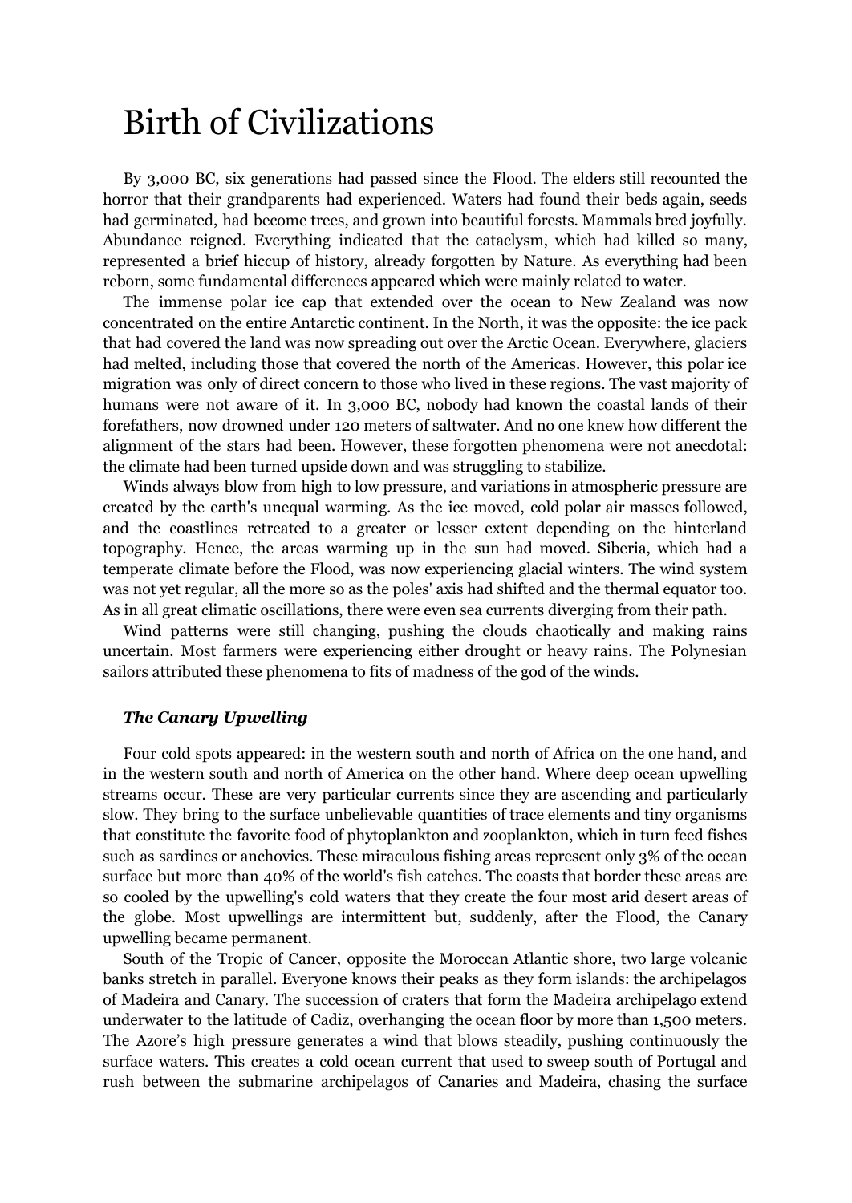# Birth of Civilizations

By 3,000 BC, six generations had passed since the Flood. The elders still recounted the horror that their grandparents had experienced. Waters had found their beds again, seeds had germinated, had become trees, and grown into beautiful forests. Mammals bred joyfully. Abundance reigned. Everything indicated that the cataclysm, which had killed so many, represented a brief hiccup of history, already forgotten by Nature. As everything had been reborn, some fundamental differences appeared which were mainly related to water.

The immense polar ice cap that extended over the ocean to New Zealand was now concentrated on the entire Antarctic continent. In the North, it was the opposite: the ice pack that had covered the land was now spreading out over the Arctic Ocean. Everywhere, glaciers had melted, including those that covered the north of the Americas. However, this polar ice migration was only of direct concern to those who lived in these regions. The vast majority of humans were not aware of it. In 3,000 BC, nobody had known the coastal lands of their forefathers, now drowned under 120 meters of saltwater. And no one knew how different the alignment of the stars had been. However, these forgotten phenomena were not anecdotal: the climate had been turned upside down and was struggling to stabilize.

Winds always blow from high to low pressure, and variations in atmospheric pressure are created by the earth's unequal warming. As the ice moved, cold polar air masses followed, and the coastlines retreated to a greater or lesser extent depending on the hinterland topography. Hence, the areas warming up in the sun had moved. Siberia, which had a temperate climate before the Flood, was now experiencing glacial winters. The wind system was not yet regular, all the more so as the poles' axis had shifted and the thermal equator too. As in all great climatic oscillations, there were even sea currents diverging from their path.

Wind patterns were still changing, pushing the clouds chaotically and making rains uncertain. Most farmers were experiencing either drought or heavy rains. The Polynesian sailors attributed these phenomena to fits of madness of the god of the winds.

***The Canary Upwelling***

Four cold spots appeared: in the western south and north of Africa on the one hand, and in the western south and north of America on the other hand. Where deep ocean upwelling streams occur. These are very particular currents since they are ascending and particularly slow. They bring to the surface unbelievable quantities of trace elements and tiny organisms that constitute the favorite food of phytoplankton and zooplankton, which in turn feed fishes such as sardines or anchovies. These miraculous fishing areas represent only 3% of the ocean surface but more than 40% of the world's fish catches. The coasts that border these areas are so cooled by the upwelling's cold waters that they create the four most arid desert areas of the globe. Most upwellings are intermittent but, suddenly, after the Flood, the Canary upwelling became permanent.

South of the Tropic of Cancer, opposite the Moroccan Atlantic shore, two large volcanic banks stretch in parallel. Everyone knows their peaks as they form islands: the archipelagos of Madeira and Canary. The succession of craters that form the Madeira archipelago extend underwater to the latitude of Cadiz, overhanging the ocean floor by more than 1,500 meters. The Azore's high pressure generates a wind that blows steadily, pushing continuously the surface waters. This creates a cold ocean current that used to sweep south of Portugal and rush between the submarine archipelagos of Canaries and Madeira, chasing the surface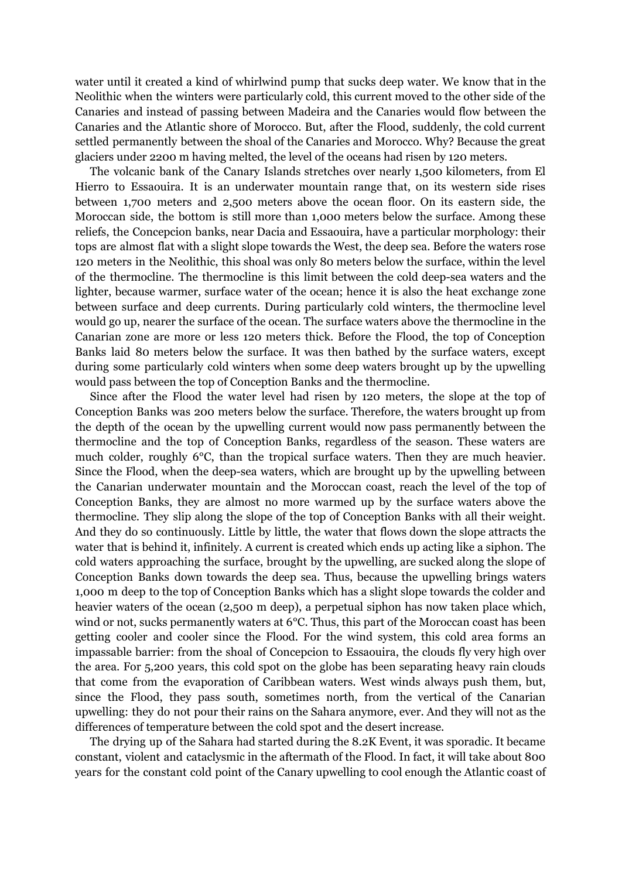water until it created a kind of whirlwind pump that sucks deep water. We know that in the Neolithic when the winters were particularly cold, this current moved to the other side of the Canaries and instead of passing between Madeira and the Canaries would flow between the Canaries and the Atlantic shore of Morocco. But, after the Flood, suddenly, the cold current settled permanently between the shoal of the Canaries and Morocco. Why? Because the great glaciers under 2200 m having melted, the level of the oceans had risen by 120 meters.

The volcanic bank of the Canary Islands stretches over nearly 1,500 kilometers, from El Hierro to Essaouira. It is an underwater mountain range that, on its western side rises between 1,700 meters and 2,500 meters above the ocean floor. On its eastern side, the Moroccan side, the bottom is still more than 1,000 meters below the surface. Among these reliefs, the Concepcion banks, near Dacia and Essaouira, have a particular morphology: their tops are almost flat with a slight slope towards the West, the deep sea. Before the waters rose 120 meters in the Neolithic, this shoal was only 80 meters below the surface, within the level of the thermocline. The thermocline is this limit between the cold deep-sea waters and the lighter, because warmer, surface water of the ocean; hence it is also the heat exchange zone between surface and deep currents. During particularly cold winters, the thermocline level would go up, nearer the surface of the ocean. The surface waters above the thermocline in the Canarian zone are more or less 120 meters thick. Before the Flood, the top of Conception Banks laid 80 meters below the surface. It was then bathed by the surface waters, except during some particularly cold winters when some deep waters brought up by the upwelling would pass between the top of Conception Banks and the thermocline.

Since after the Flood the water level had risen by 120 meters, the slope at the top of Conception Banks was 200 meters below the surface. Therefore, the waters brought up from the depth of the ocean by the upwelling current would now pass permanently between the thermocline and the top of Conception Banks, regardless of the season. These waters are much colder, roughly 6°C, than the tropical surface waters. Then they are much heavier. Since the Flood, when the deep-sea waters, which are brought up by the upwelling between the Canarian underwater mountain and the Moroccan coast, reach the level of the top of Conception Banks, they are almost no more warmed up by the surface waters above the thermocline. They slip along the slope of the top of Conception Banks with all their weight. And they do so continuously. Little by little, the water that flows down the slope attracts the water that is behind it, infinitely. A current is created which ends up acting like a siphon. The cold waters approaching the surface, brought by the upwelling, are sucked along the slope of Conception Banks down towards the deep sea. Thus, because the upwelling brings waters 1,000 m deep to the top of Conception Banks which has a slight slope towards the colder and heavier waters of the ocean (2,500 m deep), a perpetual siphon has now taken place which, wind or not, sucks permanently waters at 6°C. Thus, this part of the Moroccan coast has been getting cooler and cooler since the Flood. For the wind system, this cold area forms an impassable barrier: from the shoal of Concepcion to Essaouira, the clouds fly very high over the area. For 5,200 years, this cold spot on the globe has been separating heavy rain clouds that come from the evaporation of Caribbean waters. West winds always push them, but, since the Flood, they pass south, sometimes north, from the vertical of the Canarian upwelling: they do not pour their rains on the Sahara anymore, ever. And they will not as the differences of temperature between the cold spot and the desert increase.

The drying up of the Sahara had started during the 8.2K Event, it was sporadic. It became constant, violent and cataclysmic in the aftermath of the Flood. In fact, it will take about 800 years for the constant cold point of the Canary upwelling to cool enough the Atlantic coast of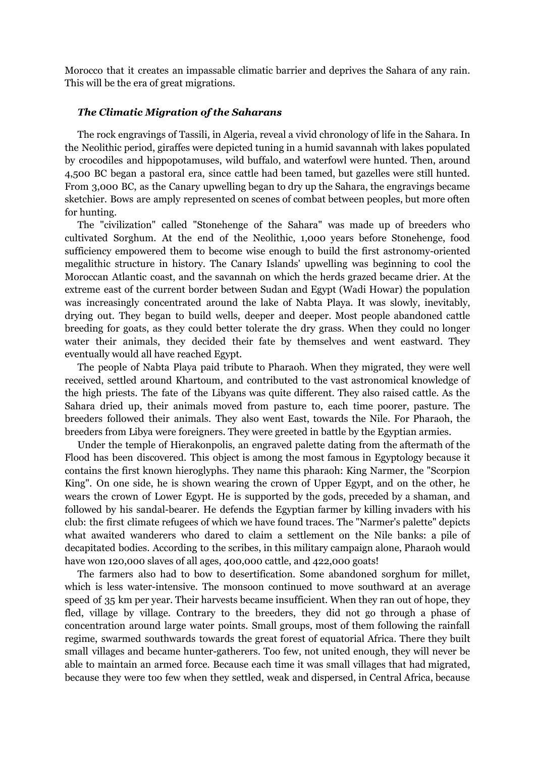Morocco that it creates an impassable climatic barrier and deprives the Sahara of any rain. This will be the era of great migrations.

### *The Climatic Migration of the Saharans*

The rock engravings of Tassili, in Algeria, reveal a vivid chronology of life in the Sahara. In the Neolithic period, giraffes were depicted tuning in a humid savannah with lakes populated by crocodiles and hippopotamuses, wild buffalo, and waterfowl were hunted. Then, around 4,500 BC began a pastoral era, since cattle had been tamed, but gazelles were still hunted. From 3,000 BC, as the Canary upwelling began to dry up the Sahara, the engravings became sketchier. Bows are amply represented on scenes of combat between peoples, but more often for hunting.

The "civilization" called "Stonehenge of the Sahara" was made up of breeders who cultivated Sorghum. At the end of the Neolithic, 1,000 years before Stonehenge, food sufficiency empowered them to become wise enough to build the first astronomy-oriented megalithic structure in history. The Canary Islands' upwelling was beginning to cool the Moroccan Atlantic coast, and the savannah on which the herds grazed became drier. At the extreme east of the current border between Sudan and Egypt (Wadi Howar) the population was increasingly concentrated around the lake of Nabta Playa. It was slowly, inevitably, drying out. They began to build wells, deeper and deeper. Most people abandoned cattle breeding for goats, as they could better tolerate the dry grass. When they could no longer water their animals, they decided their fate by themselves and went eastward. They eventually would all have reached Egypt.

The people of Nabta Playa paid tribute to Pharaoh. When they migrated, they were well received, settled around Khartoum, and contributed to the vast astronomical knowledge of the high priests. The fate of the Libyans was quite different. They also raised cattle. As the Sahara dried up, their animals moved from pasture to, each time poorer, pasture. The breeders followed their animals. They also went East, towards the Nile. For Pharaoh, the breeders from Libya were foreigners. They were greeted in battle by the Egyptian armies.

Under the temple of Hierakonpolis, an engraved palette dating from the aftermath of the Flood has been discovered. This object is among the most famous in Egyptology because it contains the first known hieroglyphs. They name this pharaoh: King Narmer, the "Scorpion King". On one side, he is shown wearing the crown of Upper Egypt, and on the other, he wears the crown of Lower Egypt. He is supported by the gods, preceded by a shaman, and followed by his sandal-bearer. He defends the Egyptian farmer by killing invaders with his club: the first climate refugees of which we have found traces. The "Narmer's palette" depicts what awaited wanderers who dared to claim a settlement on the Nile banks: a pile of decapitated bodies. According to the scribes, in this military campaign alone, Pharaoh would have won 120,000 slaves of all ages, 400,000 cattle, and 422,000 goats!

The farmers also had to bow to desertification. Some abandoned sorghum for millet, which is less water-intensive. The monsoon continued to move southward at an average speed of 35 km per year. Their harvests became insufficient. When they ran out of hope, they fled, village by village. Contrary to the breeders, they did not go through a phase of concentration around large water points. Small groups, most of them following the rainfall regime, swarmed southwards towards the great forest of equatorial Africa. There they built small villages and became hunter-gatherers. Too few, not united enough, they will never be able to maintain an armed force. Because each time it was small villages that had migrated, because they were too few when they settled, weak and dispersed, in Central Africa, because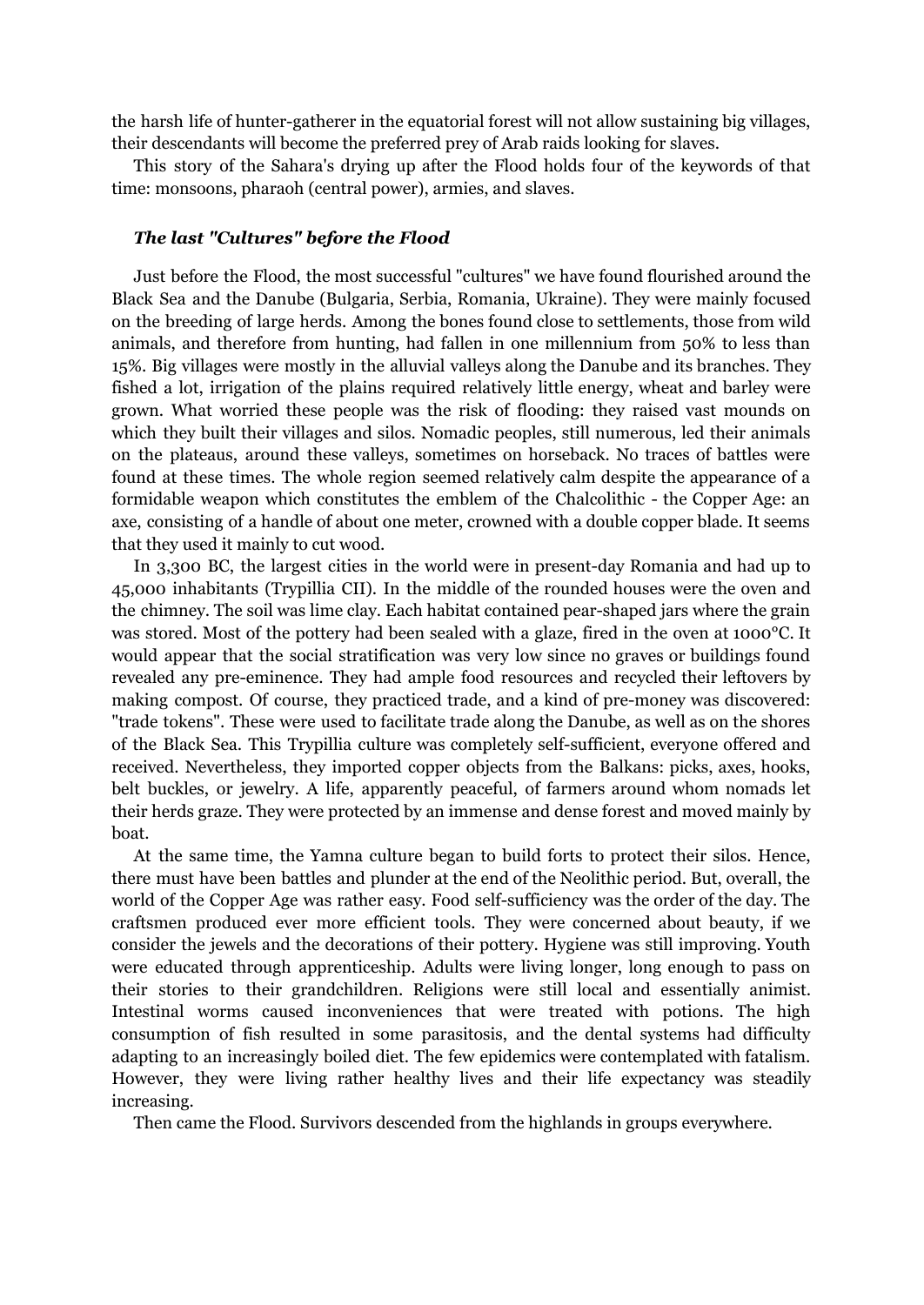the harsh life of hunter-gatherer in the equatorial forest will not allow sustaining big villages, their descendants will become the preferred prey of Arab raids looking for slaves.

This story of the Sahara's drying up after the Flood holds four of the keywords of that time: monsoons, pharaoh (central power), armies, and slaves.

### *The last "Cultures" before the Flood*

Just before the Flood, the most successful "cultures" we have found flourished around the Black Sea and the Danube (Bulgaria, Serbia, Romania, Ukraine). They were mainly focused on the breeding of large herds. Among the bones found close to settlements, those from wild animals, and therefore from hunting, had fallen in one millennium from 50% to less than 15%. Big villages were mostly in the alluvial valleys along the Danube and its branches. They fished a lot, irrigation of the plains required relatively little energy, wheat and barley were grown. What worried these people was the risk of flooding: they raised vast mounds on which they built their villages and silos. Nomadic peoples, still numerous, led their animals on the plateaus, around these valleys, sometimes on horseback. No traces of battles were found at these times. The whole region seemed relatively calm despite the appearance of a formidable weapon which constitutes the emblem of the Chalcolithic - the Copper Age: an axe, consisting of a handle of about one meter, crowned with a double copper blade. It seems that they used it mainly to cut wood.

In 3,300 BC, the largest cities in the world were in present-day Romania and had up to 45,000 inhabitants (Trypillia CII). In the middle of the rounded houses were the oven and the chimney. The soil was lime clay. Each habitat contained pear-shaped jars where the grain was stored. Most of the pottery had been sealed with a glaze, fired in the oven at 1000°C. It would appear that the social stratification was very low since no graves or buildings found revealed any pre-eminence. They had ample food resources and recycled their leftovers by making compost. Of course, they practiced trade, and a kind of pre-money was discovered: "trade tokens". These were used to facilitate trade along the Danube, as well as on the shores of the Black Sea. This Trypillia culture was completely self-sufficient, everyone offered and received. Nevertheless, they imported copper objects from the Balkans: picks, axes, hooks, belt buckles, or jewelry. A life, apparently peaceful, of farmers around whom nomads let their herds graze. They were protected by an immense and dense forest and moved mainly by boat.

At the same time, the Yamna culture began to build forts to protect their silos. Hence, there must have been battles and plunder at the end of the Neolithic period. But, overall, the world of the Copper Age was rather easy. Food self-sufficiency was the order of the day. The craftsmen produced ever more efficient tools. They were concerned about beauty, if we consider the jewels and the decorations of their pottery. Hygiene was still improving. Youth were educated through apprenticeship. Adults were living longer, long enough to pass on their stories to their grandchildren. Religions were still local and essentially animist. Intestinal worms caused inconveniences that were treated with potions. The high consumption of fish resulted in some parasitosis, and the dental systems had difficulty adapting to an increasingly boiled diet. The few epidemics were contemplated with fatalism. However, they were living rather healthy lives and their life expectancy was steadily increasing.

Then came the Flood. Survivors descended from the highlands in groups everywhere.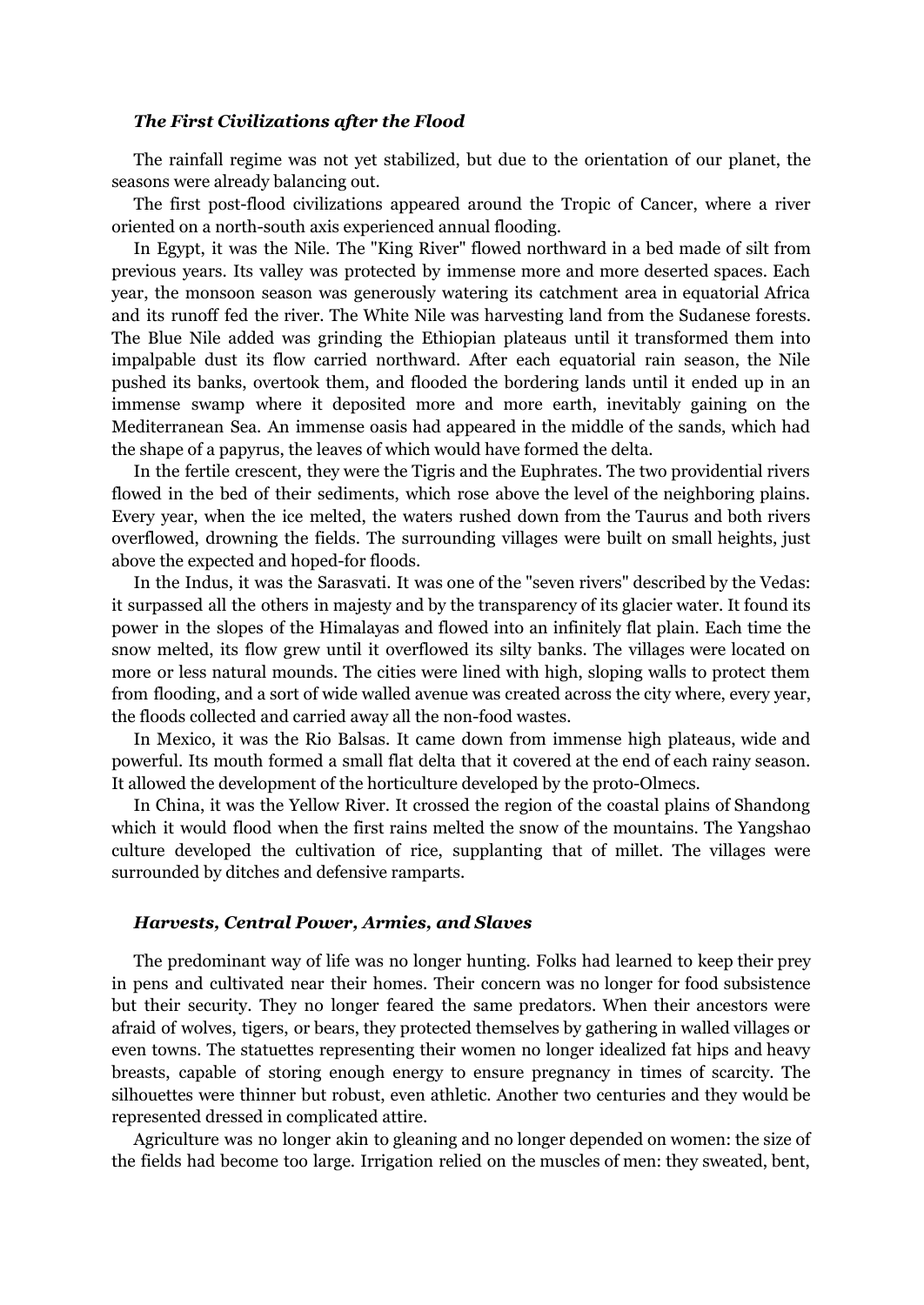### *The First Civilizations after the Flood*

The rainfall regime was not yet stabilized, but due to the orientation of our planet, the seasons were already balancing out.

The first post-flood civilizations appeared around the Tropic of Cancer, where a river oriented on a north-south axis experienced annual flooding.

In Egypt, it was the Nile. The "King River" flowed northward in a bed made of silt from previous years. Its valley was protected by immense more and more deserted spaces. Each year, the monsoon season was generously watering its catchment area in equatorial Africa and its runoff fed the river. The White Nile was harvesting land from the Sudanese forests. The Blue Nile added was grinding the Ethiopian plateaus until it transformed them into impalpable dust its flow carried northward. After each equatorial rain season, the Nile pushed its banks, overtook them, and flooded the bordering lands until it ended up in an immense swamp where it deposited more and more earth, inevitably gaining on the Mediterranean Sea. An immense oasis had appeared in the middle of the sands, which had the shape of a papyrus, the leaves of which would have formed the delta.

In the fertile crescent, they were the Tigris and the Euphrates. The two providential rivers flowed in the bed of their sediments, which rose above the level of the neighboring plains. Every year, when the ice melted, the waters rushed down from the Taurus and both rivers overflowed, drowning the fields. The surrounding villages were built on small heights, just above the expected and hoped-for floods.

In the Indus, it was the Sarasvati. It was one of the "seven rivers" described by the Vedas: it surpassed all the others in majesty and by the transparency of its glacier water. It found its power in the slopes of the Himalayas and flowed into an infinitely flat plain. Each time the snow melted, its flow grew until it overflowed its silty banks. The villages were located on more or less natural mounds. The cities were lined with high, sloping walls to protect them from flooding, and a sort of wide walled avenue was created across the city where, every year, the floods collected and carried away all the non-food wastes.

In Mexico, it was the Rio Balsas. It came down from immense high plateaus, wide and powerful. Its mouth formed a small flat delta that it covered at the end of each rainy season. It allowed the development of the horticulture developed by the proto-Olmecs.

In China, it was the Yellow River. It crossed the region of the coastal plains of Shandong which it would flood when the first rains melted the snow of the mountains. The Yangshao culture developed the cultivation of rice, supplanting that of millet. The villages were surrounded by ditches and defensive ramparts.

### *Harvests, Central Power, Armies, and Slaves*

The predominant way of life was no longer hunting. Folks had learned to keep their prey in pens and cultivated near their homes. Their concern was no longer for food subsistence but their security. They no longer feared the same predators. When their ancestors were afraid of wolves, tigers, or bears, they protected themselves by gathering in walled villages or even towns. The statuettes representing their women no longer idealized fat hips and heavy breasts, capable of storing enough energy to ensure pregnancy in times of scarcity. The silhouettes were thinner but robust, even athletic. Another two centuries and they would be represented dressed in complicated attire.

Agriculture was no longer akin to gleaning and no longer depended on women: the size of the fields had become too large. Irrigation relied on the muscles of men: they sweated, bent,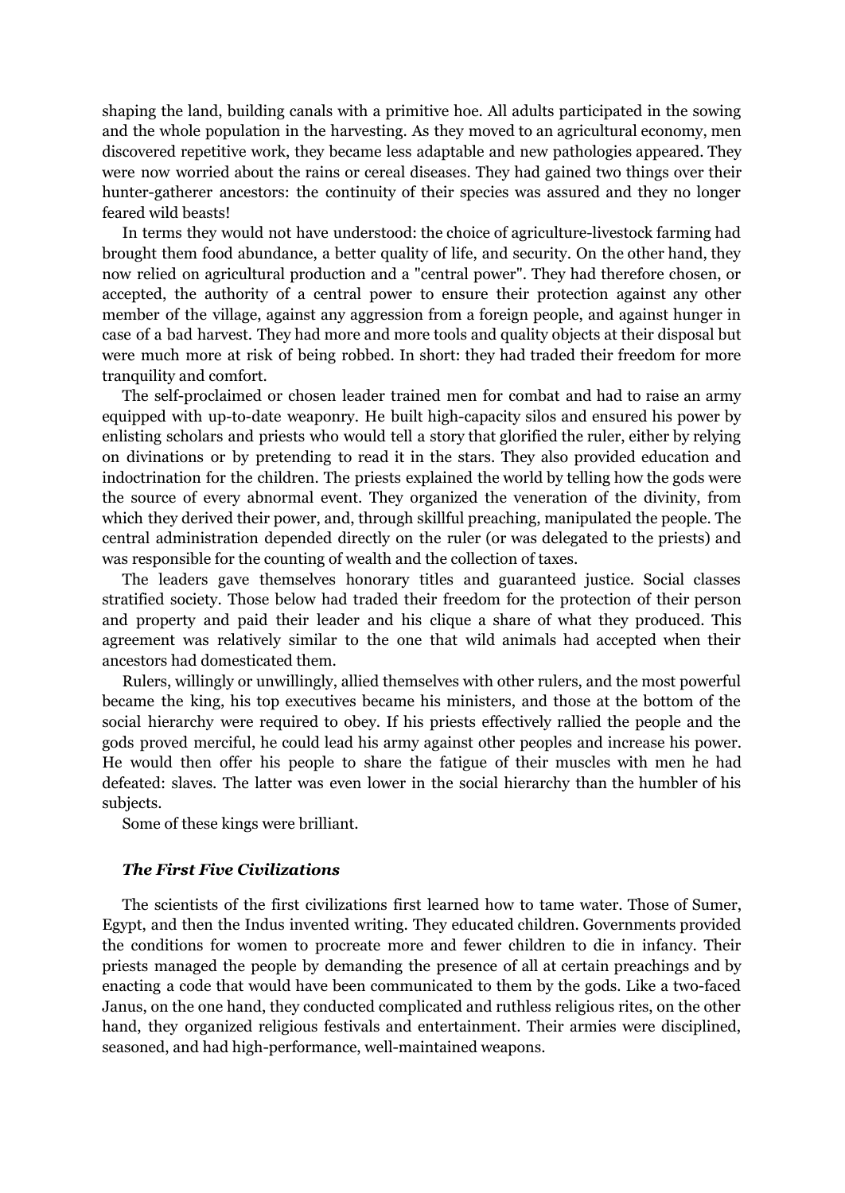shaping the land, building canals with a primitive hoe. All adults participated in the sowing and the whole population in the harvesting. As they moved to an agricultural economy, men discovered repetitive work, they became less adaptable and new pathologies appeared. They were now worried about the rains or cereal diseases. They had gained two things over their hunter-gatherer ancestors: the continuity of their species was assured and they no longer feared wild beasts!

In terms they would not have understood: the choice of agriculture-livestock farming had brought them food abundance, a better quality of life, and security. On the other hand, they now relied on agricultural production and a "central power". They had therefore chosen, or accepted, the authority of a central power to ensure their protection against any other member of the village, against any aggression from a foreign people, and against hunger in case of a bad harvest. They had more and more tools and quality objects at their disposal but were much more at risk of being robbed. In short: they had traded their freedom for more tranquility and comfort.

The self-proclaimed or chosen leader trained men for combat and had to raise an army equipped with up-to-date weaponry. He built high-capacity silos and ensured his power by enlisting scholars and priests who would tell a story that glorified the ruler, either by relying on divinations or by pretending to read it in the stars. They also provided education and indoctrination for the children. The priests explained the world by telling how the gods were the source of every abnormal event. They organized the veneration of the divinity, from which they derived their power, and, through skillful preaching, manipulated the people. The central administration depended directly on the ruler (or was delegated to the priests) and was responsible for the counting of wealth and the collection of taxes.

The leaders gave themselves honorary titles and guaranteed justice. Social classes stratified society. Those below had traded their freedom for the protection of their person and property and paid their leader and his clique a share of what they produced. This agreement was relatively similar to the one that wild animals had accepted when their ancestors had domesticated them.

Rulers, willingly or unwillingly, allied themselves with other rulers, and the most powerful became the king, his top executives became his ministers, and those at the bottom of the social hierarchy were required to obey. If his priests effectively rallied the people and the gods proved merciful, he could lead his army against other peoples and increase his power. He would then offer his people to share the fatigue of their muscles with men he had defeated: slaves. The latter was even lower in the social hierarchy than the humbler of his subjects.

Some of these kings were brilliant.

### *The First Five Civilizations*

The scientists of the first civilizations first learned how to tame water. Those of Sumer, Egypt, and then the Indus invented writing. They educated children. Governments provided the conditions for women to procreate more and fewer children to die in infancy. Their priests managed the people by demanding the presence of all at certain preachings and by enacting a code that would have been communicated to them by the gods. Like a two-faced Janus, on the one hand, they conducted complicated and ruthless religious rites, on the other hand, they organized religious festivals and entertainment. Their armies were disciplined, seasoned, and had high-performance, well-maintained weapons.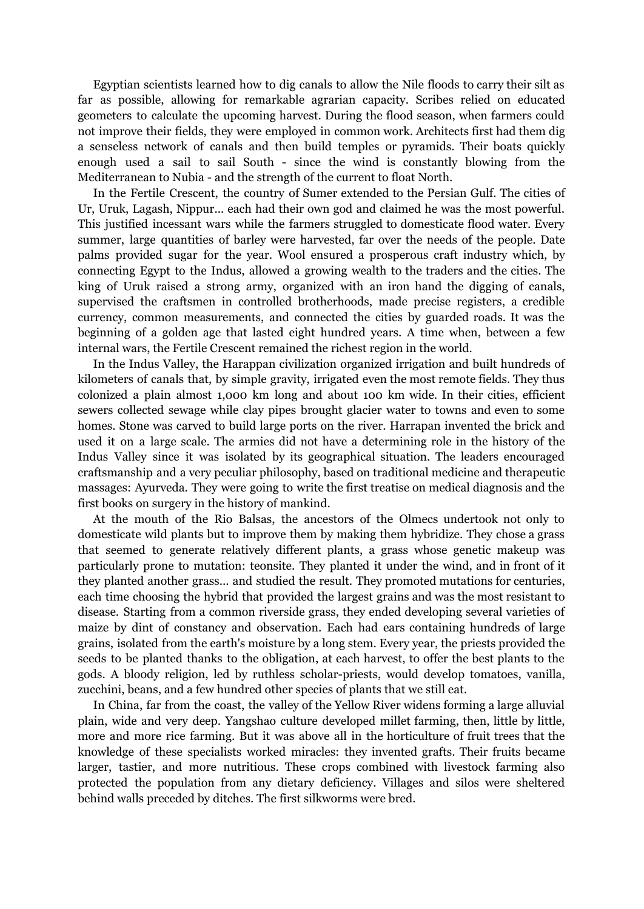Egyptian scientists learned how to dig canals to allow the Nile floods to carry their silt as far as possible, allowing for remarkable agrarian capacity. Scribes relied on educated geometers to calculate the upcoming harvest. During the flood season, when farmers could not improve their fields, they were employed in common work. Architects first had them dig a senseless network of canals and then build temples or pyramids. Their boats quickly enough used a sail to sail South - since the wind is constantly blowing from the Mediterranean to Nubia - and the strength of the current to float North.

In the Fertile Crescent, the country of Sumer extended to the Persian Gulf. The cities of Ur, Uruk, Lagash, Nippur... each had their own god and claimed he was the most powerful. This justified incessant wars while the farmers struggled to domesticate flood water. Every summer, large quantities of barley were harvested, far over the needs of the people. Date palms provided sugar for the year. Wool ensured a prosperous craft industry which, by connecting Egypt to the Indus, allowed a growing wealth to the traders and the cities. The king of Uruk raised a strong army, organized with an iron hand the digging of canals, supervised the craftsmen in controlled brotherhoods, made precise registers, a credible currency, common measurements, and connected the cities by guarded roads. It was the beginning of a golden age that lasted eight hundred years. A time when, between a few internal wars, the Fertile Crescent remained the richest region in the world.

In the Indus Valley, the Harappan civilization organized irrigation and built hundreds of kilometers of canals that, by simple gravity, irrigated even the most remote fields. They thus colonized a plain almost 1,000 km long and about 100 km wide. In their cities, efficient sewers collected sewage while clay pipes brought glacier water to towns and even to some homes. Stone was carved to build large ports on the river. Harrapan invented the brick and used it on a large scale. The armies did not have a determining role in the history of the Indus Valley since it was isolated by its geographical situation. The leaders encouraged craftsmanship and a very peculiar philosophy, based on traditional medicine and therapeutic massages: Ayurveda. They were going to write the first treatise on medical diagnosis and the first books on surgery in the history of mankind.

At the mouth of the Rio Balsas, the ancestors of the Olmecs undertook not only to domesticate wild plants but to improve them by making them hybridize. They chose a grass that seemed to generate relatively different plants, a grass whose genetic makeup was particularly prone to mutation: teonsite. They planted it under the wind, and in front of it they planted another grass... and studied the result. They promoted mutations for centuries, each time choosing the hybrid that provided the largest grains and was the most resistant to disease. Starting from a common riverside grass, they ended developing several varieties of maize by dint of constancy and observation. Each had ears containing hundreds of large grains, isolated from the earth's moisture by a long stem. Every year, the priests provided the seeds to be planted thanks to the obligation, at each harvest, to offer the best plants to the gods. A bloody religion, led by ruthless scholar-priests, would develop tomatoes, vanilla, zucchini, beans, and a few hundred other species of plants that we still eat.

In China, far from the coast, the valley of the Yellow River widens forming a large alluvial plain, wide and very deep. Yangshao culture developed millet farming, then, little by little, more and more rice farming. But it was above all in the horticulture of fruit trees that the knowledge of these specialists worked miracles: they invented grafts. Their fruits became larger, tastier, and more nutritious. These crops combined with livestock farming also protected the population from any dietary deficiency. Villages and silos were sheltered behind walls preceded by ditches. The first silkworms were bred.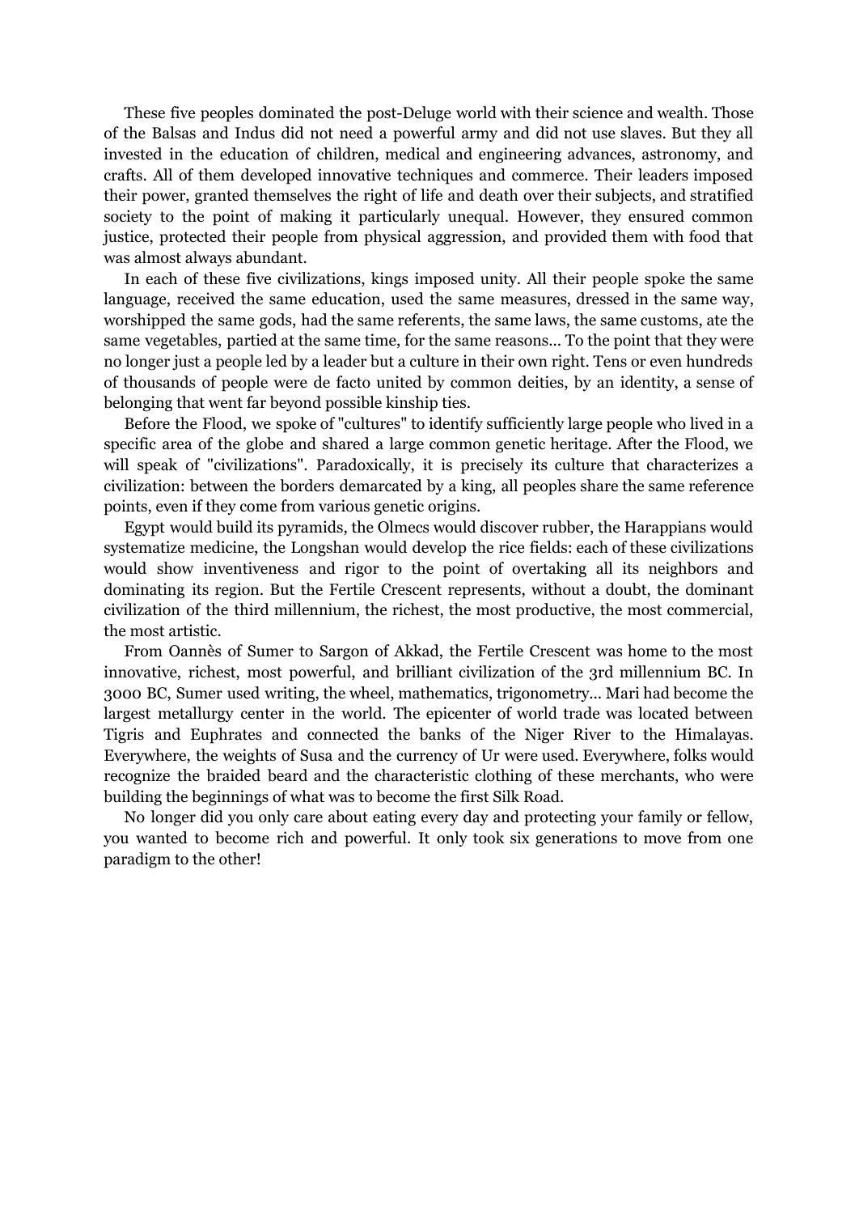These five peoples dominated the post-Deluge world with their science and wealth. Those of the Balsas and Indus did not need a powerful army and did not use slaves. But they all invested in the education of children, medical and engineering advances, astronomy, and crafts. All of them developed innovative techniques and commerce. Their leaders imposed their power, granted themselves the right of life and death over their subjects, and stratified society to the point of making it particularly unequal. However, they ensured common justice, protected their people from physical aggression, and provided them with food that was almost always abundant.

In each of these five civilizations, kings imposed unity. All their people spoke the same language, received the same education, used the same measures, dressed in the same way, worshipped the same gods, had the same referents, the same laws, the same customs, ate the same vegetables, partied at the same time, for the same reasons... To the point that they were no longer just a people led by a leader but a culture in their own right. Tens or even hundreds of thousands of people were de facto united by common deities, by an identity, a sense of belonging that went far beyond possible kinship ties.

Before the Flood, we spoke of "cultures" to identify sufficiently large people who lived in a specific area of the globe and shared a large common genetic heritage. After the Flood, we will speak of "civilizations". Paradoxically, it is precisely its culture that characterizes a civilization: between the borders demarcated by a king, all peoples share the same reference points, even if they come from various genetic origins.

Egypt would build its pyramids, the Olmecs would discover rubber, the Harappians would systematize medicine, the Longshan would develop the rice fields: each of these civilizations would show inventiveness and rigor to the point of overtaking all its neighbors and dominating its region. But the Fertile Crescent represents, without a doubt, the dominant civilization of the third millennium, the richest, the most productive, the most commercial, the most artistic.

From Oannès of Sumer to Sargon of Akkad, the Fertile Crescent was home to the most innovative, richest, most powerful, and brilliant civilization of the 3rd millennium BC. In 3000 BC, Sumer used writing, the wheel, mathematics, trigonometry... Mari had become the largest metallurgy center in the world. The epicenter of world trade was located between Tigris and Euphrates and connected the banks of the Niger River to the Himalayas. Everywhere, the weights of Susa and the currency of Ur were used. Everywhere, folks would recognize the braided beard and the characteristic clothing of these merchants, who were building the beginnings of what was to become the first Silk Road.

No longer did you only care about eating every day and protecting your family or fellow, you wanted to become rich and powerful. It only took six generations to move from one paradigm to the other!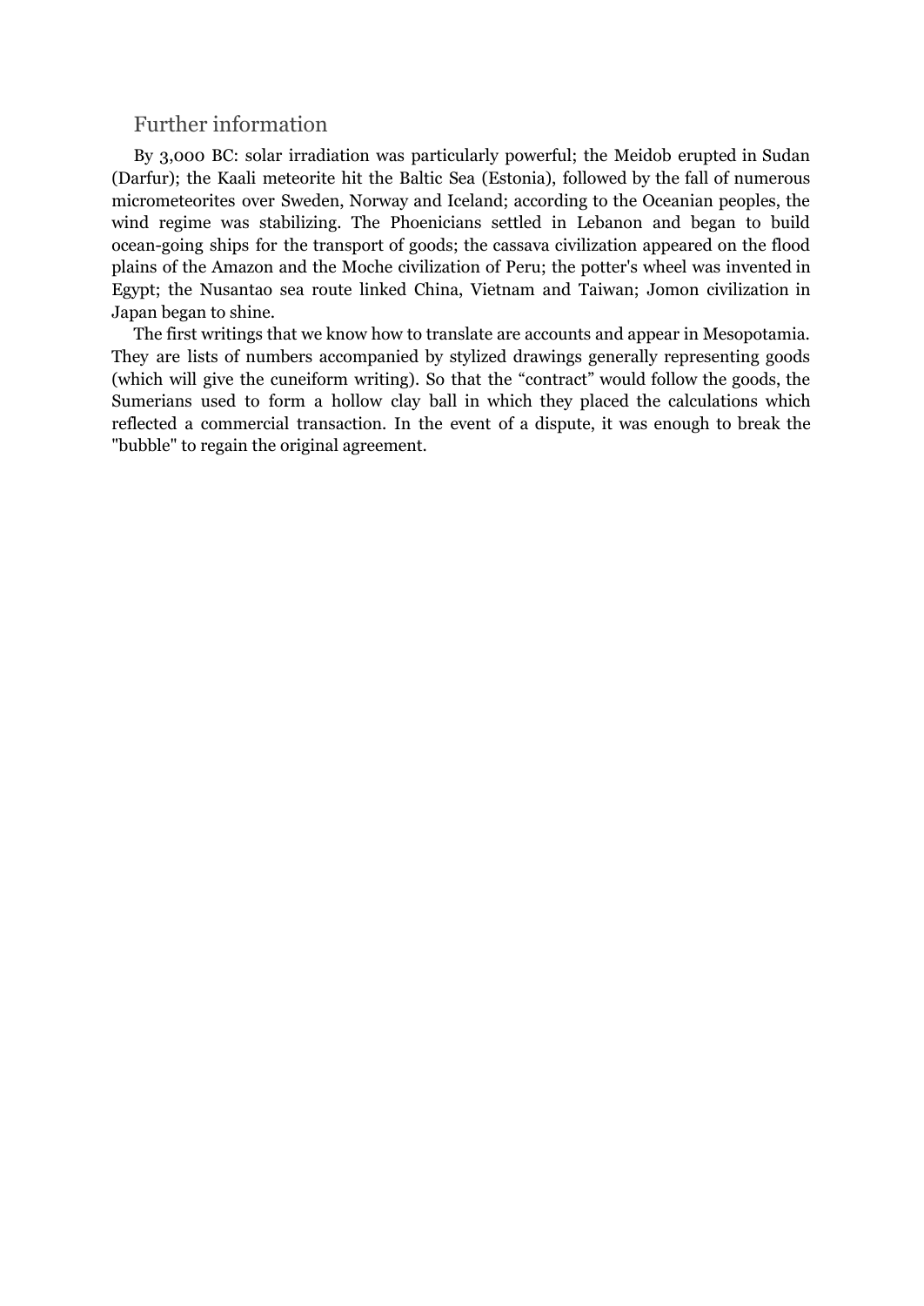## Further information

By 3,000 BC: solar irradiation was particularly powerful; the Meidob erupted in Sudan (Darfur); the Kaali meteorite hit the Baltic Sea (Estonia), followed by the fall of numerous micrometeorites over Sweden, Norway and Iceland; according to the Oceanian peoples, the wind regime was stabilizing. The Phoenicians settled in Lebanon and began to build ocean-going ships for the transport of goods; the cassava civilization appeared on the flood plains of the Amazon and the Moche civilization of Peru; the potter's wheel was invented in Egypt; the Nusantao sea route linked China, Vietnam and Taiwan; Jomon civilization in Japan began to shine.

The first writings that we know how to translate are accounts and appear in Mesopotamia. They are lists of numbers accompanied by stylized drawings generally representing goods (which will give the cuneiform writing). So that the “contract” would follow the goods, the Sumerians used to form a hollow clay ball in which they placed the calculations which reflected a commercial transaction. In the event of a dispute, it was enough to break the "bubble" to regain the original agreement.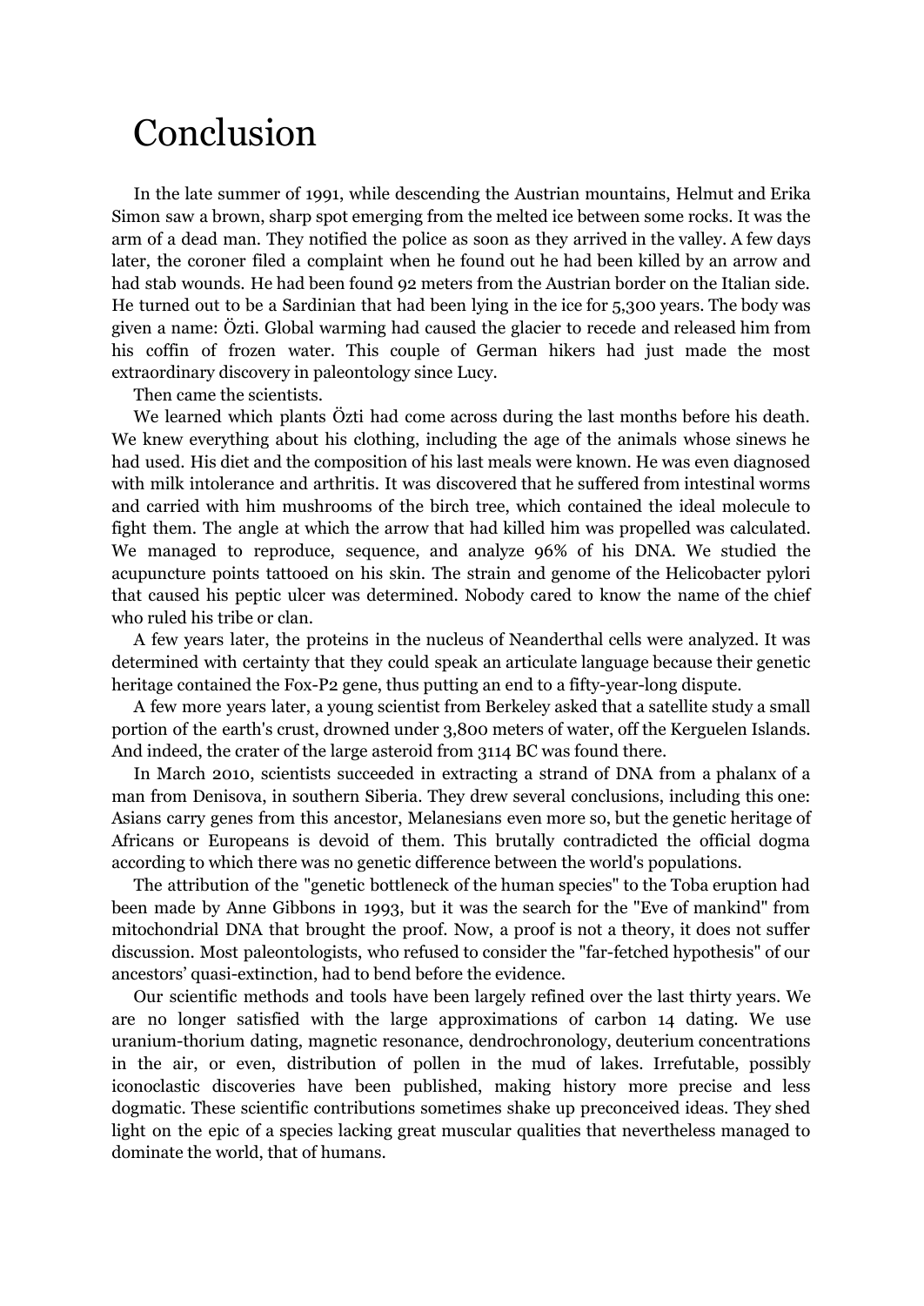# Conclusion

In the late summer of 1991, while descending the Austrian mountains, Helmut and Erika Simon saw a brown, sharp spot emerging from the melted ice between some rocks. It was the arm of a dead man. They notified the police as soon as they arrived in the valley. A few days later, the coroner filed a complaint when he found out he had been killed by an arrow and had stab wounds. He had been found 92 meters from the Austrian border on the Italian side. He turned out to be a Sardinian that had been lying in the ice for 5,300 years. The body was given a name: Özti. Global warming had caused the glacier to recede and released him from his coffin of frozen water. This couple of German hikers had just made the most extraordinary discovery in paleontology since Lucy.

Then came the scientists.

We learned which plants Özti had come across during the last months before his death. We knew everything about his clothing, including the age of the animals whose sinews he had used. His diet and the composition of his last meals were known. He was even diagnosed with milk intolerance and arthritis. It was discovered that he suffered from intestinal worms and carried with him mushrooms of the birch tree, which contained the ideal molecule to fight them. The angle at which the arrow that had killed him was propelled was calculated. We managed to reproduce, sequence, and analyze 96% of his DNA. We studied the acupuncture points tattooed on his skin. The strain and genome of the Helicobacter pylori that caused his peptic ulcer was determined. Nobody cared to know the name of the chief who ruled his tribe or clan.

A few years later, the proteins in the nucleus of Neanderthal cells were analyzed. It was determined with certainty that they could speak an articulate language because their genetic heritage contained the Fox-P2 gene, thus putting an end to a fifty-year-long dispute.

A few more years later, a young scientist from Berkeley asked that a satellite study a small portion of the earth's crust, drowned under 3,800 meters of water, off the Kerguelen Islands. And indeed, the crater of the large asteroid from 3114 BC was found there.

In March 2010, scientists succeeded in extracting a strand of DNA from a phalanx of a man from Denisova, in southern Siberia. They drew several conclusions, including this one: Asians carry genes from this ancestor, Melanesians even more so, but the genetic heritage of Africans or Europeans is devoid of them. This brutally contradicted the official dogma according to which there was no genetic difference between the world's populations.

The attribution of the "genetic bottleneck of the human species" to the Toba eruption had been made by Anne Gibbons in 1993, but it was the search for the "Eve of mankind" from mitochondrial DNA that brought the proof. Now, a proof is not a theory, it does not suffer discussion. Most paleontologists, who refused to consider the "far-fetched hypothesis" of our ancestors' quasi-extinction, had to bend before the evidence.

Our scientific methods and tools have been largely refined over the last thirty years. We are no longer satisfied with the large approximations of carbon 14 dating. We use uranium-thorium dating, magnetic resonance, dendrochronology, deuterium concentrations in the air, or even, distribution of pollen in the mud of lakes. Irrefutable, possibly iconoclastic discoveries have been published, making history more precise and less dogmatic. These scientific contributions sometimes shake up preconceived ideas. They shed light on the epic of a species lacking great muscular qualities that nevertheless managed to dominate the world, that of humans.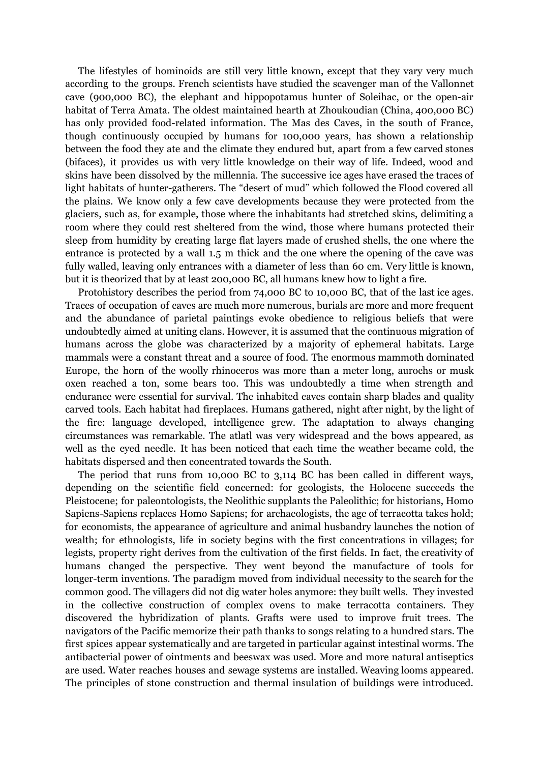The lifestyles of hominoids are still very little known, except that they vary very much according to the groups. French scientists have studied the scavenger man of the Vallonnet cave (900,000 BC), the elephant and hippopotamus hunter of Soleihac, or the open-air habitat of Terra Amata. The oldest maintained hearth at Zhoukoudian (China, 400,000 BC) has only provided food-related information. The Mas des Caves, in the south of France, though continuously occupied by humans for 100,000 years, has shown a relationship between the food they ate and the climate they endured but, apart from a few carved stones (bifaces), it provides us with very little knowledge on their way of life. Indeed, wood and skins have been dissolved by the millennia. The successive ice ages have erased the traces of light habitats of hunter-gatherers. The "desert of mud" which followed the Flood covered all the plains. We know only a few cave developments because they were protected from the glaciers, such as, for example, those where the inhabitants had stretched skins, delimiting a room where they could rest sheltered from the wind, those where humans protected their sleep from humidity by creating large flat layers made of crushed shells, the one where the entrance is protected by a wall 1.5 m thick and the one where the opening of the cave was fully walled, leaving only entrances with a diameter of less than 60 cm. Very little is known, but it is theorized that by at least 200,000 BC, all humans knew how to light a fire.

Protohistory describes the period from 74,000 BC to 10,000 BC, that of the last ice ages. Traces of occupation of caves are much more numerous, burials are more and more frequent and the abundance of parietal paintings evoke obedience to religious beliefs that were undoubtedly aimed at uniting clans. However, it is assumed that the continuous migration of humans across the globe was characterized by a majority of ephemeral habitats. Large mammals were a constant threat and a source of food. The enormous mammoth dominated Europe, the horn of the woolly rhinoceros was more than a meter long, aurochs or musk oxen reached a ton, some bears too. This was undoubtedly a time when strength and endurance were essential for survival. The inhabited caves contain sharp blades and quality carved tools. Each habitat had fireplaces. Humans gathered, night after night, by the light of the fire: language developed, intelligence grew. The adaptation to always changing circumstances was remarkable. The atlatl was very widespread and the bows appeared, as well as the eyed needle. It has been noticed that each time the weather became cold, the habitats dispersed and then concentrated towards the South.

The period that runs from 10,000 BC to 3,114 BC has been called in different ways, depending on the scientific field concerned: for geologists, the Holocene succeeds the Pleistocene; for paleontologists, the Neolithic supplants the Paleolithic; for historians, Homo Sapiens-Sapiens replaces Homo Sapiens; for archaeologists, the age of terracotta takes hold; for economists, the appearance of agriculture and animal husbandry launches the notion of wealth; for ethnologists, life in society begins with the first concentrations in villages; for legists, property right derives from the cultivation of the first fields. In fact, the creativity of humans changed the perspective. They went beyond the manufacture of tools for longer-term inventions. The paradigm moved from individual necessity to the search for the common good. The villagers did not dig water holes anymore: they built wells. They invested in the collective construction of complex ovens to make terracotta containers. They discovered the hybridization of plants. Grafts were used to improve fruit trees. The navigators of the Pacific memorize their path thanks to songs relating to a hundred stars. The first spices appear systematically and are targeted in particular against intestinal worms. The antibacterial power of ointments and beeswax was used. More and more natural antiseptics are used. Water reaches houses and sewage systems are installed. Weaving looms appeared. The principles of stone construction and thermal insulation of buildings were introduced.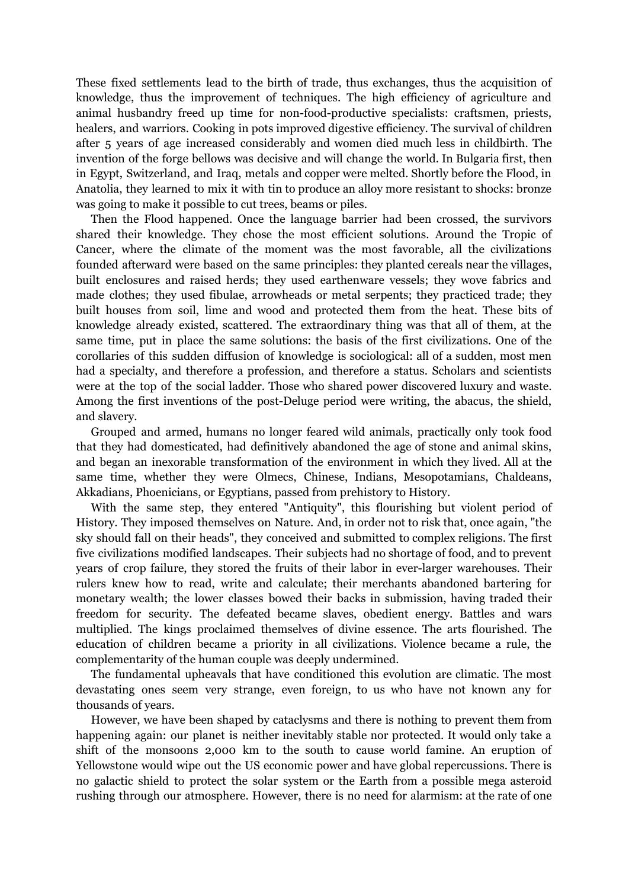These fixed settlements lead to the birth of trade, thus exchanges, thus the acquisition of knowledge, thus the improvement of techniques. The high efficiency of agriculture and animal husbandry freed up time for non-food-productive specialists: craftsmen, priests, healers, and warriors. Cooking in pots improved digestive efficiency. The survival of children after 5 years of age increased considerably and women died much less in childbirth. The invention of the forge bellows was decisive and will change the world. In Bulgaria first, then in Egypt, Switzerland, and Iraq, metals and copper were melted. Shortly before the Flood, in Anatolia, they learned to mix it with tin to produce an alloy more resistant to shocks: bronze was going to make it possible to cut trees, beams or piles.

Then the Flood happened. Once the language barrier had been crossed, the survivors shared their knowledge. They chose the most efficient solutions. Around the Tropic of Cancer, where the climate of the moment was the most favorable, all the civilizations founded afterward were based on the same principles: they planted cereals near the villages, built enclosures and raised herds; they used earthenware vessels; they wove fabrics and made clothes; they used fibulae, arrowheads or metal serpents; they practiced trade; they built houses from soil, lime and wood and protected them from the heat. These bits of knowledge already existed, scattered. The extraordinary thing was that all of them, at the same time, put in place the same solutions: the basis of the first civilizations. One of the corollaries of this sudden diffusion of knowledge is sociological: all of a sudden, most men had a specialty, and therefore a profession, and therefore a status. Scholars and scientists were at the top of the social ladder. Those who shared power discovered luxury and waste. Among the first inventions of the post-Deluge period were writing, the abacus, the shield, and slavery.

Grouped and armed, humans no longer feared wild animals, practically only took food that they had domesticated, had definitively abandoned the age of stone and animal skins, and began an inexorable transformation of the environment in which they lived. All at the same time, whether they were Olmecs, Chinese, Indians, Mesopotamians, Chaldeans, Akkadians, Phoenicians, or Egyptians, passed from prehistory to History.

With the same step, they entered "Antiquity", this flourishing but violent period of History. They imposed themselves on Nature. And, in order not to risk that, once again, "the sky should fall on their heads", they conceived and submitted to complex religions. The first five civilizations modified landscapes. Their subjects had no shortage of food, and to prevent years of crop failure, they stored the fruits of their labor in ever-larger warehouses. Their rulers knew how to read, write and calculate; their merchants abandoned bartering for monetary wealth; the lower classes bowed their backs in submission, having traded their freedom for security. The defeated became slaves, obedient energy. Battles and wars multiplied. The kings proclaimed themselves of divine essence. The arts flourished. The education of children became a priority in all civilizations. Violence became a rule, the complementarity of the human couple was deeply undermined.

The fundamental upheavals that have conditioned this evolution are climatic. The most devastating ones seem very strange, even foreign, to us who have not known any for thousands of years.

However, we have been shaped by cataclysms and there is nothing to prevent them from happening again: our planet is neither inevitably stable nor protected. It would only take a shift of the monsoons 2,000 km to the south to cause world famine. An eruption of Yellowstone would wipe out the US economic power and have global repercussions. There is no galactic shield to protect the solar system or the Earth from a possible mega asteroid rushing through our atmosphere. However, there is no need for alarmism: at the rate of one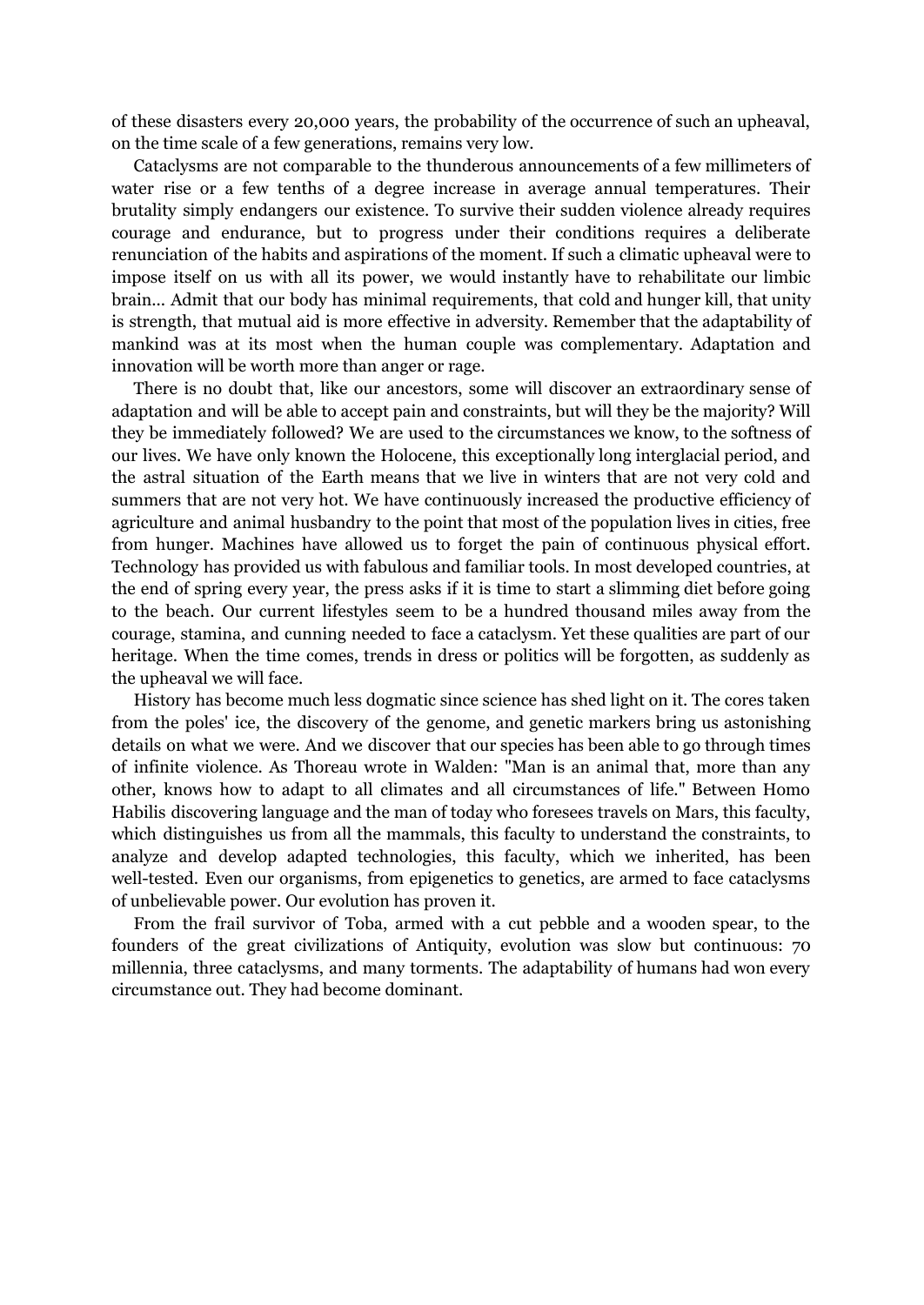of these disasters every 20,000 years, the probability of the occurrence of such an upheaval, on the time scale of a few generations, remains very low.

Cataclysms are not comparable to the thunderous announcements of a few millimeters of water rise or a few tenths of a degree increase in average annual temperatures. Their brutality simply endangers our existence. To survive their sudden violence already requires courage and endurance, but to progress under their conditions requires a deliberate renunciation of the habits and aspirations of the moment. If such a climatic upheaval were to impose itself on us with all its power, we would instantly have to rehabilitate our limbic brain... Admit that our body has minimal requirements, that cold and hunger kill, that unity is strength, that mutual aid is more effective in adversity. Remember that the adaptability of mankind was at its most when the human couple was complementary. Adaptation and innovation will be worth more than anger or rage.

There is no doubt that, like our ancestors, some will discover an extraordinary sense of adaptation and will be able to accept pain and constraints, but will they be the majority? Will they be immediately followed? We are used to the circumstances we know, to the softness of our lives. We have only known the Holocene, this exceptionally long interglacial period, and the astral situation of the Earth means that we live in winters that are not very cold and summers that are not very hot. We have continuously increased the productive efficiency of agriculture and animal husbandry to the point that most of the population lives in cities, free from hunger. Machines have allowed us to forget the pain of continuous physical effort. Technology has provided us with fabulous and familiar tools. In most developed countries, at the end of spring every year, the press asks if it is time to start a slimming diet before going to the beach. Our current lifestyles seem to be a hundred thousand miles away from the courage, stamina, and cunning needed to face a cataclysm. Yet these qualities are part of our heritage. When the time comes, trends in dress or politics will be forgotten, as suddenly as the upheaval we will face.

History has become much less dogmatic since science has shed light on it. The cores taken from the poles' ice, the discovery of the genome, and genetic markers bring us astonishing details on what we were. And we discover that our species has been able to go through times of infinite violence. As Thoreau wrote in Walden: "Man is an animal that, more than any other, knows how to adapt to all climates and all circumstances of life." Between Homo Habilis discovering language and the man of today who foresees travels on Mars, this faculty, which distinguishes us from all the mammals, this faculty to understand the constraints, to analyze and develop adapted technologies, this faculty, which we inherited, has been well-tested. Even our organisms, from epigenetics to genetics, are armed to face cataclysms of unbelievable power. Our evolution has proven it.

From the frail survivor of Toba, armed with a cut pebble and a wooden spear, to the founders of the great civilizations of Antiquity, evolution was slow but continuous: 70 millennia, three cataclysms, and many torments. The adaptability of humans had won every circumstance out. They had become dominant.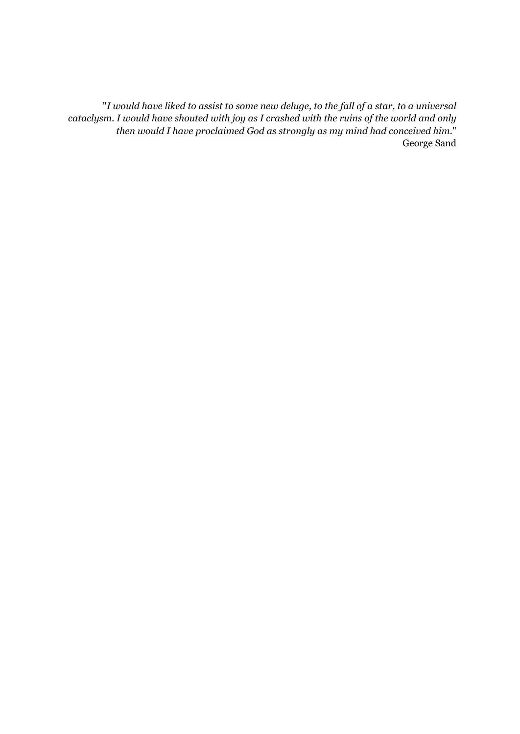"*I would have liked to assist to some new deluge, to the fall of a star, to a universal cataclysm. I would have shouted with joy as I crashed with the ruins of the world and only then would I have proclaimed God as strongly as my mind had conceived him.*"
George Sand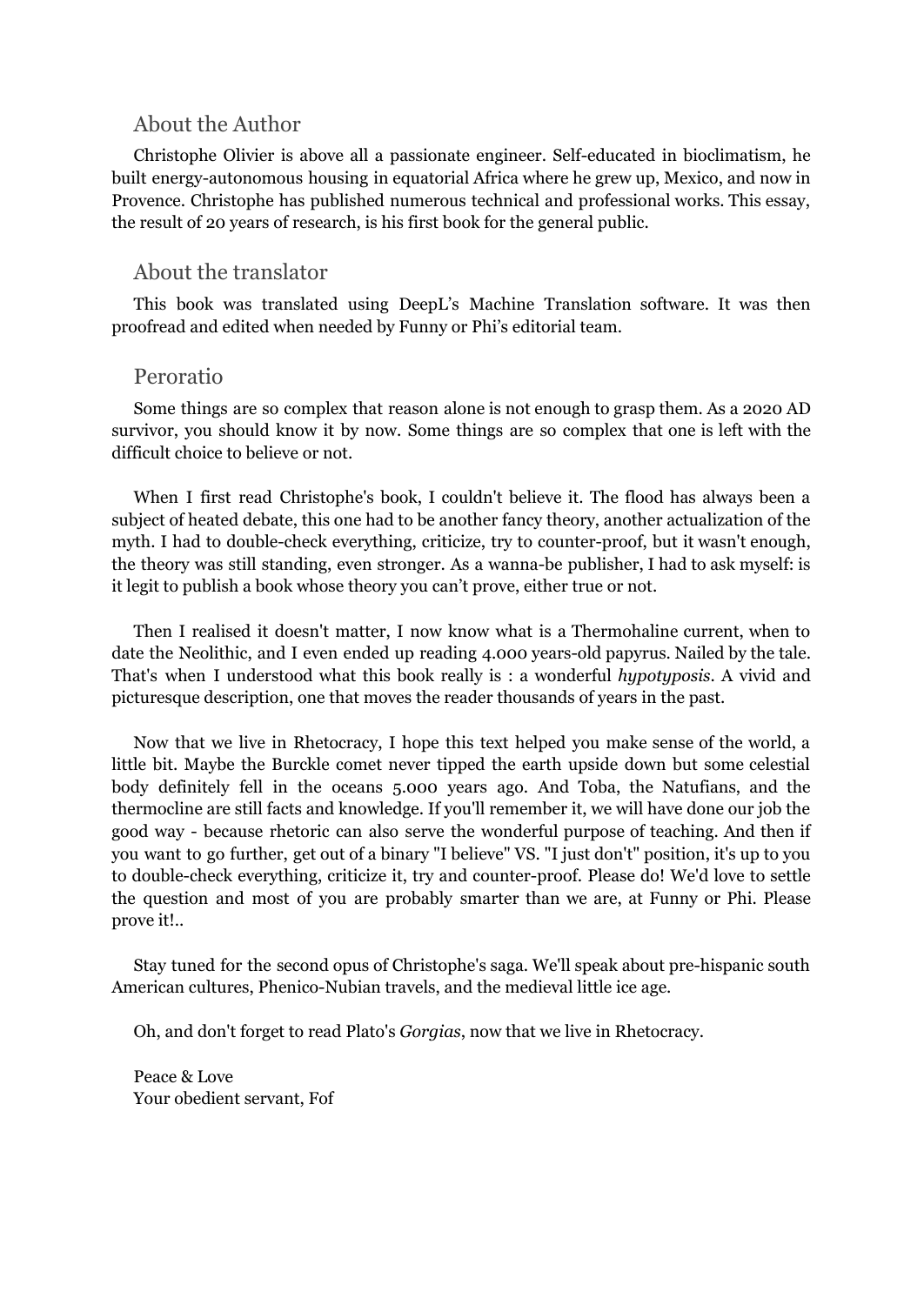## About the Author

Christophe Olivier is above all a passionate engineer. Self-educated in bioclimatism, he built energy-autonomous housing in equatorial Africa where he grew up, Mexico, and now in Provence. Christophe has published numerous technical and professional works. This essay, the result of 20 years of research, is his first book for the general public.

## About the translator

This book was translated using DeepL's Machine Translation software. It was then proofread and edited when needed by Funny or Phi's editorial team.

## Peroratio

Some things are so complex that reason alone is not enough to grasp them. As a 2020 AD survivor, you should know it by now. Some things are so complex that one is left with the difficult choice to believe or not.

When I first read Christophe's book, I couldn't believe it. The flood has always been a subject of heated debate, this one had to be another fancy theory, another actualization of the myth. I had to double-check everything, criticize, try to counter-proof, but it wasn't enough, the theory was still standing, even stronger. As a wanna-be publisher, I had to ask myself: is it legit to publish a book whose theory you can't prove, either true or not.

Then I realised it doesn't matter, I now know what is a Thermohaline current, when to date the Neolithic, and I even ended up reading 4.000 years-old papyrus. Nailed by the tale. That's when I understood what this book really is : a wonderful *hypotyposis*. A vivid and picturesque description, one that moves the reader thousands of years in the past.

Now that we live in Rhetocracy, I hope this text helped you make sense of the world, a little bit. Maybe the Burckle comet never tipped the earth upside down but some celestial body definitely fell in the oceans 5.000 years ago. And Toba, the Natufians, and the thermocline are still facts and knowledge. If you'll remember it, we will have done our job the good way - because rhetoric can also serve the wonderful purpose of teaching. And then if you want to go further, get out of a binary "I believe" VS. "I just don't" position, it's up to you to double-check everything, criticize it, try and counter-proof. Please do! We'd love to settle the question and most of you are probably smarter than we are, at Funny or Phi. Please prove it!..

Stay tuned for the second opus of Christophe's saga. We'll speak about pre-hispanic south American cultures, Phenico-Nubian travels, and the medieval little ice age.

Oh, and don't forget to read Plato's *Gorgias*, now that we live in Rhetocracy.

Peace & Love
Your obedient servant, Fof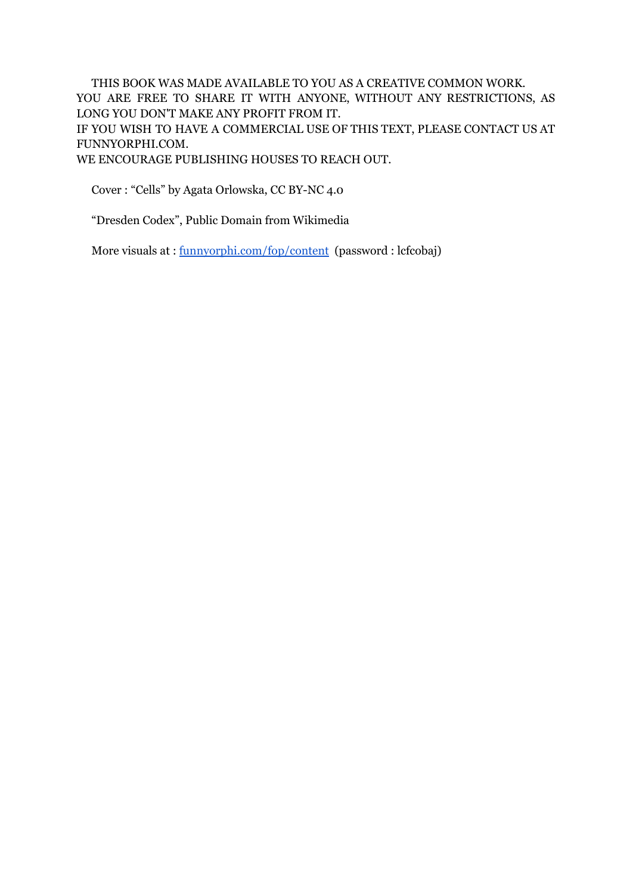THIS BOOK WAS MADE AVAILABLE TO YOU AS A CREATIVE COMMON WORK.
YOU ARE FREE TO SHARE IT WITH ANYONE, WITHOUT ANY RESTRICTIONS, AS LONG YOU DON'T MAKE ANY PROFIT FROM IT.
IF YOU WISH TO HAVE A COMMERCIAL USE OF THIS TEXT, PLEASE CONTACT US AT FUNNYORPHI.COM.
WE ENCOURAGE PUBLISHING HOUSES TO REACH OUT.

Cover : “Cells” by Agata Orlowska, CC BY-NC 4.0

“Dresden Codex”, Public Domain from Wikimedia

More visuals at : [funnyorphi.com/fop/content](funnyorphi.com/fop/content) (password : lcfcobaj)